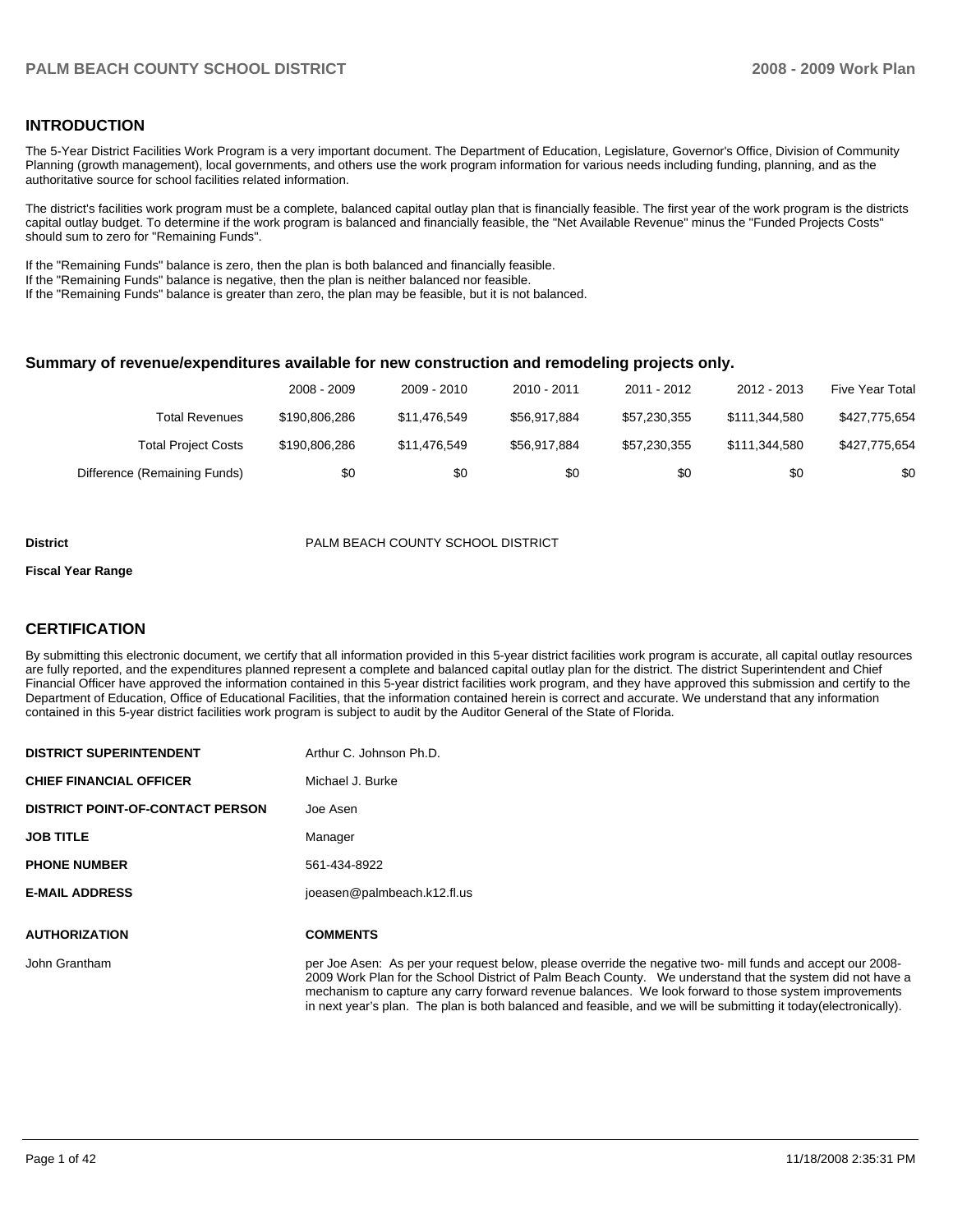## INTRODUCTION

The 5-Year District Facilities Work Program is a very important document. The Department of Education, Legislature, Governor's Office, Division of Community Planning (growth management), local governments, and others use the work program information for various needs including funding, planning, and as the authoritative source for school facilities related information.

The district's facilities work program must be a complete, balanced capital outlay plan that is financially feasible. The first year of the work program is the districts capital outlay budget. To determine if the work program is balanced and financially feasible, the "Net Available Revenue" minus the "Funded Projects Costs" should sum to zero for "Remaining Funds".

If the "Remaining Funds" balance is zero, then the plan is both balanced and financially feasible.
If the "Remaining Funds" balance is negative, then the plan is neither balanced nor feasible.
If the "Remaining Funds" balance is greater than zero, the plan may be feasible, but it is not balanced.

### Summary of revenue/expenditures available for new construction and remodeling projects only.

| | 2008 - 2009 | 2009 - 2010 | 2010 - 2011 | 2011 - 2012 | 2012 - 2013 | Five Year Total |
|---|---|---|---|---|---|---|
| Total Revenues | $190,806,286 | $11,476,549 | $56,917,884 | $57,230,355 | $111,344,580 | $427,775,654 |
| Total Project Costs | $190,806,286 | $11,476,549 | $56,917,884 | $57,230,355 | $111,344,580 | $427,775,654 |
| Difference (Remaining Funds) | $0 | $0 | $0 | $0 | $0 | $0 |

**District** PALM BEACH COUNTY SCHOOL DISTRICT

**Fiscal Year Range**

## CERTIFICATION

By submitting this electronic document, we certify that all information provided in this 5-year district facilities work program is accurate, all capital outlay resources are fully reported, and the expenditures planned represent a complete and balanced capital outlay plan for the district. The district Superintendent and Chief Financial Officer have approved the information contained in this 5-year district facilities work program, and they have approved this submission and certify to the Department of Education, Office of Educational Facilities, that the information contained herein is correct and accurate. We understand that any information contained in this 5-year district facilities work program is subject to audit by the Auditor General of the State of Florida.

| | |
|---|---|
| **DISTRICT SUPERINTENDENT** | Arthur C. Johnson Ph.D. |
| **CHIEF FINANCIAL OFFICER** | Michael J. Burke |
| **DISTRICT POINT-OF-CONTACT PERSON** | Joe Asen |
| **JOB TITLE** | Manager |
| **PHONE NUMBER** | 561-434-8922 |
| **E-MAIL ADDRESS** | joeasen@palmbeach.k12.fl.us |

| **AUTHORIZATION** | **COMMENTS** |
|---|---|
| John Grantham | per Joe Asen: As per your request below, please override the negative two- mill funds and accept our 2008-2009 Work Plan for the School District of Palm Beach County. We understand that the system did not have a mechanism to capture any carry forward revenue balances. We look forward to those system improvements in next year's plan. The plan is both balanced and feasible, and we will be submitting it today(electronically). |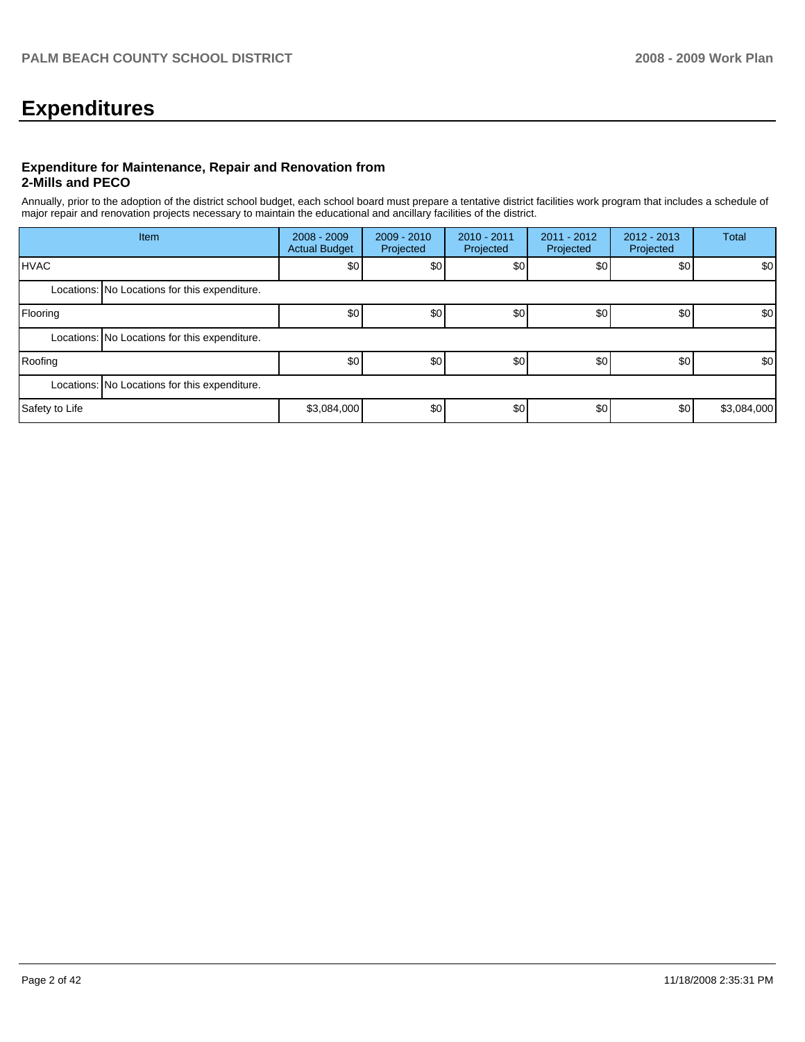# Expenditures

### Expenditure for Maintenance, Repair and Renovation from 2-Mills and PECO

Annually, prior to the adoption of the district school budget, each school board must prepare a tentative district facilities work program that includes a schedule of major repair and renovation projects necessary to maintain the educational and ancillary facilities of the district.

| Item | | 2008 - 2009 Actual Budget | 2009 - 2010 Projected | 2010 - 2011 Projected | 2011 - 2012 Projected | 2012 - 2013 Projected | Total |
|---|---|---|---|---|---|---|---|
| HVAC | | $0 | $0 | $0 | $0 | $0 | $0 |
| Locations: | No Locations for this expenditure. | | | | | | |
| Flooring | | $0 | $0 | $0 | $0 | $0 | $0 |
| Locations: | No Locations for this expenditure. | | | | | | |
| Roofing | | $0 | $0 | $0 | $0 | $0 | $0 |
| Locations: | No Locations for this expenditure. | | | | | | |
| Safety to Life | | $3,084,000 | $0 | $0 | $0 | $0 | $3,084,000 |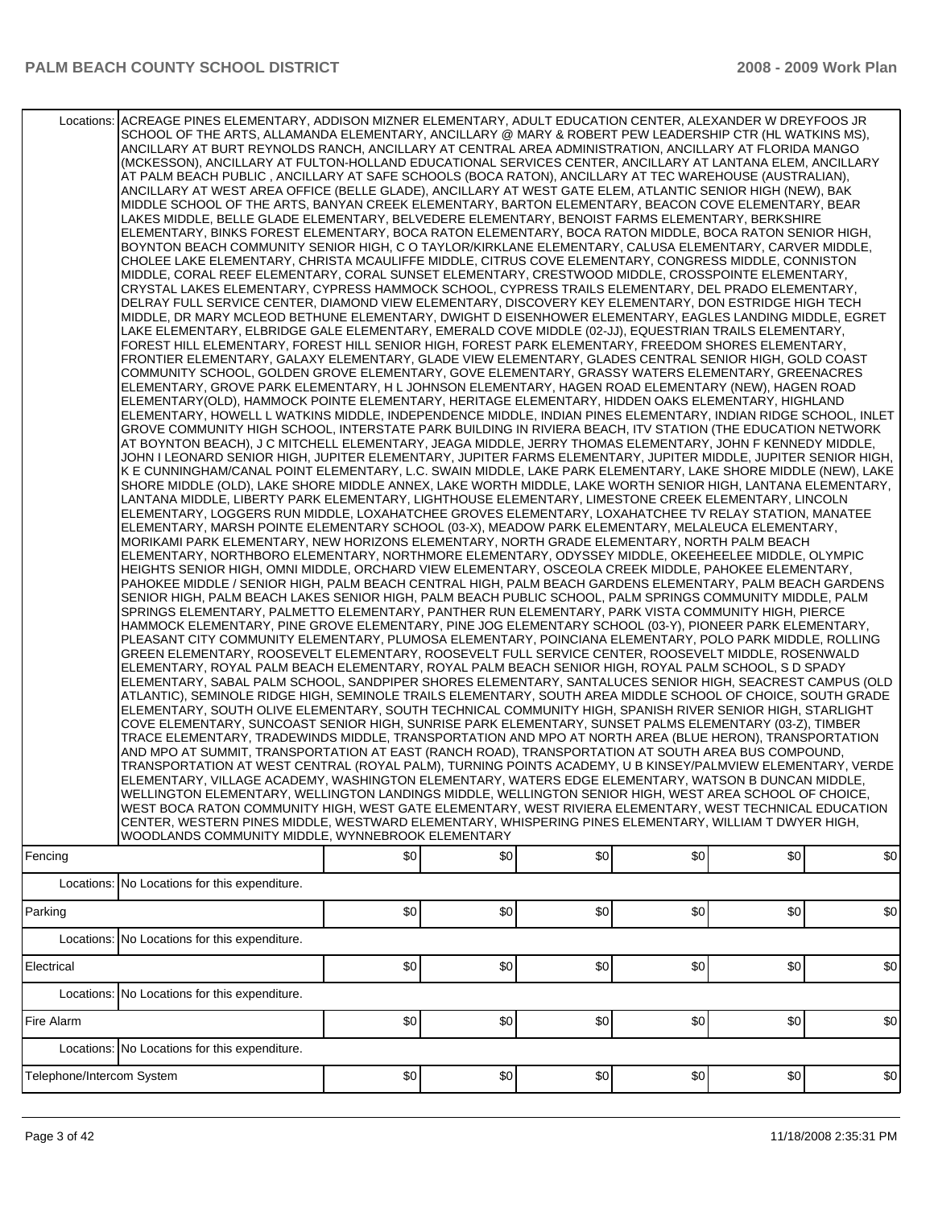| | | | | | | |
|---|---|---|---|---|---|---|
| Locations: | ACREAGE PINES ELEMENTARY, ADDISON MIZNER ELEMENTARY, ADULT EDUCATION CENTER, ALEXANDER W DREYFOOS JR SCHOOL OF THE ARTS, ALLAMANDA ELEMENTARY, ANCILLARY @ MARY & ROBERT PEW LEADERSHIP CTR (HL WATKINS MS), ANCILLARY AT BURT REYNOLDS RANCH, ANCILLARY AT CENTRAL AREA ADMINISTRATION, ANCILLARY AT FLORIDA MANGO (MCKESSON), ANCILLARY AT FULTON-HOLLAND EDUCATIONAL SERVICES CENTER, ANCILLARY AT LANTANA ELEM, ANCILLARY AT PALM BEACH PUBLIC , ANCILLARY AT SAFE SCHOOLS (BOCA RATON), ANCILLARY AT TEC WAREHOUSE (AUSTRALIAN), ANCILLARY AT WEST AREA OFFICE (BELLE GLADE), ANCILLARY AT WEST GATE ELEM, ATLANTIC SENIOR HIGH (NEW), BAK MIDDLE SCHOOL OF THE ARTS, BANYAN CREEK ELEMENTARY, BARTON ELEMENTARY, BEACON COVE ELEMENTARY, BEAR LAKES MIDDLE, BELLE GLADE ELEMENTARY, BELVEDERE ELEMENTARY, BENOIST FARMS ELEMENTARY, BERKSHIRE ELEMENTARY, BINKS FOREST ELEMENTARY, BOCA RATON ELEMENTARY, BOCA RATON MIDDLE, BOCA RATON SENIOR HIGH, BOYNTON BEACH COMMUNITY SENIOR HIGH, C O TAYLOR/KIRKLANE ELEMENTARY, CALUSA ELEMENTARY, CARVER MIDDLE, CHOLEE LAKE ELEMENTARY, CHRISTA MCAULIFFE MIDDLE, CITRUS COVE ELEMENTARY, CONGRESS MIDDLE, CONNISTON MIDDLE, CORAL REEF ELEMENTARY, CORAL SUNSET ELEMENTARY, CRESTWOOD MIDDLE, CROSSPOINTE ELEMENTARY, CRYSTAL LAKES ELEMENTARY, CYPRESS HAMMOCK SCHOOL, CYPRESS TRAILS ELEMENTARY, DEL PRADO ELEMENTARY, DELRAY FULL SERVICE CENTER, DIAMOND VIEW ELEMENTARY, DISCOVERY KEY ELEMENTARY, DON ESTRIDGE HIGH TECH MIDDLE, DR MARY MCLEOD BETHUNE ELEMENTARY, DWIGHT D EISENHOWER ELEMENTARY, EAGLES LANDING MIDDLE, EGRET LAKE ELEMENTARY, ELBRIDGE GALE ELEMENTARY, EMERALD COVE MIDDLE (02-JJ), EQUESTRIAN TRAILS ELEMENTARY, FOREST HILL ELEMENTARY, FOREST HILL SENIOR HIGH, FOREST PARK ELEMENTARY, FREEDOM SHORES ELEMENTARY, FRONTIER ELEMENTARY, GALAXY ELEMENTARY, GLADE VIEW ELEMENTARY, GLADES CENTRAL SENIOR HIGH, GOLD COAST COMMUNITY SCHOOL, GOLDEN GROVE ELEMENTARY, GOVE ELEMENTARY, GRASSY WATERS ELEMENTARY, GREENACRES ELEMENTARY, GROVE PARK ELEMENTARY, H L JOHNSON ELEMENTARY, HAGEN ROAD ELEMENTARY (NEW), HAGEN ROAD ELEMENTARY(OLD), HAMMOCK POINTE ELEMENTARY, HERITAGE ELEMENTARY, HIDDEN OAKS ELEMENTARY, HIGHLAND ELEMENTARY, HOWELL L WATKINS MIDDLE, INDEPENDENCE MIDDLE, INDIAN PINES ELEMENTARY, INDIAN RIDGE SCHOOL, INLET GROVE COMMUNITY HIGH SCHOOL, INTERSTATE PARK BUILDING IN RIVIERA BEACH, ITV STATION (THE EDUCATION NETWORK AT BOYNTON BEACH), J C MITCHELL ELEMENTARY, JEAGA MIDDLE, JERRY THOMAS ELEMENTARY, JOHN F KENNEDY MIDDLE, JOHN I LEONARD SENIOR HIGH, JUPITER ELEMENTARY, JUPITER FARMS ELEMENTARY, JUPITER MIDDLE, JUPITER SENIOR HIGH, K E CUNNINGHAM/CANAL POINT ELEMENTARY, L.C. SWAIN MIDDLE, LAKE PARK ELEMENTARY, LAKE SHORE MIDDLE (NEW), LAKE SHORE MIDDLE (OLD), LAKE SHORE MIDDLE ANNEX, LAKE WORTH MIDDLE, LAKE WORTH SENIOR HIGH, LANTANA ELEMENTARY, LANTANA MIDDLE, LIBERTY PARK ELEMENTARY, LIGHTHOUSE ELEMENTARY, LIMESTONE CREEK ELEMENTARY, LINCOLN ELEMENTARY, LOGGERS RUN MIDDLE, LOXAHATCHEE GROVES ELEMENTARY, LOXAHATCHEE TV RELAY STATION, MANATEE ELEMENTARY, MARSH POINTE ELEMENTARY SCHOOL (03-X), MEADOW PARK ELEMENTARY, MELALEUCA ELEMENTARY, MORIKAMI PARK ELEMENTARY, NEW HORIZONS ELEMENTARY, NORTH GRADE ELEMENTARY, NORTH PALM BEACH ELEMENTARY, NORTHBORO ELEMENTARY, NORTHMORE ELEMENTARY, ODYSSEY MIDDLE, OKEEHEELEE MIDDLE, OLYMPIC HEIGHTS SENIOR HIGH, OMNI MIDDLE, ORCHARD VIEW ELEMENTARY, OSCEOLA CREEK MIDDLE, PAHOKEE ELEMENTARY, PAHOKEE MIDDLE / SENIOR HIGH, PALM BEACH CENTRAL HIGH, PALM BEACH GARDENS ELEMENTARY, PALM BEACH GARDENS SENIOR HIGH, PALM BEACH LAKES SENIOR HIGH, PALM BEACH PUBLIC SCHOOL, PALM SPRINGS COMMUNITY MIDDLE, PALM SPRINGS ELEMENTARY, PALMETTO ELEMENTARY, PANTHER RUN ELEMENTARY, PARK VISTA COMMUNITY HIGH, PIERCE HAMMOCK ELEMENTARY, PINE GROVE ELEMENTARY, PINE JOG ELEMENTARY SCHOOL (03-Y), PIONEER PARK ELEMENTARY, PLEASANT CITY COMMUNITY ELEMENTARY, PLUMOSA ELEMENTARY, POINCIANA ELEMENTARY, POLO PARK MIDDLE, ROLLING GREEN ELEMENTARY, ROOSEVELT ELEMENTARY, ROOSEVELT FULL SERVICE CENTER, ROOSEVELT MIDDLE, ROSENWALD ELEMENTARY, ROYAL PALM BEACH ELEMENTARY, ROYAL PALM BEACH SENIOR HIGH, ROYAL PALM SCHOOL, S D SPADY ELEMENTARY, SABAL PALM SCHOOL, SANDPIPER SHORES ELEMENTARY, SANTALUCES SENIOR HIGH, SEACREST CAMPUS (OLD ATLANTIC), SEMINOLE RIDGE HIGH, SEMINOLE TRAILS ELEMENTARY, SOUTH AREA MIDDLE SCHOOL OF CHOICE, SOUTH GRADE ELEMENTARY, SOUTH OLIVE ELEMENTARY, SOUTH TECHNICAL COMMUNITY HIGH, SPANISH RIVER SENIOR HIGH, STARLIGHT COVE ELEMENTARY, SUNCOAST SENIOR HIGH, SUNRISE PARK ELEMENTARY, SUNSET PALMS ELEMENTARY (03-Z), TIMBER TRACE ELEMENTARY, TRADEWINDS MIDDLE, TRANSPORTATION AND MPO AT NORTH AREA (BLUE HERON), TRANSPORTATION AND MPO AT SUMMIT, TRANSPORTATION AT EAST (RANCH ROAD), TRANSPORTATION AT SOUTH AREA BUS COMPOUND, TRANSPORTATION AT WEST CENTRAL (ROYAL PALM), TURNING POINTS ACADEMY, U B KINSEY/PALMVIEW ELEMENTARY, VERDE ELEMENTARY, VILLAGE ACADEMY, WASHINGTON ELEMENTARY, WATERS EDGE ELEMENTARY, WATSON B DUNCAN MIDDLE, WELLINGTON ELEMENTARY, WELLINGTON LANDINGS MIDDLE, WELLINGTON SENIOR HIGH, WEST AREA SCHOOL OF CHOICE, WEST BOCA RATON COMMUNITY HIGH, WEST GATE ELEMENTARY, WEST RIVIERA ELEMENTARY, WEST TECHNICAL EDUCATION CENTER, WESTERN PINES MIDDLE, WESTWARD ELEMENTARY, WHISPERING PINES ELEMENTARY, WILLIAM T DWYER HIGH, WOODLANDS COMMUNITY MIDDLE, WYNNEBROOK ELEMENTARY | | | | | |
| Fencing | | $0 | $0 | $0 | $0 | $0 | $0 |
| Locations: | No Locations for this expenditure. | | | | | |
| Parking | | $0 | $0 | $0 | $0 | $0 | $0 |
| Locations: | No Locations for this expenditure. | | | | | |
| Electrical | | $0 | $0 | $0 | $0 | $0 | $0 |
| Locations: | No Locations for this expenditure. | | | | | |
| Fire Alarm | | $0 | $0 | $0 | $0 | $0 | $0 |
| Locations: | No Locations for this expenditure. | | | | | |
| Telephone/Intercom System | | $0 | $0 | $0 | $0 | $0 | $0 |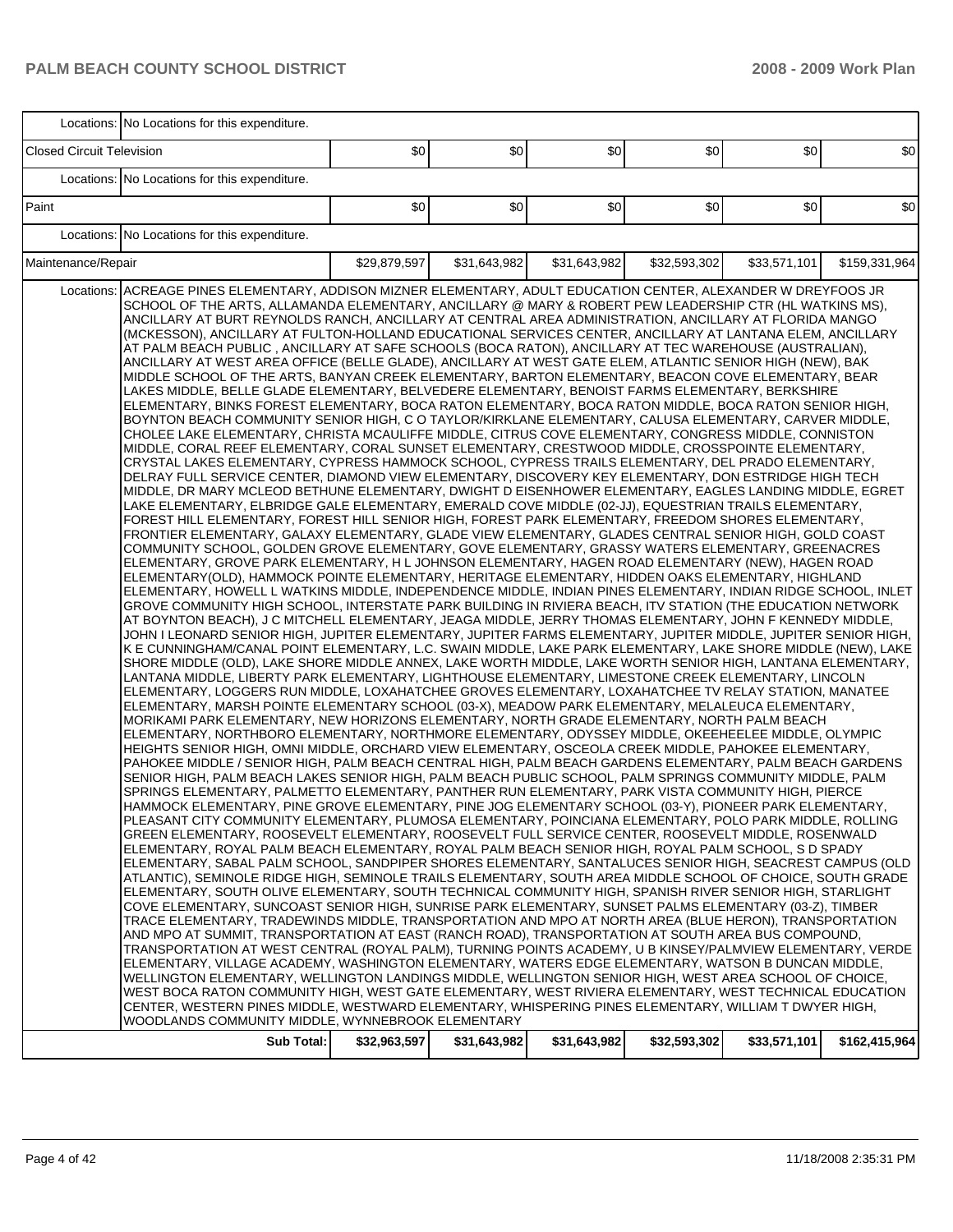| | | | | | | | |
|---|---|---|---|---|---|---|---|
| Locations: | No Locations for this expenditure. | | | | | | |
| Closed Circuit Television | | $0 | $0 | $0 | $0 | $0 | $0 |
| Locations: | No Locations for this expenditure. | | | | | | |
| Paint | | $0 | $0 | $0 | $0 | $0 | $0 |
| Locations: | No Locations for this expenditure. | | | | | | |
| Maintenance/Repair | | $29,879,597 | $31,643,982 | $31,643,982 | $32,593,302 | $33,571,101 | $159,331,964 |
| Locations: | ACREAGE PINES ELEMENTARY, ADDISON MIZNER ELEMENTARY, ADULT EDUCATION CENTER, ALEXANDER W DREYFOOS JR SCHOOL OF THE ARTS, ALLAMANDA ELEMENTARY, ANCILLARY @ MARY & ROBERT PEW LEADERSHIP CTR (HL WATKINS MS), ANCILLARY AT BURT REYNOLDS RANCH, ANCILLARY AT CENTRAL AREA ADMINISTRATION, ANCILLARY AT FLORIDA MANGO (MCKESSON), ANCILLARY AT FULTON-HOLLAND EDUCATIONAL SERVICES CENTER, ANCILLARY AT LANTANA ELEM, ANCILLARY AT PALM BEACH PUBLIC , ANCILLARY AT SAFE SCHOOLS (BOCA RATON), ANCILLARY AT TEC WAREHOUSE (AUSTRALIAN), ANCILLARY AT WEST AREA OFFICE (BELLE GLADE), ANCILLARY AT WEST GATE ELEM, ATLANTIC SENIOR HIGH (NEW), BAK MIDDLE SCHOOL OF THE ARTS, BANYAN CREEK ELEMENTARY, BARTON ELEMENTARY, BEACON COVE ELEMENTARY, BEAR LAKES MIDDLE, BELLE GLADE ELEMENTARY, BELVEDERE ELEMENTARY, BENOIST FARMS ELEMENTARY, BERKSHIRE ELEMENTARY, BINKS FOREST ELEMENTARY, BOCA RATON ELEMENTARY, BOCA RATON MIDDLE, BOCA RATON SENIOR HIGH, BOYNTON BEACH COMMUNITY SENIOR HIGH, C O TAYLOR/KIRKLANE ELEMENTARY, CALUSA ELEMENTARY, CARVER MIDDLE, CHOLEE LAKE ELEMENTARY, CHRISTA MCAULIFFE MIDDLE, CITRUS COVE ELEMENTARY, CONGRESS MIDDLE, CONNISTON MIDDLE, CORAL REEF ELEMENTARY, CORAL SUNSET ELEMENTARY, CRESTWOOD MIDDLE, CROSSPOINTE ELEMENTARY, CRYSTAL LAKES ELEMENTARY, CYPRESS HAMMOCK SCHOOL, CYPRESS TRAILS ELEMENTARY, DEL PRADO ELEMENTARY, DELRAY FULL SERVICE CENTER, DIAMOND VIEW ELEMENTARY, DISCOVERY KEY ELEMENTARY, DON ESTRIDGE HIGH TECH MIDDLE, DR MARY MCLEOD BETHUNE ELEMENTARY, DWIGHT D EISENHOWER ELEMENTARY, EAGLES LANDING MIDDLE, EGRET LAKE ELEMENTARY, ELBRIDGE GALE ELEMENTARY, EMERALD COVE MIDDLE (02-JJ), EQUESTRIAN TRAILS ELEMENTARY, FOREST HILL ELEMENTARY, FOREST HILL SENIOR HIGH, FOREST PARK ELEMENTARY, FREEDOM SHORES ELEMENTARY, FRONTIER ELEMENTARY, GALAXY ELEMENTARY, GLADE VIEW ELEMENTARY, GLADES CENTRAL SENIOR HIGH, GOLD COAST COMMUNITY SCHOOL, GOLDEN GROVE ELEMENTARY, GOVE ELEMENTARY, GRASSY WATERS ELEMENTARY, GREENACRES ELEMENTARY, GROVE PARK ELEMENTARY, H L JOHNSON ELEMENTARY, HAGEN ROAD ELEMENTARY (NEW), HAGEN ROAD ELEMENTARY(OLD), HAMMOCK POINTE ELEMENTARY, HERITAGE ELEMENTARY, HIDDEN OAKS ELEMENTARY, HIGHLAND ELEMENTARY, HOWELL L WATKINS MIDDLE, INDEPENDENCE MIDDLE, INDIAN PINES ELEMENTARY, INDIAN RIDGE SCHOOL, INLET GROVE COMMUNITY HIGH SCHOOL, INTERSTATE PARK BUILDING IN RIVIERA BEACH, ITV STATION (THE EDUCATION NETWORK AT BOYNTON BEACH), J C MITCHELL ELEMENTARY, JEAGA MIDDLE, JERRY THOMAS ELEMENTARY, JOHN F KENNEDY MIDDLE, JOHN I LEONARD SENIOR HIGH, JUPITER ELEMENTARY, JUPITER FARMS ELEMENTARY, JUPITER MIDDLE, JUPITER SENIOR HIGH, K E CUNNINGHAM/CANAL POINT ELEMENTARY, L.C. SWAIN MIDDLE, LAKE PARK ELEMENTARY, LAKE SHORE MIDDLE (NEW), LAKE SHORE MIDDLE (OLD), LAKE SHORE MIDDLE ANNEX, LAKE WORTH MIDDLE, LAKE WORTH SENIOR HIGH, LANTANA ELEMENTARY, LANTANA MIDDLE, LIBERTY PARK ELEMENTARY, LIGHTHOUSE ELEMENTARY, LIMESTONE CREEK ELEMENTARY, LINCOLN ELEMENTARY, LOGGERS RUN MIDDLE, LOXAHATCHEE GROVES ELEMENTARY, LOXAHATCHEE TV RELAY STATION, MANATEE ELEMENTARY, MARSH POINTE ELEMENTARY SCHOOL (03-X), MEADOW PARK ELEMENTARY, MELALEUCA ELEMENTARY, MORIKAMI PARK ELEMENTARY, NEW HORIZONS ELEMENTARY, NORTH GRADE ELEMENTARY, NORTH PALM BEACH ELEMENTARY, NORTHBORO ELEMENTARY, NORTHMORE ELEMENTARY, ODYSSEY MIDDLE, OKEEHEELEE MIDDLE, OLYMPIC HEIGHTS SENIOR HIGH, OMNI MIDDLE, ORCHARD VIEW ELEMENTARY, OSCEOLA CREEK MIDDLE, PAHOKEE ELEMENTARY, PAHOKEE MIDDLE / SENIOR HIGH, PALM BEACH CENTRAL HIGH, PALM BEACH GARDENS ELEMENTARY, PALM BEACH GARDENS SENIOR HIGH, PALM BEACH LAKES SENIOR HIGH, PALM BEACH PUBLIC SCHOOL, PALM SPRINGS COMMUNITY MIDDLE, PALM SPRINGS ELEMENTARY, PALMETTO ELEMENTARY, PANTHER RUN ELEMENTARY, PARK VISTA COMMUNITY HIGH, PIERCE HAMMOCK ELEMENTARY, PINE GROVE ELEMENTARY, PINE JOG ELEMENTARY SCHOOL (03-Y), PIONEER PARK ELEMENTARY, PLEASANT CITY COMMUNITY ELEMENTARY, PLUMOSA ELEMENTARY, POINCIANA ELEMENTARY, POLO PARK MIDDLE, ROLLING GREEN ELEMENTARY, ROOSEVELT ELEMENTARY, ROOSEVELT FULL SERVICE CENTER, ROOSEVELT MIDDLE, ROSENWALD ELEMENTARY, ROYAL PALM BEACH ELEMENTARY, ROYAL PALM BEACH SENIOR HIGH, ROYAL PALM SCHOOL, S D SPADY ELEMENTARY, SABAL PALM SCHOOL, SANDPIPER SHORES ELEMENTARY, SANTALUCES SENIOR HIGH, SEACREST CAMPUS (OLD ATLANTIC), SEMINOLE RIDGE HIGH, SEMINOLE TRAILS ELEMENTARY, SOUTH AREA MIDDLE SCHOOL OF CHOICE, SOUTH GRADE ELEMENTARY, SOUTH OLIVE ELEMENTARY, SOUTH TECHNICAL COMMUNITY HIGH, SPANISH RIVER SENIOR HIGH, STARLIGHT COVE ELEMENTARY, SUNCOAST SENIOR HIGH, SUNRISE PARK ELEMENTARY, SUNSET PALMS ELEMENTARY (03-Z), TIMBER TRACE ELEMENTARY, TRADEWINDS MIDDLE, TRANSPORTATION AND MPO AT NORTH AREA (BLUE HERON), TRANSPORTATION AND MPO AT SUMMIT, TRANSPORTATION AT EAST (RANCH ROAD), TRANSPORTATION AT SOUTH AREA BUS COMPOUND, TRANSPORTATION AT WEST CENTRAL (ROYAL PALM), TURNING POINTS ACADEMY, U B KINSEY/PALMVIEW ELEMENTARY, VERDE ELEMENTARY, VILLAGE ACADEMY, WASHINGTON ELEMENTARY, WATERS EDGE ELEMENTARY, WATSON B DUNCAN MIDDLE, WELLINGTON ELEMENTARY, WELLINGTON LANDINGS MIDDLE, WELLINGTON SENIOR HIGH, WEST AREA SCHOOL OF CHOICE, WEST BOCA RATON COMMUNITY HIGH, WEST GATE ELEMENTARY, WEST RIVIERA ELEMENTARY, WEST TECHNICAL EDUCATION CENTER, WESTERN PINES MIDDLE, WESTWARD ELEMENTARY, WHISPERING PINES ELEMENTARY, WILLIAM T DWYER HIGH, WOODLANDS COMMUNITY MIDDLE, WYNNEBROOK ELEMENTARY | | | | | | |
| | **Sub Total:** | **$32,963,597** | **$31,643,982** | **$31,643,982** | **$32,593,302** | **$33,571,101** | **$162,415,964** |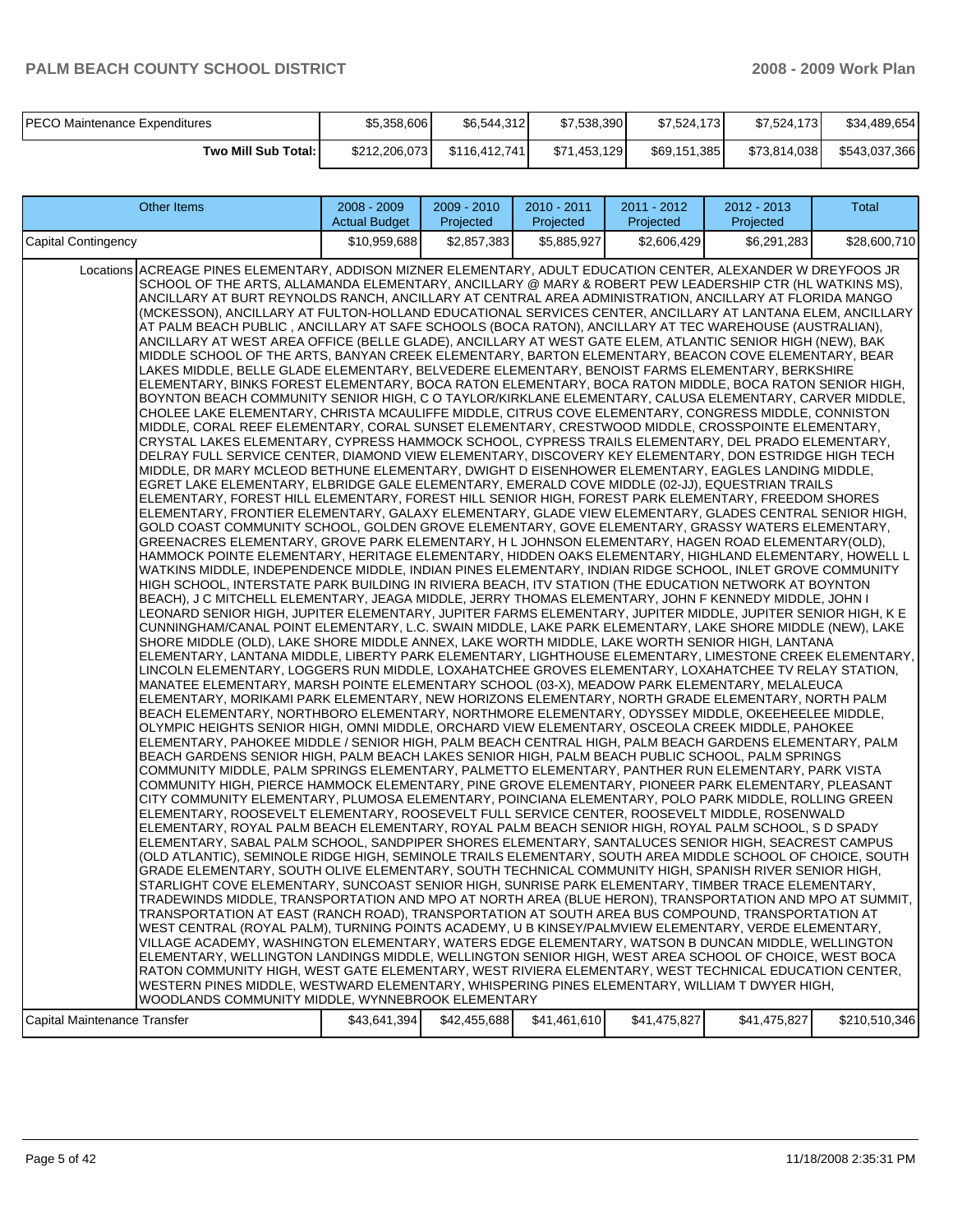| PECO Maintenance Expenditures | $5,358,606 | $6,544,312 | $7,538,390 | $7,524,173 | $7,524,173 | $34,489,654 |
|---|---|---|---|---|---|---|
| **Two Mill Sub Total:** | $212,206,073 | $116,412,741 | $71,453,129 | $69,151,385 | $73,814,038 | $543,037,366 |

| Other Items | 2008 - 2009 Actual Budget | 2009 - 2010 Projected | 2010 - 2011 Projected | 2011 - 2012 Projected | 2012 - 2013 Projected | Total |
|---|---|---|---|---|---|---|
| Capital Contingency | $10,959,688 | $2,857,383 | $5,885,927 | $2,606,429 | $6,291,283 | $28,600,710 |
| Locations: ACREAGE PINES ELEMENTARY, ADDISON MIZNER ELEMENTARY, ADULT EDUCATION CENTER, ALEXANDER W DREYFOOS JR SCHOOL OF THE ARTS, ALLAMANDA ELEMENTARY, ANCILLARY @ MARY & ROBERT PEW LEADERSHIP CTR (HL WATKINS MS), ANCILLARY AT BURT REYNOLDS RANCH, ANCILLARY AT CENTRAL AREA ADMINISTRATION, ANCILLARY AT FLORIDA MANGO (MCKESSON), ANCILLARY AT FULTON-HOLLAND EDUCATIONAL SERVICES CENTER, ANCILLARY AT LANTANA ELEM, ANCILLARY AT PALM BEACH PUBLIC , ANCILLARY AT SAFE SCHOOLS (BOCA RATON), ANCILLARY AT TEC WAREHOUSE (AUSTRALIAN), ANCILLARY AT WEST AREA OFFICE (BELLE GLADE), ANCILLARY AT WEST GATE ELEM, ATLANTIC SENIOR HIGH (NEW), BAK MIDDLE SCHOOL OF THE ARTS, BANYAN CREEK ELEMENTARY, BARTON ELEMENTARY, BEACON COVE ELEMENTARY, BEAR LAKES MIDDLE, BELLE GLADE ELEMENTARY, BELVEDERE ELEMENTARY, BENOIST FARMS ELEMENTARY, BERKSHIRE ELEMENTARY, BINKS FOREST ELEMENTARY, BOCA RATON ELEMENTARY, BOCA RATON MIDDLE, BOCA RATON SENIOR HIGH, BOYNTON BEACH COMMUNITY SENIOR HIGH, C O TAYLOR/KIRKLANE ELEMENTARY, CALUSA ELEMENTARY, CARVER MIDDLE, CHOLEE LAKE ELEMENTARY, CHRISTA MCAULIFFE MIDDLE, CITRUS COVE ELEMENTARY, CONGRESS MIDDLE, CONNISTON MIDDLE, CORAL REEF ELEMENTARY, CORAL SUNSET ELEMENTARY, CRESTWOOD MIDDLE, CROSSPOINTE ELEMENTARY, CRYSTAL LAKES ELEMENTARY, CYPRESS HAMMOCK SCHOOL, CYPRESS TRAILS ELEMENTARY, DEL PRADO ELEMENTARY, DELRAY FULL SERVICE CENTER, DIAMOND VIEW ELEMENTARY, DISCOVERY KEY ELEMENTARY, DON ESTRIDGE HIGH TECH MIDDLE, DR MARY MCLEOD BETHUNE ELEMENTARY, DWIGHT D EISENHOWER ELEMENTARY, EAGLES LANDING MIDDLE, EGRET LAKE ELEMENTARY, ELBRIDGE GALE ELEMENTARY, EMERALD COVE MIDDLE (02-JJ), EQUESTRIAN TRAILS ELEMENTARY, FOREST HILL ELEMENTARY, FOREST HILL SENIOR HIGH, FOREST PARK ELEMENTARY, FREEDOM SHORES ELEMENTARY, FRONTIER ELEMENTARY, GALAXY ELEMENTARY, GLADE VIEW ELEMENTARY, GLADES CENTRAL SENIOR HIGH, GOLD COAST COMMUNITY SCHOOL, GOLDEN GROVE ELEMENTARY, GOVE ELEMENTARY, GRASSY WATERS ELEMENTARY, GREENACRES ELEMENTARY, GROVE PARK ELEMENTARY, H L JOHNSON ELEMENTARY, HAGEN ROAD ELEMENTARY(OLD), HAMMOCK POINTE ELEMENTARY, HERITAGE ELEMENTARY, HIDDEN OAKS ELEMENTARY, HIGHLAND ELEMENTARY, HOWELL L WATKINS MIDDLE, INDEPENDENCE MIDDLE, INDIAN PINES ELEMENTARY, INDIAN RIDGE SCHOOL, INLET GROVE COMMUNITY HIGH SCHOOL, INTERSTATE PARK BUILDING IN RIVIERA BEACH, ITV STATION (THE EDUCATION NETWORK AT BOYNTON BEACH), J C MITCHELL ELEMENTARY, JEAGA MIDDLE, JERRY THOMAS ELEMENTARY, JOHN F KENNEDY MIDDLE, JOHN I LEONARD SENIOR HIGH, JUPITER ELEMENTARY, JUPITER FARMS ELEMENTARY, JUPITER MIDDLE, JUPITER SENIOR HIGH, K E CUNNINGHAM/CANAL POINT ELEMENTARY, L.C. SWAIN MIDDLE, LAKE PARK ELEMENTARY, LAKE SHORE MIDDLE (NEW), LAKE SHORE MIDDLE (OLD), LAKE SHORE MIDDLE ANNEX, LAKE WORTH MIDDLE, LAKE WORTH SENIOR HIGH, LANTANA ELEMENTARY, LANTANA MIDDLE, LIBERTY PARK ELEMENTARY, LIGHTHOUSE ELEMENTARY, LIMESTONE CREEK ELEMENTARY, LINCOLN ELEMENTARY, LOGGERS RUN MIDDLE, LOXAHATCHEE GROVES ELEMENTARY, LOXAHATCHEE TV RELAY STATION, MANATEE ELEMENTARY, MARSH POINTE ELEMENTARY SCHOOL (03-X), MEADOW PARK ELEMENTARY, MELALEUCA ELEMENTARY, MORIKAMI PARK ELEMENTARY, NEW HORIZONS ELEMENTARY, NORTH GRADE ELEMENTARY, NORTH PALM BEACH ELEMENTARY, NORTHBORO ELEMENTARY, NORTHMORE ELEMENTARY, ODYSSEY MIDDLE, OKEEHEELEE MIDDLE, OLYMPIC HEIGHTS SENIOR HIGH, OMNI MIDDLE, ORCHARD VIEW ELEMENTARY, OSCEOLA CREEK MIDDLE, PAHOKEE ELEMENTARY, PAHOKEE MIDDLE / SENIOR HIGH, PALM BEACH CENTRAL HIGH, PALM BEACH GARDENS ELEMENTARY, PALM BEACH GARDENS SENIOR HIGH, PALM BEACH LAKES SENIOR HIGH, PALM BEACH PUBLIC SCHOOL, PALM SPRINGS COMMUNITY MIDDLE, PALM SPRINGS ELEMENTARY, PALMETTO ELEMENTARY, PANTHER RUN ELEMENTARY, PARK VISTA COMMUNITY HIGH, PIERCE HAMMOCK ELEMENTARY, PINE GROVE ELEMENTARY, PIONEER PARK ELEMENTARY, PLEASANT CITY COMMUNITY ELEMENTARY, PLUMOSA ELEMENTARY, POINCIANA ELEMENTARY, POLO PARK MIDDLE, ROLLING GREEN ELEMENTARY, ROOSEVELT ELEMENTARY, ROOSEVELT FULL SERVICE CENTER, ROOSEVELT MIDDLE, ROSENWALD ELEMENTARY, ROYAL PALM BEACH ELEMENTARY, ROYAL PALM BEACH SENIOR HIGH, ROYAL PALM SCHOOL, S D SPADY ELEMENTARY, SABAL PALM SCHOOL, SANDPIPER SHORES ELEMENTARY, SANTALUCES SENIOR HIGH, SEACREST CAMPUS (OLD ATLANTIC), SEMINOLE RIDGE HIGH, SEMINOLE TRAILS ELEMENTARY, SOUTH AREA MIDDLE SCHOOL OF CHOICE, SOUTH GRADE ELEMENTARY, SOUTH OLIVE ELEMENTARY, SOUTH TECHNICAL COMMUNITY HIGH, SPANISH RIVER SENIOR HIGH, STARLIGHT COVE ELEMENTARY, SUNCOAST SENIOR HIGH, SUNRISE PARK ELEMENTARY, TIMBER TRACE ELEMENTARY, TRADEWINDS MIDDLE, TRANSPORTATION AND MPO AT NORTH AREA (BLUE HERON), TRANSPORTATION AND MPO AT SUMMIT, TRANSPORTATION AT EAST (RANCH ROAD), TRANSPORTATION AT SOUTH AREA BUS COMPOUND, TRANSPORTATION AT WEST CENTRAL (ROYAL PALM), TURNING POINTS ACADEMY, U B KINSEY/PALMVIEW ELEMENTARY, VERDE ELEMENTARY, VILLAGE ACADEMY, WASHINGTON ELEMENTARY, WATERS EDGE ELEMENTARY, WATSON B DUNCAN MIDDLE, WELLINGTON ELEMENTARY, WELLINGTON LANDINGS MIDDLE, WELLINGTON SENIOR HIGH, WEST AREA SCHOOL OF CHOICE, WEST BOCA RATON COMMUNITY HIGH, WEST GATE ELEMENTARY, WEST RIVIERA ELEMENTARY, WEST TECHNICAL EDUCATION CENTER, WESTERN PINES MIDDLE, WESTWARD ELEMENTARY, WHISPERING PINES ELEMENTARY, WILLIAM T DWYER HIGH, WOODLANDS COMMUNITY MIDDLE, WYNNEBROOK ELEMENTARY | | | | | | |
| Capital Maintenance Transfer | $43,641,394 | $42,455,688 | $41,461,610 | $41,475,827 | $41,475,827 | $210,510,346 |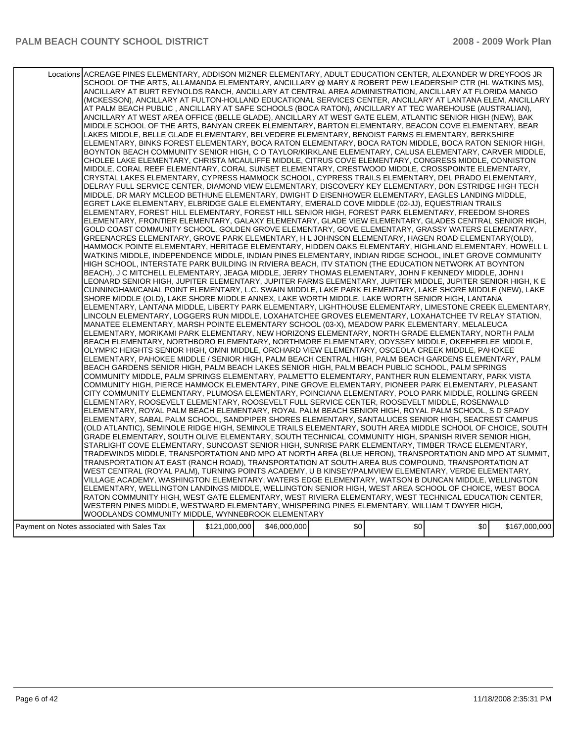| | | | | | | |
|---|---|---|---|---|---|---|
| Locations | ACREAGE PINES ELEMENTARY, ADDISON MIZNER ELEMENTARY, ADULT EDUCATION CENTER, ALEXANDER W DREYFOOS JR SCHOOL OF THE ARTS, ALLAMANDA ELEMENTARY, ANCILLARY @ MARY & ROBERT PEW LEADERSHIP CTR (HL WATKINS MS), ANCILLARY AT BURT REYNOLDS RANCH, ANCILLARY AT CENTRAL AREA ADMINISTRATION, ANCILLARY AT FLORIDA MANGO (MCKESSON), ANCILLARY AT FULTON-HOLLAND EDUCATIONAL SERVICES CENTER, ANCILLARY AT LANTANA ELEM, ANCILLARY AT PALM BEACH PUBLIC , ANCILLARY AT SAFE SCHOOLS (BOCA RATON), ANCILLARY AT TEC WAREHOUSE (AUSTRALIAN), ANCILLARY AT WEST AREA OFFICE (BELLE GLADE), ANCILLARY AT WEST GATE ELEM, ATLANTIC SENIOR HIGH (NEW), BAK MIDDLE SCHOOL OF THE ARTS, BANYAN CREEK ELEMENTARY, BARTON ELEMENTARY, BEACON COVE ELEMENTARY, BEAR LAKES MIDDLE, BELLE GLADE ELEMENTARY, BELVEDERE ELEMENTARY, BENOIST FARMS ELEMENTARY, BERKSHIRE ELEMENTARY, BINKS FOREST ELEMENTARY, BOCA RATON ELEMENTARY, BOCA RATON MIDDLE, BOCA RATON SENIOR HIGH, BOYNTON BEACH COMMUNITY SENIOR HIGH, C O TAYLOR/KIRKLANE ELEMENTARY, CALUSA ELEMENTARY, CARVER MIDDLE, CHOLEE LAKE ELEMENTARY, CHRISTA MCAULIFFE MIDDLE, CITRUS COVE ELEMENTARY, CONGRESS MIDDLE, CONNISTON MIDDLE, CORAL REEF ELEMENTARY, CORAL SUNSET ELEMENTARY, CRESTWOOD MIDDLE, CROSSPOINTE ELEMENTARY, CRYSTAL LAKES ELEMENTARY, CYPRESS HAMMOCK SCHOOL, CYPRESS TRAILS ELEMENTARY, DEL PRADO ELEMENTARY, DELRAY FULL SERVICE CENTER, DIAMOND VIEW ELEMENTARY, DISCOVERY KEY ELEMENTARY, DON ESTRIDGE HIGH TECH MIDDLE, DR MARY MCLEOD BETHUNE ELEMENTARY, DWIGHT D EISENHOWER ELEMENTARY, EAGLES LANDING MIDDLE, EGRET LAKE ELEMENTARY, ELBRIDGE GALE ELEMENTARY, EMERALD COVE MIDDLE (02-JJ), EQUESTRIAN TRAILS ELEMENTARY, FOREST HILL ELEMENTARY, FOREST HILL SENIOR HIGH, FOREST PARK ELEMENTARY, FREEDOM SHORES ELEMENTARY, FRONTIER ELEMENTARY, GALAXY ELEMENTARY, GLADE VIEW ELEMENTARY, GLADES CENTRAL SENIOR HIGH, GOLD COAST COMMUNITY SCHOOL, GOLDEN GROVE ELEMENTARY, GOVE ELEMENTARY, GRASSY WATERS ELEMENTARY, GREENACRES ELEMENTARY, GROVE PARK ELEMENTARY, H L JOHNSON ELEMENTARY, HAGEN ROAD ELEMENTARY(OLD), HAMMOCK POINTE ELEMENTARY, HERITAGE ELEMENTARY, HIDDEN OAKS ELEMENTARY, HIGHLAND ELEMENTARY, HOWELL L WATKINS MIDDLE, INDEPENDENCE MIDDLE, INDIAN PINES ELEMENTARY, INDIAN RIDGE SCHOOL, INLET GROVE COMMUNITY HIGH SCHOOL, INTERSTATE PARK BUILDING IN RIVIERA BEACH, ITV STATION (THE EDUCATION NETWORK AT BOYNTON BEACH), J C MITCHELL ELEMENTARY, JEAGA MIDDLE, JERRY THOMAS ELEMENTARY, JOHN F KENNEDY MIDDLE, JOHN I LEONARD SENIOR HIGH, JUPITER ELEMENTARY, JUPITER FARMS ELEMENTARY, JUPITER MIDDLE, JUPITER SENIOR HIGH, K E CUNNINGHAM/CANAL POINT ELEMENTARY, L.C. SWAIN MIDDLE, LAKE PARK ELEMENTARY, LAKE SHORE MIDDLE (NEW), LAKE SHORE MIDDLE (OLD), LAKE SHORE MIDDLE ANNEX, LAKE WORTH MIDDLE, LAKE WORTH SENIOR HIGH, LANTANA ELEMENTARY, LANTANA MIDDLE, LIBERTY PARK ELEMENTARY, LIGHTHOUSE ELEMENTARY, LIMESTONE CREEK ELEMENTARY, LINCOLN ELEMENTARY, LOGGERS RUN MIDDLE, LOXAHATCHEE GROVES ELEMENTARY, LOXAHATCHEE TV RELAY STATION, MANATEE ELEMENTARY, MARSH POINTE ELEMENTARY SCHOOL (03-X), MEADOW PARK ELEMENTARY, MELALEUCA ELEMENTARY, MORIKAMI PARK ELEMENTARY, NEW HORIZONS ELEMENTARY, NORTH GRADE ELEMENTARY, NORTH PALM BEACH ELEMENTARY, NORTHBORO ELEMENTARY, NORTHMORE ELEMENTARY, ODYSSEY MIDDLE, OKEEHEELEE MIDDLE, OLYMPIC HEIGHTS SENIOR HIGH, OMNI MIDDLE, ORCHARD VIEW ELEMENTARY, OSCEOLA CREEK MIDDLE, PAHOKEE ELEMENTARY, PAHOKEE MIDDLE / SENIOR HIGH, PALM BEACH CENTRAL HIGH, PALM BEACH GARDENS ELEMENTARY, PALM BEACH GARDENS SENIOR HIGH, PALM BEACH LAKES SENIOR HIGH, PALM BEACH PUBLIC SCHOOL, PALM SPRINGS COMMUNITY MIDDLE, PALM SPRINGS ELEMENTARY, PALMETTO ELEMENTARY, PANTHER RUN ELEMENTARY, PARK VISTA COMMUNITY HIGH, PIERCE HAMMOCK ELEMENTARY, PINE GROVE ELEMENTARY, PIONEER PARK ELEMENTARY, PLEASANT CITY COMMUNITY ELEMENTARY, PLUMOSA ELEMENTARY, POINCIANA ELEMENTARY, POLO PARK MIDDLE, ROLLING GREEN ELEMENTARY, ROOSEVELT ELEMENTARY, ROOSEVELT FULL SERVICE CENTER, ROOSEVELT MIDDLE, ROSENWALD ELEMENTARY, ROYAL PALM BEACH ELEMENTARY, ROYAL PALM BEACH SENIOR HIGH, ROYAL PALM SCHOOL, S D SPADY ELEMENTARY, SABAL PALM SCHOOL, SANDPIPER SHORES ELEMENTARY, SANTALUCES SENIOR HIGH, SEACREST CAMPUS (OLD ATLANTIC), SEMINOLE RIDGE HIGH, SEMINOLE TRAILS ELEMENTARY, SOUTH AREA MIDDLE SCHOOL OF CHOICE, SOUTH GRADE ELEMENTARY, SOUTH OLIVE ELEMENTARY, SOUTH TECHNICAL COMMUNITY HIGH, SPANISH RIVER SENIOR HIGH, STARLIGHT COVE ELEMENTARY, SUNCOAST SENIOR HIGH, SUNRISE PARK ELEMENTARY, TIMBER TRACE ELEMENTARY, TRADEWINDS MIDDLE, TRANSPORTATION AND MPO AT NORTH AREA (BLUE HERON), TRANSPORTATION AND MPO AT SUMMIT, TRANSPORTATION AT EAST (RANCH ROAD), TRANSPORTATION AT SOUTH AREA BUS COMPOUND, TRANSPORTATION AT WEST CENTRAL (ROYAL PALM), TURNING POINTS ACADEMY, U B KINSEY/PALMVIEW ELEMENTARY, VERDE ELEMENTARY, VILLAGE ACADEMY, WASHINGTON ELEMENTARY, WATERS EDGE ELEMENTARY, WATSON B DUNCAN MIDDLE, WELLINGTON ELEMENTARY, WELLINGTON LANDINGS MIDDLE, WELLINGTON SENIOR HIGH, WEST AREA SCHOOL OF CHOICE, WEST BOCA RATON COMMUNITY HIGH, WEST GATE ELEMENTARY, WEST RIVIERA ELEMENTARY, WEST TECHNICAL EDUCATION CENTER, WESTERN PINES MIDDLE, WESTWARD ELEMENTARY, WHISPERING PINES ELEMENTARY, WILLIAM T DWYER HIGH, WOODLANDS COMMUNITY MIDDLE, WYNNEBROOK ELEMENTARY | | | | | |
| Payment on Notes associated with Sales Tax | $121,000,000 | $46,000,000 | $0 | $0 | $0 | $167,000,000 |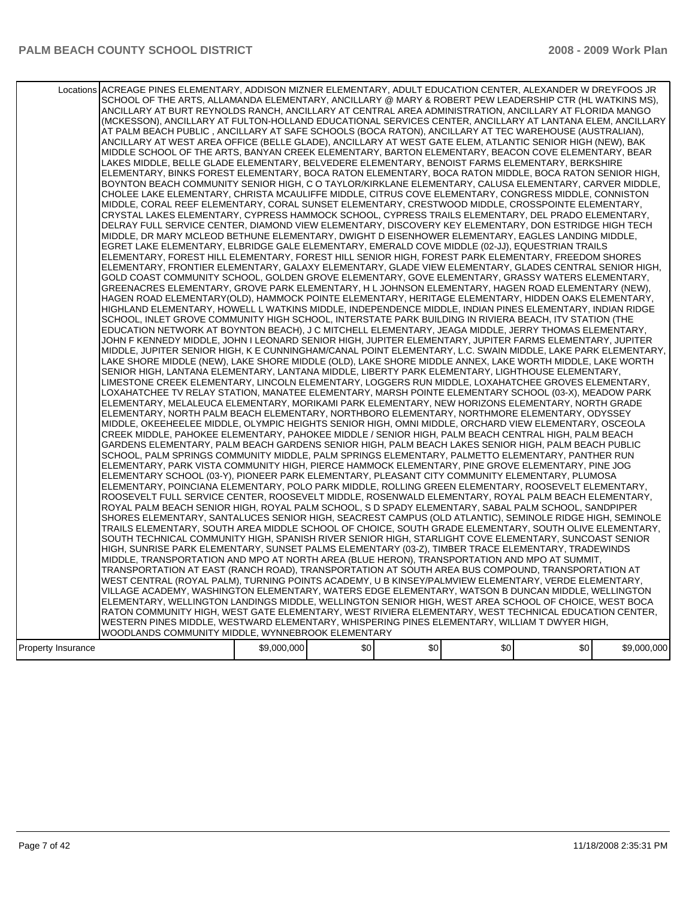| | | | | | | |
|---|---|---|---|---|---|---|
| Locations | ACREAGE PINES ELEMENTARY, ADDISON MIZNER ELEMENTARY, ADULT EDUCATION CENTER, ALEXANDER W DREYFOOS JR SCHOOL OF THE ARTS, ALLAMANDA ELEMENTARY, ANCILLARY @ MARY & ROBERT PEW LEADERSHIP CTR (HL WATKINS MS), ANCILLARY AT BURT REYNOLDS RANCH, ANCILLARY AT CENTRAL AREA ADMINISTRATION, ANCILLARY AT FLORIDA MANGO (MCKESSON), ANCILLARY AT FULTON-HOLLAND EDUCATIONAL SERVICES CENTER, ANCILLARY AT LANTANA ELEM, ANCILLARY AT PALM BEACH PUBLIC , ANCILLARY AT SAFE SCHOOLS (BOCA RATON), ANCILLARY AT TEC WAREHOUSE (AUSTRALIAN), ANCILLARY AT WEST AREA OFFICE (BELLE GLADE), ANCILLARY AT WEST GATE ELEM, ATLANTIC SENIOR HIGH (NEW), BAK MIDDLE SCHOOL OF THE ARTS, BANYAN CREEK ELEMENTARY, BARTON ELEMENTARY, BEACON COVE ELEMENTARY, BEAR LAKES MIDDLE, BELLE GLADE ELEMENTARY, BELVEDERE ELEMENTARY, BENOIST FARMS ELEMENTARY, BERKSHIRE ELEMENTARY, BINKS FOREST ELEMENTARY, BOCA RATON ELEMENTARY, BOCA RATON MIDDLE, BOCA RATON SENIOR HIGH, BOYNTON BEACH COMMUNITY SENIOR HIGH, C O TAYLOR/KIRKLANE ELEMENTARY, CALUSA ELEMENTARY, CARVER MIDDLE, CHOLEE LAKE ELEMENTARY, CHRISTA MCAULIFFE MIDDLE, CITRUS COVE ELEMENTARY, CONGRESS MIDDLE, CONNISTON MIDDLE, CORAL REEF ELEMENTARY, CORAL SUNSET ELEMENTARY, CRESTWOOD MIDDLE, CROSSPOINTE ELEMENTARY, CRYSTAL LAKES ELEMENTARY, CYPRESS HAMMOCK SCHOOL, CYPRESS TRAILS ELEMENTARY, DEL PRADO ELEMENTARY, DELRAY FULL SERVICE CENTER, DIAMOND VIEW ELEMENTARY, DISCOVERY KEY ELEMENTARY, DON ESTRIDGE HIGH TECH MIDDLE, DR MARY MCLEOD BETHUNE ELEMENTARY, DWIGHT D EISENHOWER ELEMENTARY, EAGLES LANDING MIDDLE, EGRET LAKE ELEMENTARY, ELBRIDGE GALE ELEMENTARY, EMERALD COVE MIDDLE (02-JJ), EQUESTRIAN TRAILS ELEMENTARY, FOREST HILL ELEMENTARY, FOREST HILL SENIOR HIGH, FOREST PARK ELEMENTARY, FREEDOM SHORES ELEMENTARY, FRONTIER ELEMENTARY, GALAXY ELEMENTARY, GLADE VIEW ELEMENTARY, GLADES CENTRAL SENIOR HIGH, GOLD COAST COMMUNITY SCHOOL, GOLDEN GROVE ELEMENTARY, GOVE ELEMENTARY, GRASSY WATERS ELEMENTARY, GREENACRES ELEMENTARY, GROVE PARK ELEMENTARY, H L JOHNSON ELEMENTARY, HAGEN ROAD ELEMENTARY (NEW), HAGEN ROAD ELEMENTARY(OLD), HAMMOCK POINTE ELEMENTARY, HERITAGE ELEMENTARY, HIDDEN OAKS ELEMENTARY, HIGHLAND ELEMENTARY, HOWELL L WATKINS MIDDLE, INDEPENDENCE MIDDLE, INDIAN PINES ELEMENTARY, INDIAN RIDGE SCHOOL, INLET GROVE COMMUNITY HIGH SCHOOL, INTERSTATE PARK BUILDING IN RIVIERA BEACH, ITV STATION (THE EDUCATION NETWORK AT BOYNTON BEACH), J C MITCHELL ELEMENTARY, JEAGA MIDDLE, JERRY THOMAS ELEMENTARY, JOHN F KENNEDY MIDDLE, JOHN I LEONARD SENIOR HIGH, JUPITER ELEMENTARY, JUPITER FARMS ELEMENTARY, JUPITER MIDDLE, JUPITER SENIOR HIGH, K E CUNNINGHAM/CANAL POINT ELEMENTARY, L.C. SWAIN MIDDLE, LAKE PARK ELEMENTARY, LAKE SHORE MIDDLE (NEW), LAKE SHORE MIDDLE (OLD), LAKE SHORE MIDDLE ANNEX, LAKE WORTH MIDDLE, LAKE WORTH SENIOR HIGH, LANTANA ELEMENTARY, LANTANA MIDDLE, LIBERTY PARK ELEMENTARY, LIGHTHOUSE ELEMENTARY, LIMESTONE CREEK ELEMENTARY, LINCOLN ELEMENTARY, LOGGERS RUN MIDDLE, LOXAHATCHEE GROVES ELEMENTARY, LOXAHATCHEE TV RELAY STATION, MANATEE ELEMENTARY, MARSH POINTE ELEMENTARY SCHOOL (03-X), MEADOW PARK ELEMENTARY, MELALEUCA ELEMENTARY, MORIKAMI PARK ELEMENTARY, NEW HORIZONS ELEMENTARY, NORTH GRADE ELEMENTARY, NORTH PALM BEACH ELEMENTARY, NORTHBORO ELEMENTARY, NORTHMORE ELEMENTARY, ODYSSEY MIDDLE, OKEEHEELEE MIDDLE, OLYMPIC HEIGHTS SENIOR HIGH, OMNI MIDDLE, ORCHARD VIEW ELEMENTARY, OSCEOLA CREEK MIDDLE, PAHOKEE ELEMENTARY, PAHOKEE MIDDLE / SENIOR HIGH, PALM BEACH CENTRAL HIGH, PALM BEACH GARDENS ELEMENTARY, PALM BEACH GARDENS SENIOR HIGH, PALM BEACH LAKES SENIOR HIGH, PALM BEACH PUBLIC SCHOOL, PALM SPRINGS COMMUNITY MIDDLE, PALM SPRINGS ELEMENTARY, PALMETTO ELEMENTARY, PANTHER RUN ELEMENTARY, PARK VISTA COMMUNITY HIGH, PIERCE HAMMOCK ELEMENTARY, PINE GROVE ELEMENTARY, PINE JOG ELEMENTARY SCHOOL (03-Y), PIONEER PARK ELEMENTARY, PLEASANT CITY COMMUNITY ELEMENTARY, PLUMOSA ELEMENTARY, POINCIANA ELEMENTARY, POLO PARK MIDDLE, ROLLING GREEN ELEMENTARY, ROOSEVELT ELEMENTARY, ROOSEVELT FULL SERVICE CENTER, ROOSEVELT MIDDLE, ROSENWALD ELEMENTARY, ROYAL PALM BEACH ELEMENTARY, ROYAL PALM BEACH SENIOR HIGH, ROYAL PALM SCHOOL, S D SPADY ELEMENTARY, SABAL PALM SCHOOL, SANDPIPER SHORES ELEMENTARY, SANTALUCES SENIOR HIGH, SEACREST CAMPUS (OLD ATLANTIC), SEMINOLE RIDGE HIGH, SEMINOLE TRAILS ELEMENTARY, SOUTH AREA MIDDLE SCHOOL OF CHOICE, SOUTH GRADE ELEMENTARY, SOUTH OLIVE ELEMENTARY, SOUTH TECHNICAL COMMUNITY HIGH, SPANISH RIVER SENIOR HIGH, STARLIGHT COVE ELEMENTARY, SUNCOAST SENIOR HIGH, SUNRISE PARK ELEMENTARY, SUNSET PALMS ELEMENTARY (03-Z), TIMBER TRACE ELEMENTARY, TRADEWINDS MIDDLE, TRANSPORTATION AND MPO AT NORTH AREA (BLUE HERON), TRANSPORTATION AND MPO AT SUMMIT, TRANSPORTATION AT EAST (RANCH ROAD), TRANSPORTATION AT SOUTH AREA BUS COMPOUND, TRANSPORTATION AT WEST CENTRAL (ROYAL PALM), TURNING POINTS ACADEMY, U B KINSEY/PALMVIEW ELEMENTARY, VERDE ELEMENTARY, VILLAGE ACADEMY, WASHINGTON ELEMENTARY, WATERS EDGE ELEMENTARY, WATSON B DUNCAN MIDDLE, WELLINGTON ELEMENTARY, WELLINGTON LANDINGS MIDDLE, WELLINGTON SENIOR HIGH, WEST AREA SCHOOL OF CHOICE, WEST BOCA RATON COMMUNITY HIGH, WEST GATE ELEMENTARY, WEST RIVIERA ELEMENTARY, WEST TECHNICAL EDUCATION CENTER, WESTERN PINES MIDDLE, WESTWARD ELEMENTARY, WHISPERING PINES ELEMENTARY, WILLIAM T DWYER HIGH, WOODLANDS COMMUNITY MIDDLE, WYNNEBROOK ELEMENTARY | | | | | |
| Property Insurance | $9,000,000 | $0 | $0 | $0 | $0 | $9,000,000 |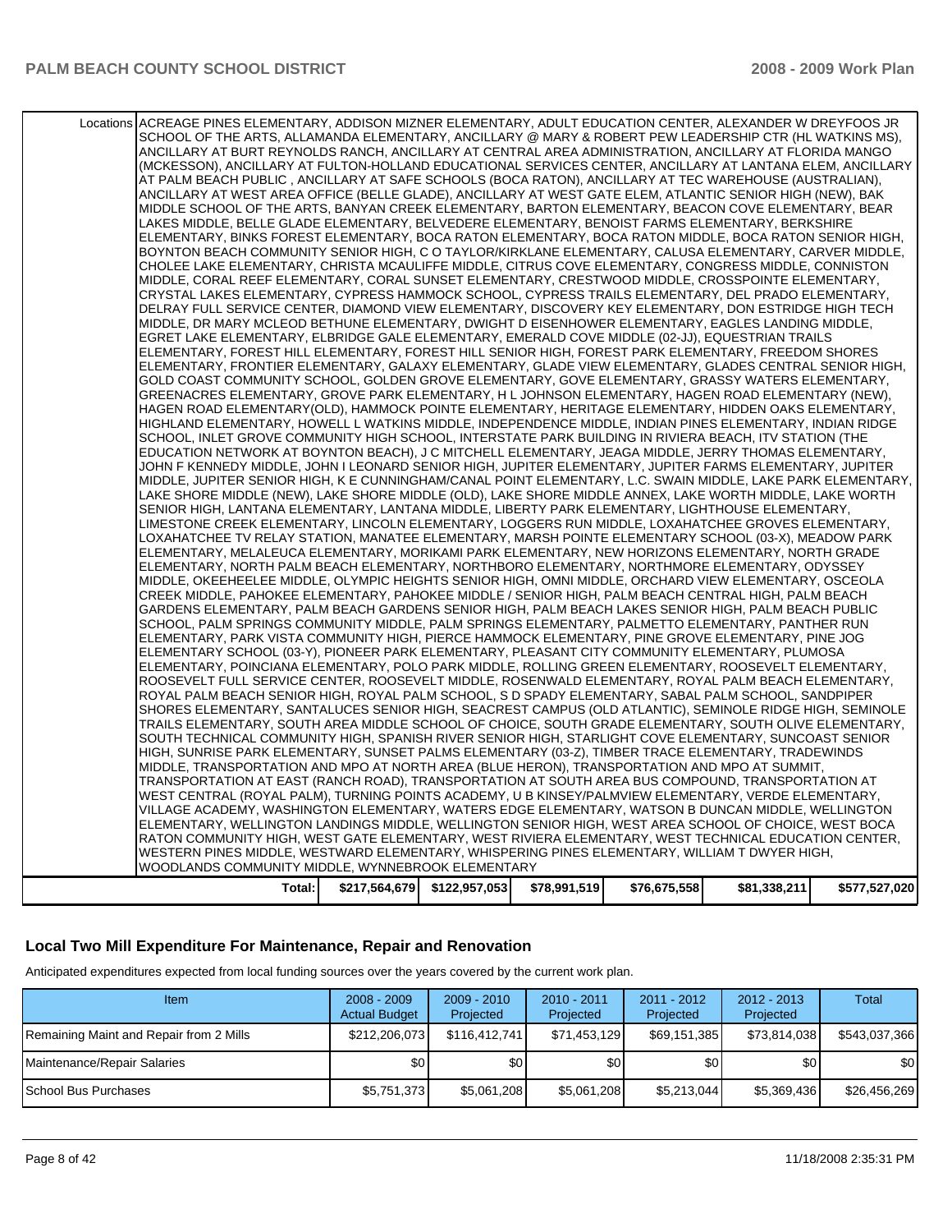| | | | | | | |
|---|---|---|---|---|---|---|
| Locations | ACREAGE PINES ELEMENTARY, ADDISON MIZNER ELEMENTARY, ADULT EDUCATION CENTER, ALEXANDER W DREYFOOS JR SCHOOL OF THE ARTS, ALLAMANDA ELEMENTARY, ANCILLARY @ MARY & ROBERT PEW LEADERSHIP CTR (HL WATKINS MS), ANCILLARY AT BURT REYNOLDS RANCH, ANCILLARY AT CENTRAL AREA ADMINISTRATION, ANCILLARY AT FLORIDA MANGO (MCKESSON), ANCILLARY AT FULTON-HOLLAND EDUCATIONAL SERVICES CENTER, ANCILLARY AT LANTANA ELEM, ANCILLARY AT PALM BEACH PUBLIC , ANCILLARY AT SAFE SCHOOLS (BOCA RATON), ANCILLARY AT TEC WAREHOUSE (AUSTRALIAN), ANCILLARY AT WEST AREA OFFICE (BELLE GLADE), ANCILLARY AT WEST GATE ELEM, ATLANTIC SENIOR HIGH (NEW), BAK MIDDLE SCHOOL OF THE ARTS, BANYAN CREEK ELEMENTARY, BARTON ELEMENTARY, BEACON COVE ELEMENTARY, BEAR LAKES MIDDLE, BELLE GLADE ELEMENTARY, BELVEDERE ELEMENTARY, BENOIST FARMS ELEMENTARY, BERKSHIRE ELEMENTARY, BINKS FOREST ELEMENTARY, BOCA RATON ELEMENTARY, BOCA RATON MIDDLE, BOCA RATON SENIOR HIGH, BOYNTON BEACH COMMUNITY SENIOR HIGH, C O TAYLOR/KIRKLANE ELEMENTARY, CALUSA ELEMENTARY, CARVER MIDDLE, CHOLEE LAKE ELEMENTARY, CHRISTA MCAULIFFE MIDDLE, CITRUS COVE ELEMENTARY, CONGRESS MIDDLE, CONNISTON MIDDLE, CORAL REEF ELEMENTARY, CORAL SUNSET ELEMENTARY, CRESTWOOD MIDDLE, CROSSPOINTE ELEMENTARY, CRYSTAL LAKES ELEMENTARY, CYPRESS HAMMOCK SCHOOL, CYPRESS TRAILS ELEMENTARY, DEL PRADO ELEMENTARY, DELRAY FULL SERVICE CENTER, DIAMOND VIEW ELEMENTARY, DISCOVERY KEY ELEMENTARY, DON ESTRIDGE HIGH TECH MIDDLE, DR MARY MCLEOD BETHUNE ELEMENTARY, DWIGHT D EISENHOWER ELEMENTARY, EAGLES LANDING MIDDLE, EGRET LAKE ELEMENTARY, ELBRIDGE GALE ELEMENTARY, EMERALD COVE MIDDLE (02-JJ), EQUESTRIAN TRAILS ELEMENTARY, FOREST HILL ELEMENTARY, FOREST HILL SENIOR HIGH, FOREST PARK ELEMENTARY, FREEDOM SHORES ELEMENTARY, FRONTIER ELEMENTARY, GALAXY ELEMENTARY, GLADE VIEW ELEMENTARY, GLADES CENTRAL SENIOR HIGH, GOLD COAST COMMUNITY SCHOOL, GOLDEN GROVE ELEMENTARY, GOVE ELEMENTARY, GRASSY WATERS ELEMENTARY, GREENACRES ELEMENTARY, GROVE PARK ELEMENTARY, H L JOHNSON ELEMENTARY, HAGEN ROAD ELEMENTARY (NEW), HAGEN ROAD ELEMENTARY(OLD), HAMMOCK POINTE ELEMENTARY, HERITAGE ELEMENTARY, HIDDEN OAKS ELEMENTARY, HIGHLAND ELEMENTARY, HOWELL L WATKINS MIDDLE, INDEPENDENCE MIDDLE, INDIAN PINES ELEMENTARY, INDIAN RIDGE SCHOOL, INLET GROVE COMMUNITY HIGH SCHOOL, INTERSTATE PARK BUILDING IN RIVIERA BEACH, ITV STATION (THE EDUCATION NETWORK AT BOYNTON BEACH), J C MITCHELL ELEMENTARY, JEAGA MIDDLE, JERRY THOMAS ELEMENTARY, JOHN F KENNEDY MIDDLE, JOHN I LEONARD SENIOR HIGH, JUPITER ELEMENTARY, JUPITER FARMS ELEMENTARY, JUPITER MIDDLE, JUPITER SENIOR HIGH, K E CUNNINGHAM/CANAL POINT ELEMENTARY, L.C. SWAIN MIDDLE, LAKE PARK ELEMENTARY, LAKE SHORE MIDDLE (NEW), LAKE SHORE MIDDLE (OLD), LAKE SHORE MIDDLE ANNEX, LAKE WORTH MIDDLE, LAKE WORTH SENIOR HIGH, LANTANA ELEMENTARY, LANTANA MIDDLE, LIBERTY PARK ELEMENTARY, LIGHTHOUSE ELEMENTARY, LIMESTONE CREEK ELEMENTARY, LINCOLN ELEMENTARY, LOGGERS RUN MIDDLE, LOXAHATCHEE GROVES ELEMENTARY, LOXAHATCHEE TV RELAY STATION, MANATEE ELEMENTARY, MARSH POINTE ELEMENTARY SCHOOL (03-X), MEADOW PARK ELEMENTARY, MELALEUCA ELEMENTARY, MORIKAMI PARK ELEMENTARY, NEW HORIZONS ELEMENTARY, NORTH GRADE ELEMENTARY, NORTH PALM BEACH ELEMENTARY, NORTHBORO ELEMENTARY, NORTHMORE ELEMENTARY, ODYSSEY MIDDLE, OKEEHEELEE MIDDLE, OLYMPIC HEIGHTS SENIOR HIGH, OMNI MIDDLE, ORCHARD VIEW ELEMENTARY, OSCEOLA CREEK MIDDLE, PAHOKEE ELEMENTARY, PAHOKEE MIDDLE / SENIOR HIGH, PALM BEACH CENTRAL HIGH, PALM BEACH GARDENS ELEMENTARY, PALM BEACH GARDENS SENIOR HIGH, PALM BEACH LAKES SENIOR HIGH, PALM BEACH PUBLIC SCHOOL, PALM SPRINGS COMMUNITY MIDDLE, PALM SPRINGS ELEMENTARY, PALMETTO ELEMENTARY, PANTHER RUN ELEMENTARY, PARK VISTA COMMUNITY HIGH, PIERCE HAMMOCK ELEMENTARY, PINE GROVE ELEMENTARY, PINE JOG ELEMENTARY SCHOOL (03-Y), PIONEER PARK ELEMENTARY, PLEASANT CITY COMMUNITY ELEMENTARY, PLUMOSA ELEMENTARY, POINCIANA ELEMENTARY, POLO PARK MIDDLE, ROLLING GREEN ELEMENTARY, ROOSEVELT ELEMENTARY, ROOSEVELT FULL SERVICE CENTER, ROOSEVELT MIDDLE, ROSENWALD ELEMENTARY, ROYAL PALM BEACH ELEMENTARY, ROYAL PALM BEACH SENIOR HIGH, ROYAL PALM SCHOOL, S D SPADY ELEMENTARY, SABAL PALM SCHOOL, SANDPIPER SHORES ELEMENTARY, SANTALUCES SENIOR HIGH, SEACREST CAMPUS (OLD ATLANTIC), SEMINOLE RIDGE HIGH, SEMINOLE TRAILS ELEMENTARY, SOUTH AREA MIDDLE SCHOOL OF CHOICE, SOUTH GRADE ELEMENTARY, SOUTH OLIVE ELEMENTARY, SOUTH TECHNICAL COMMUNITY HIGH, SPANISH RIVER SENIOR HIGH, STARLIGHT COVE ELEMENTARY, SUNCOAST SENIOR HIGH, SUNRISE PARK ELEMENTARY, SUNSET PALMS ELEMENTARY (03-Z), TIMBER TRACE ELEMENTARY, TRADEWINDS MIDDLE, TRANSPORTATION AND MPO AT NORTH AREA (BLUE HERON), TRANSPORTATION AND MPO AT SUMMIT, TRANSPORTATION AT EAST (RANCH ROAD), TRANSPORTATION AT SOUTH AREA BUS COMPOUND, TRANSPORTATION AT WEST CENTRAL (ROYAL PALM), TURNING POINTS ACADEMY, U B KINSEY/PALMVIEW ELEMENTARY, VERDE ELEMENTARY, VILLAGE ACADEMY, WASHINGTON ELEMENTARY, WATERS EDGE ELEMENTARY, WATSON B DUNCAN MIDDLE, WELLINGTON ELEMENTARY, WELLINGTON LANDINGS MIDDLE, WELLINGTON SENIOR HIGH, WEST AREA SCHOOL OF CHOICE, WEST BOCA RATON COMMUNITY HIGH, WEST GATE ELEMENTARY, WEST RIVIERA ELEMENTARY, WEST TECHNICAL EDUCATION CENTER, WESTERN PINES MIDDLE, WESTWARD ELEMENTARY, WHISPERING PINES ELEMENTARY, WILLIAM T DWYER HIGH, WOODLANDS COMMUNITY MIDDLE, WYNNEBROOK ELEMENTARY | | | | | |
| Total: | $217,564,679 | $122,957,053 | $78,991,519 | $76,675,558 | $81,338,211 | $577,527,020 |

## Local Two Mill Expenditure For Maintenance, Repair and Renovation

Anticipated expenditures expected from local funding sources over the years covered by the current work plan.

| Item | 2008 - 2009 Actual Budget | 2009 - 2010 Projected | 2010 - 2011 Projected | 2011 - 2012 Projected | 2012 - 2013 Projected | Total |
|---|---|---|---|---|---|---|
| Remaining Maint and Repair from 2 Mills | $212,206,073 | $116,412,741 | $71,453,129 | $69,151,385 | $73,814,038 | $543,037,366 |
| Maintenance/Repair Salaries | $0 | $0 | $0 | $0 | $0 | $0 |
| School Bus Purchases | $5,751,373 | $5,061,208 | $5,061,208 | $5,213,044 | $5,369,436 | $26,456,269 |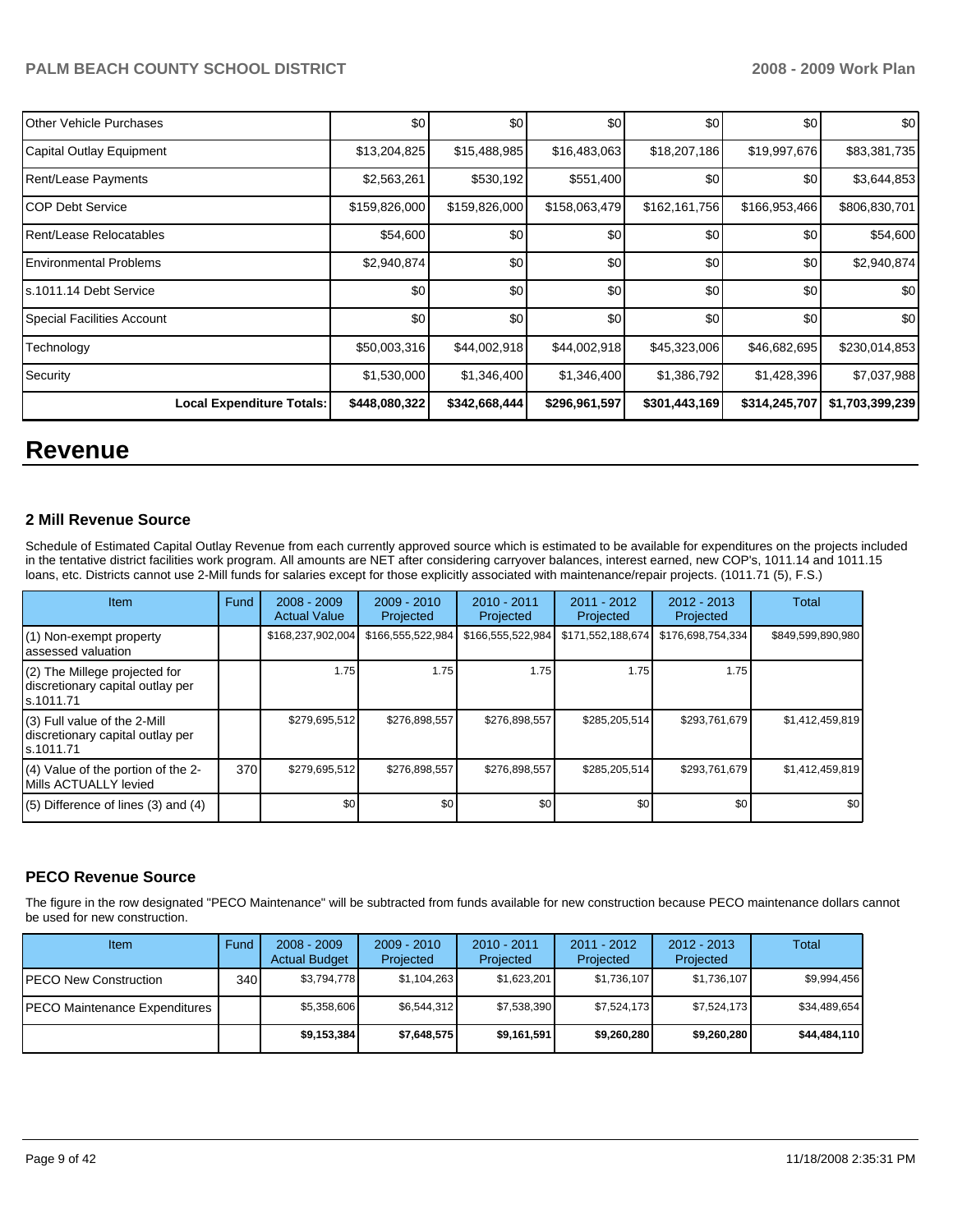| | | | | | | |
|---|---|---|---|---|---|---|
| Other Vehicle Purchases | $0 | $0 | $0 | $0 | $0 | $0 |
| Capital Outlay Equipment | $13,204,825 | $15,488,985 | $16,483,063 | $18,207,186 | $19,997,676 | $83,381,735 |
| Rent/Lease Payments | $2,563,261 | $530,192 | $551,400 | $0 | $0 | $3,644,853 |
| COP Debt Service | $159,826,000 | $159,826,000 | $158,063,479 | $162,161,756 | $166,953,466 | $806,830,701 |
| Rent/Lease Relocatables | $54,600 | $0 | $0 | $0 | $0 | $54,600 |
| Environmental Problems | $2,940,874 | $0 | $0 | $0 | $0 | $2,940,874 |
| s.1011.14 Debt Service | $0 | $0 | $0 | $0 | $0 | $0 |
| Special Facilities Account | $0 | $0 | $0 | $0 | $0 | $0 |
| Technology | $50,003,316 | $44,002,918 | $44,002,918 | $45,323,006 | $46,682,695 | $230,014,853 |
| Security | $1,530,000 | $1,346,400 | $1,346,400 | $1,386,792 | $1,428,396 | $7,037,988 |
| **Local Expenditure Totals:** | **$448,080,322** | **$342,668,444** | **$296,961,597** | **$301,443,169** | **$314,245,707** | **$1,703,399,239** |

# Revenue

### 2 Mill Revenue Source

Schedule of Estimated Capital Outlay Revenue from each currently approved source which is estimated to be available for expenditures on the projects included in the tentative district facilities work program. All amounts are NET after considering carryover balances, interest earned, new COP's, 1011.14 and 1011.15 loans, etc. Districts cannot use 2-Mill funds for salaries except for those explicitly associated with maintenance/repair projects. (1011.71 (5), F.S.)

| Item | Fund | 2008 - 2009 Actual Value | 2009 - 2010 Projected | 2010 - 2011 Projected | 2011 - 2012 Projected | 2012 - 2013 Projected | Total |
|---|---|---|---|---|---|---|---|
| (1) Non-exempt property assessed valuation | | $168,237,902,004 | $166,555,522,984 | $166,555,522,984 | $171,552,188,674 | $176,698,754,334 | $849,599,890,980 |
| (2) The Millege projected for discretionary capital outlay per s.1011.71 | | 1.75 | 1.75 | 1.75 | 1.75 | 1.75 | |
| (3) Full value of the 2-Mill discretionary capital outlay per s.1011.71 | | $279,695,512 | $276,898,557 | $276,898,557 | $285,205,514 | $293,761,679 | $1,412,459,819 |
| (4) Value of the portion of the 2-Mills ACTUALLY levied | 370 | $279,695,512 | $276,898,557 | $276,898,557 | $285,205,514 | $293,761,679 | $1,412,459,819 |
| (5) Difference of lines (3) and (4) | | $0 | $0 | $0 | $0 | $0 | $0 |

### PECO Revenue Source

The figure in the row designated "PECO Maintenance" will be subtracted from funds available for new construction because PECO maintenance dollars cannot be used for new construction.

| Item | Fund | 2008 - 2009 Actual Budget | 2009 - 2010 Projected | 2010 - 2011 Projected | 2011 - 2012 Projected | 2012 - 2013 Projected | Total |
|---|---|---|---|---|---|---|---|
| PECO New Construction | 340 | $3,794,778 | $1,104,263 | $1,623,201 | $1,736,107 | $1,736,107 | $9,994,456 |
| PECO Maintenance Expenditures | | $5,358,606 | $6,544,312 | $7,538,390 | $7,524,173 | $7,524,173 | $34,489,654 |
| | | **$9,153,384** | **$7,648,575** | **$9,161,591** | **$9,260,280** | **$9,260,280** | **$44,484,110** |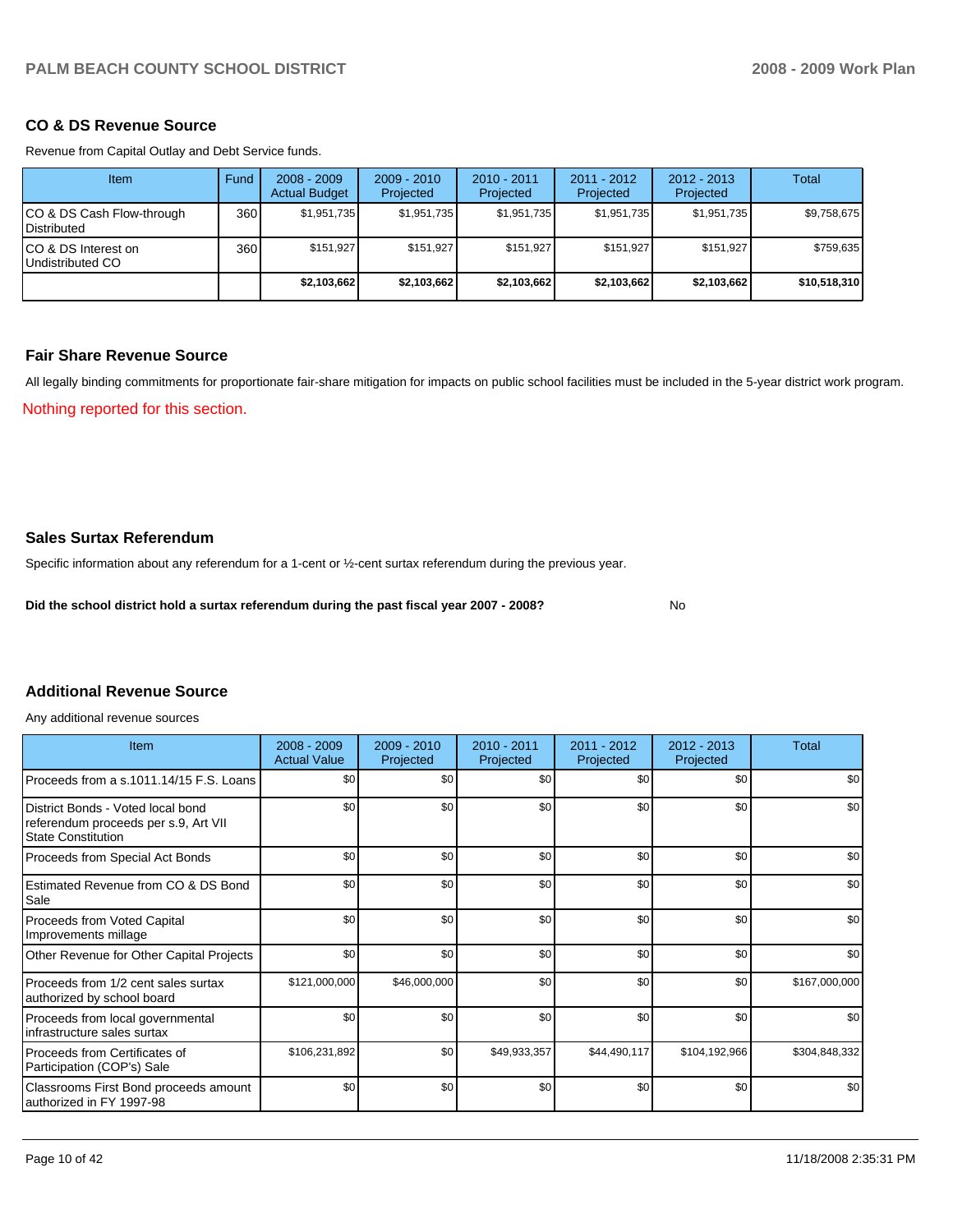## CO & DS Revenue Source

Revenue from Capital Outlay and Debt Service funds.

| Item | Fund | 2008 - 2009 Actual Budget | 2009 - 2010 Projected | 2010 - 2011 Projected | 2011 - 2012 Projected | 2012 - 2013 Projected | Total |
|---|---|---|---|---|---|---|---|
| CO & DS Cash Flow-through Distributed | 360 | $1,951,735 | $1,951,735 | $1,951,735 | $1,951,735 | $1,951,735 | $9,758,675 |
| CO & DS Interest on Undistributed CO | 360 | $151,927 | $151,927 | $151,927 | $151,927 | $151,927 | $759,635 |
| | | **$2,103,662** | **$2,103,662** | **$2,103,662** | **$2,103,662** | **$2,103,662** | **$10,518,310** |

## Fair Share Revenue Source

All legally binding commitments for proportionate fair-share mitigation for impacts on public school facilities must be included in the 5-year district work program.

Nothing reported for this section.

## Sales Surtax Referendum

Specific information about any referendum for a 1-cent or ½-cent surtax referendum during the previous year.

**Did the school district hold a surtax referendum during the past fiscal year 2007 - 2008?** No

## Additional Revenue Source

Any additional revenue sources

| Item | 2008 - 2009 Actual Value | 2009 - 2010 Projected | 2010 - 2011 Projected | 2011 - 2012 Projected | 2012 - 2013 Projected | Total |
|---|---|---|---|---|---|---|
| Proceeds from a s.1011.14/15 F.S. Loans | $0 | $0 | $0 | $0 | $0 | $0 |
| District Bonds - Voted local bond referendum proceeds per s.9, Art VII State Constitution | $0 | $0 | $0 | $0 | $0 | $0 |
| Proceeds from Special Act Bonds | $0 | $0 | $0 | $0 | $0 | $0 |
| Estimated Revenue from CO & DS Bond Sale | $0 | $0 | $0 | $0 | $0 | $0 |
| Proceeds from Voted Capital Improvements millage | $0 | $0 | $0 | $0 | $0 | $0 |
| Other Revenue for Other Capital Projects | $0 | $0 | $0 | $0 | $0 | $0 |
| Proceeds from 1/2 cent sales surtax authorized by school board | $121,000,000 | $46,000,000 | $0 | $0 | $0 | $167,000,000 |
| Proceeds from local governmental infrastructure sales surtax | $0 | $0 | $0 | $0 | $0 | $0 |
| Proceeds from Certificates of Participation (COP's) Sale | $106,231,892 | $0 | $49,933,357 | $44,490,117 | $104,192,966 | $304,848,332 |
| Classrooms First Bond proceeds amount authorized in FY 1997-98 | $0 | $0 | $0 | $0 | $0 | $0 |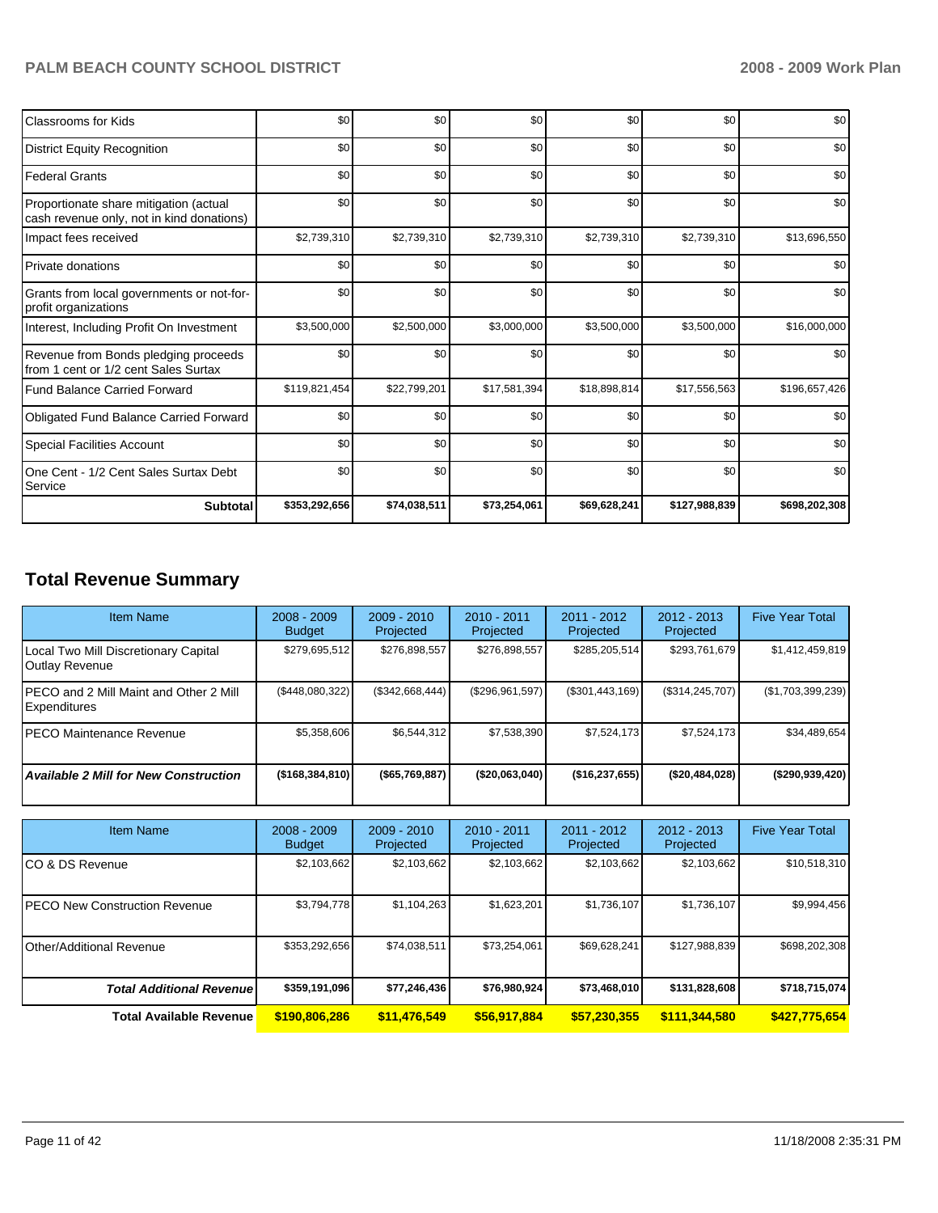| | | | | | | |
|---|---|---|---|---|---|---|
| Classrooms for Kids | $0 | $0 | $0 | $0 | $0 | $0 |
| District Equity Recognition | $0 | $0 | $0 | $0 | $0 | $0 |
| Federal Grants | $0 | $0 | $0 | $0 | $0 | $0 |
| Proportionate share mitigation (actual cash revenue only, not in kind donations) | $0 | $0 | $0 | $0 | $0 | $0 |
| Impact fees received | $2,739,310 | $2,739,310 | $2,739,310 | $2,739,310 | $2,739,310 | $13,696,550 |
| Private donations | $0 | $0 | $0 | $0 | $0 | $0 |
| Grants from local governments or not-for-profit organizations | $0 | $0 | $0 | $0 | $0 | $0 |
| Interest, Including Profit On Investment | $3,500,000 | $2,500,000 | $3,000,000 | $3,500,000 | $3,500,000 | $16,000,000 |
| Revenue from Bonds pledging proceeds from 1 cent or 1/2 cent Sales Surtax | $0 | $0 | $0 | $0 | $0 | $0 |
| Fund Balance Carried Forward | $119,821,454 | $22,799,201 | $17,581,394 | $18,898,814 | $17,556,563 | $196,657,426 |
| Obligated Fund Balance Carried Forward | $0 | $0 | $0 | $0 | $0 | $0 |
| Special Facilities Account | $0 | $0 | $0 | $0 | $0 | $0 |
| One Cent - 1/2 Cent Sales Surtax Debt Service | $0 | $0 | $0 | $0 | $0 | $0 |
| **Subtotal** | **$353,292,656** | **$74,038,511** | **$73,254,061** | **$69,628,241** | **$127,988,839** | **$698,202,308** |

## Total Revenue Summary

| Item Name | 2008 - 2009 Budget | 2009 - 2010 Projected | 2010 - 2011 Projected | 2011 - 2012 Projected | 2012 - 2013 Projected | Five Year Total |
|---|---|---|---|---|---|---|
| Local Two Mill Discretionary Capital Outlay Revenue | $279,695,512 | $276,898,557 | $276,898,557 | $285,205,514 | $293,761,679 | $1,412,459,819 |
| PECO and 2 Mill Maint and Other 2 Mill Expenditures | ($448,080,322) | ($342,668,444) | ($296,961,597) | ($301,443,169) | ($314,245,707) | ($1,703,399,239) |
| PECO Maintenance Revenue | $5,358,606 | $6,544,312 | $7,538,390 | $7,524,173 | $7,524,173 | $34,489,654 |
| ***Available 2 Mill for New Construction*** | **($168,384,810)** | **($65,769,887)** | **($20,063,040)** | **($16,237,655)** | **($20,484,028)** | **($290,939,420)** |

| Item Name | 2008 - 2009 Budget | 2009 - 2010 Projected | 2010 - 2011 Projected | 2011 - 2012 Projected | 2012 - 2013 Projected | Five Year Total |
|---|---|---|---|---|---|---|
| CO & DS Revenue | $2,103,662 | $2,103,662 | $2,103,662 | $2,103,662 | $2,103,662 | $10,518,310 |
| PECO New Construction Revenue | $3,794,778 | $1,104,263 | $1,623,201 | $1,736,107 | $1,736,107 | $9,994,456 |
| Other/Additional Revenue | $353,292,656 | $74,038,511 | $73,254,061 | $69,628,241 | $127,988,839 | $698,202,308 |
| ***Total Additional Revenue*** | **$359,191,096** | **$77,246,436** | **$76,980,924** | **$73,468,010** | **$131,828,608** | **$718,715,074** |
| **Total Available Revenue** | **$190,806,286** | **$11,476,549** | **$56,917,884** | **$57,230,355** | **$111,344,580** | **$427,775,654** |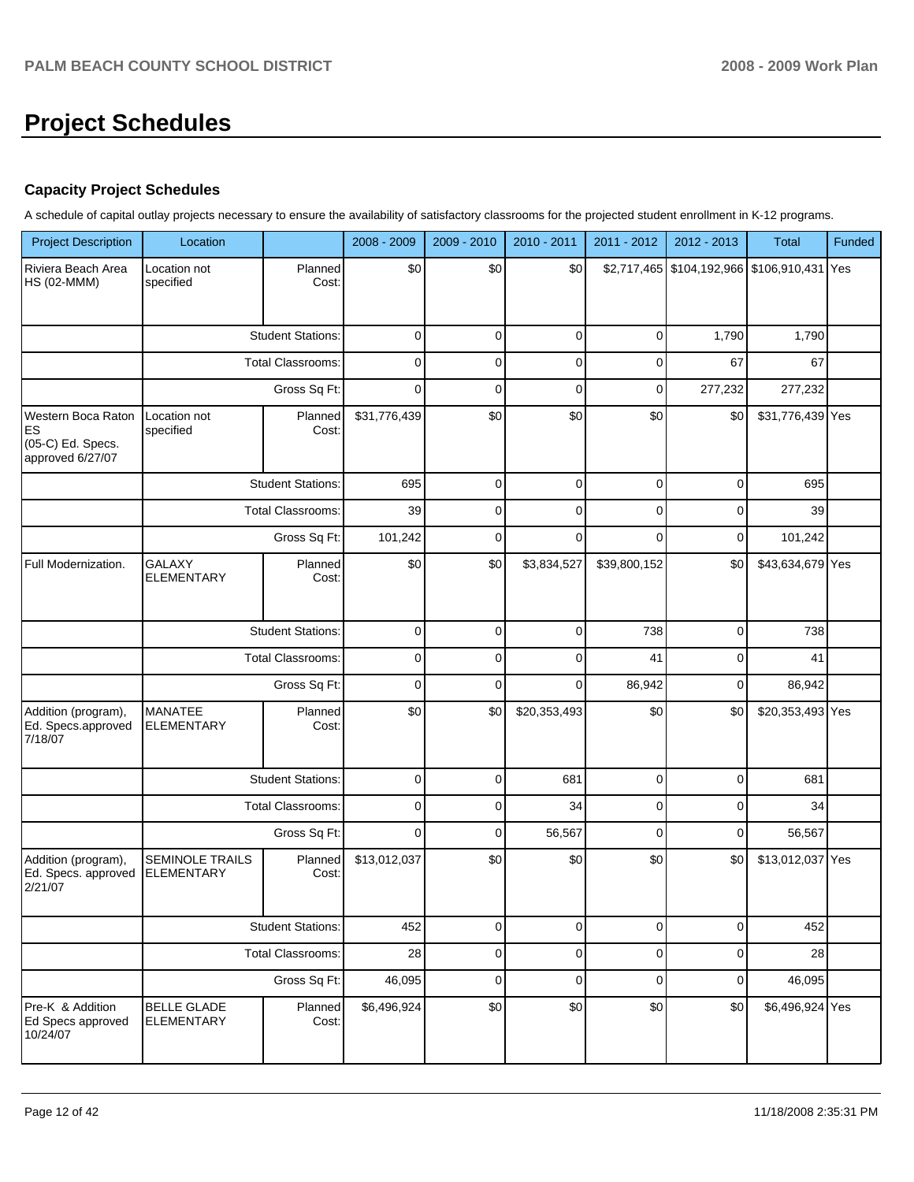# Project Schedules

## Capacity Project Schedules

A schedule of capital outlay projects necessary to ensure the availability of satisfactory classrooms for the projected student enrollment in K-12 programs.

| Project Description | Location | | 2008 - 2009 | 2009 - 2010 | 2010 - 2011 | 2011 - 2012 | 2012 - 2013 | Total | Funded |
|---|---|---|---|---|---|---|---|---|---|
| Riviera Beach Area HS (02-MMM) | Location not specified | Planned Cost: | $0 | $0 | $0 | $2,717,465 | $104,192,966 | $106,910,431 | Yes |
| | | Student Stations: | 0 | 0 | 0 | 0 | 1,790 | 1,790 | |
| | | Total Classrooms: | 0 | 0 | 0 | 0 | 67 | 67 | |
| | | Gross Sq Ft: | 0 | 0 | 0 | 0 | 277,232 | 277,232 | |
| Western Boca Raton ES (05-C) Ed. Specs. approved 6/27/07 | Location not specified | Planned Cost: | $31,776,439 | $0 | $0 | $0 | $0 | $31,776,439 | Yes |
| | | Student Stations: | 695 | 0 | 0 | 0 | 0 | 695 | |
| | | Total Classrooms: | 39 | 0 | 0 | 0 | 0 | 39 | |
| | | Gross Sq Ft: | 101,242 | 0 | 0 | 0 | 0 | 101,242 | |
| Full Modernization. | GALAXY ELEMENTARY | Planned Cost: | $0 | $0 | $3,834,527 | $39,800,152 | $0 | $43,634,679 | Yes |
| | | Student Stations: | 0 | 0 | 0 | 738 | 0 | 738 | |
| | | Total Classrooms: | 0 | 0 | 0 | 41 | 0 | 41 | |
| | | Gross Sq Ft: | 0 | 0 | 0 | 86,942 | 0 | 86,942 | |
| Addition (program), Ed. Specs.approved 7/18/07 | MANATEE ELEMENTARY | Planned Cost: | $0 | $0 | $20,353,493 | $0 | $0 | $20,353,493 | Yes |
| | | Student Stations: | 0 | 0 | 681 | 0 | 0 | 681 | |
| | | Total Classrooms: | 0 | 0 | 34 | 0 | 0 | 34 | |
| | | Gross Sq Ft: | 0 | 0 | 56,567 | 0 | 0 | 56,567 | |
| Addition (program), Ed. Specs. approved 2/21/07 | SEMINOLE TRAILS ELEMENTARY | Planned Cost: | $13,012,037 | $0 | $0 | $0 | $0 | $13,012,037 | Yes |
| | | Student Stations: | 452 | 0 | 0 | 0 | 0 | 452 | |
| | | Total Classrooms: | 28 | 0 | 0 | 0 | 0 | 28 | |
| | | Gross Sq Ft: | 46,095 | 0 | 0 | 0 | 0 | 46,095 | |
| Pre-K & Addition Ed Specs approved 10/24/07 | BELLE GLADE ELEMENTARY | Planned Cost: | $6,496,924 | $0 | $0 | $0 | $0 | $6,496,924 | Yes |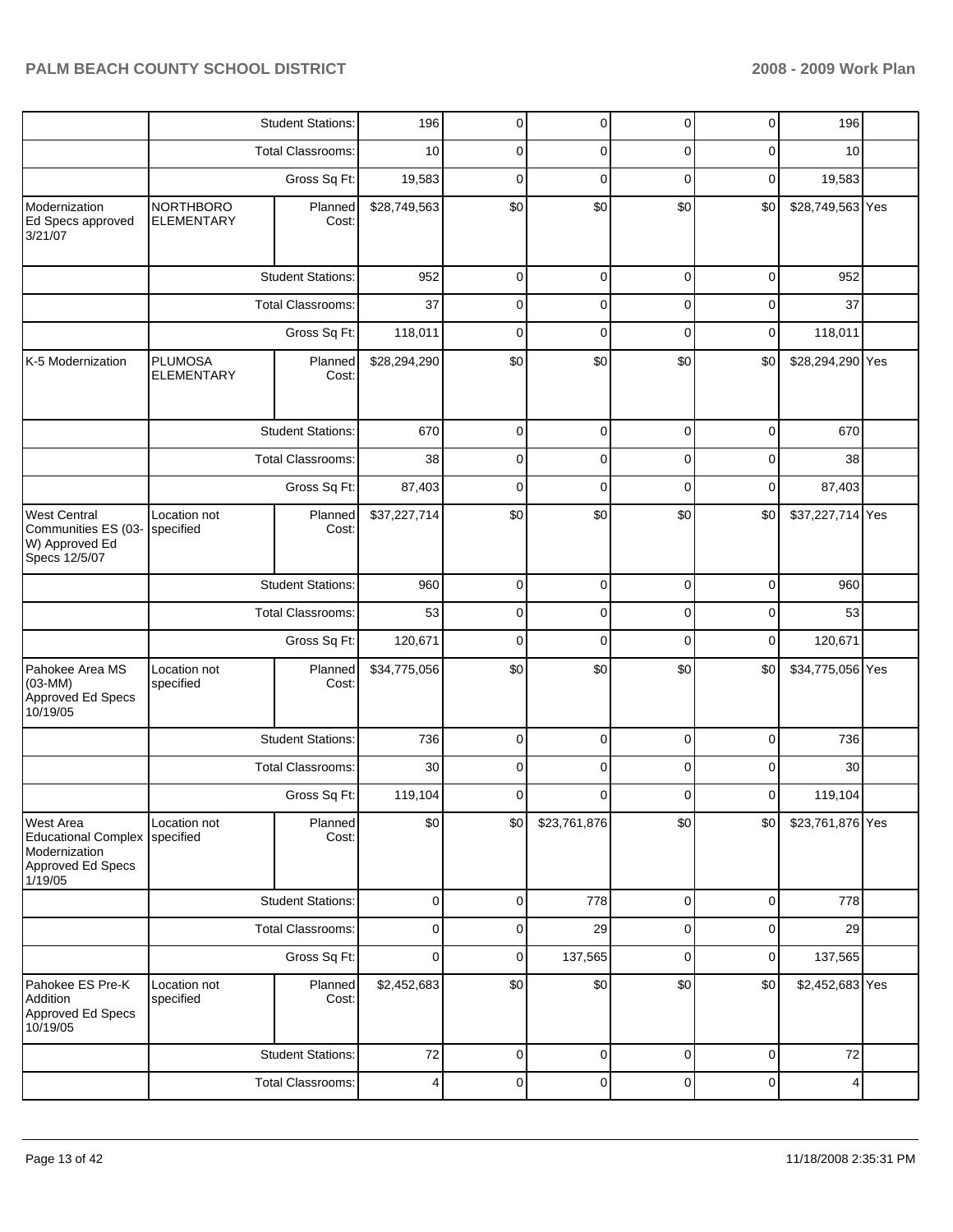| | | | | | | | | | |
|---|---|---|---|---|---|---|---|---|---|
| | | Student Stations: | 196 | 0 | 0 | 0 | 0 | 196 | |
| | | Total Classrooms: | 10 | 0 | 0 | 0 | 0 | 10 | |
| | | Gross Sq Ft: | 19,583 | 0 | 0 | 0 | 0 | 19,583 | |
| Modernization Ed Specs approved 3/21/07 | NORTHBORO ELEMENTARY | Planned Cost: | $28,749,563 | $0 | $0 | $0 | $0 | $28,749,563 | Yes |
| | | Student Stations: | 952 | 0 | 0 | 0 | 0 | 952 | |
| | | Total Classrooms: | 37 | 0 | 0 | 0 | 0 | 37 | |
| | | Gross Sq Ft: | 118,011 | 0 | 0 | 0 | 0 | 118,011 | |
| K-5 Modernization | PLUMOSA ELEMENTARY | Planned Cost: | $28,294,290 | $0 | $0 | $0 | $0 | $28,294,290 | Yes |
| | | Student Stations: | 670 | 0 | 0 | 0 | 0 | 670 | |
| | | Total Classrooms: | 38 | 0 | 0 | 0 | 0 | 38 | |
| | | Gross Sq Ft: | 87,403 | 0 | 0 | 0 | 0 | 87,403 | |
| West Central Communities ES (03-W) Approved Ed Specs 12/5/07 | Location not specified | Planned Cost: | $37,227,714 | $0 | $0 | $0 | $0 | $37,227,714 | Yes |
| | | Student Stations: | 960 | 0 | 0 | 0 | 0 | 960 | |
| | | Total Classrooms: | 53 | 0 | 0 | 0 | 0 | 53 | |
| | | Gross Sq Ft: | 120,671 | 0 | 0 | 0 | 0 | 120,671 | |
| Pahokee Area MS (03-MM) Approved Ed Specs 10/19/05 | Location not specified | Planned Cost: | $34,775,056 | $0 | $0 | $0 | $0 | $34,775,056 | Yes |
| | | Student Stations: | 736 | 0 | 0 | 0 | 0 | 736 | |
| | | Total Classrooms: | 30 | 0 | 0 | 0 | 0 | 30 | |
| | | Gross Sq Ft: | 119,104 | 0 | 0 | 0 | 0 | 119,104 | |
| West Area Educational Complex Modernization Approved Ed Specs 1/19/05 | Location not specified | Planned Cost: | $0 | $0 | $23,761,876 | $0 | $0 | $23,761,876 | Yes |
| | | Student Stations: | 0 | 0 | 778 | 0 | 0 | 778 | |
| | | Total Classrooms: | 0 | 0 | 29 | 0 | 0 | 29 | |
| | | Gross Sq Ft: | 0 | 0 | 137,565 | 0 | 0 | 137,565 | |
| Pahokee ES Pre-K Addition Approved Ed Specs 10/19/05 | Location not specified | Planned Cost: | $2,452,683 | $0 | $0 | $0 | $0 | $2,452,683 | Yes |
| | | Student Stations: | 72 | 0 | 0 | 0 | 0 | 72 | |
| | | Total Classrooms: | 4 | 0 | 0 | 0 | 0 | 4 | |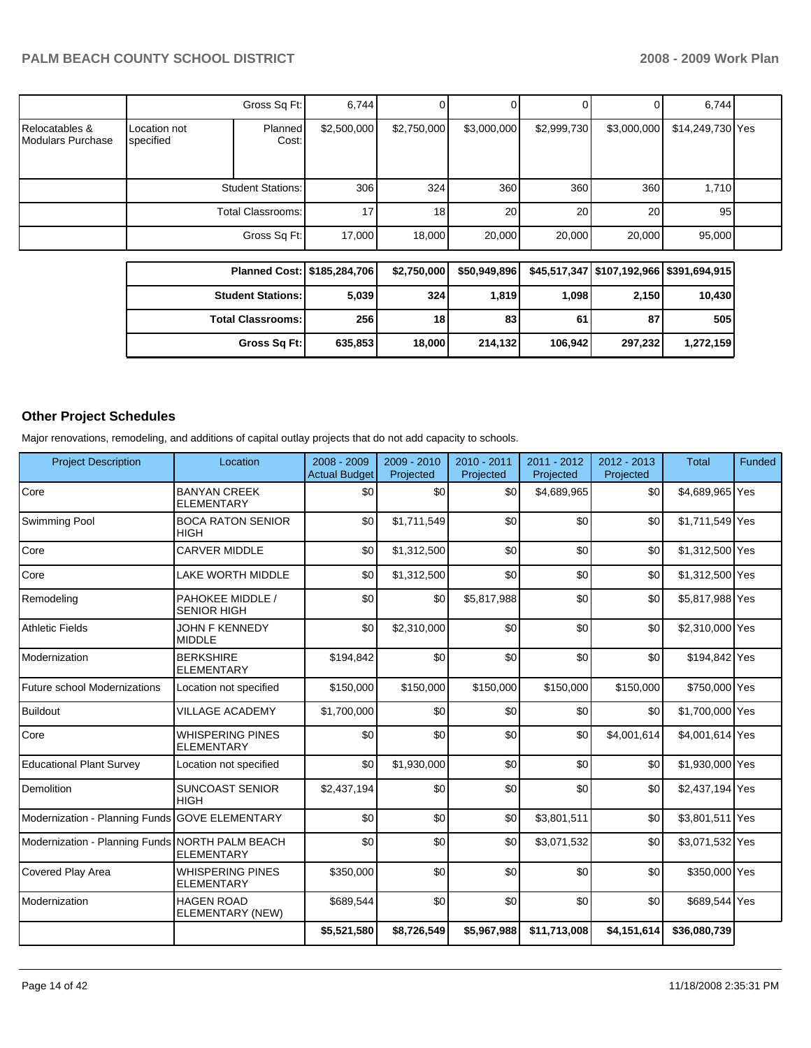| | | | | | | | | | |
|---|---|---|---|---|---|---|---|---|---|
| | Gross Sq Ft: | | 6,744 | 0 | 0 | 0 | 0 | 6,744 | |
| Relocatables & Modulars Purchase | Location not specified | Planned Cost: | $2,500,000 | $2,750,000 | $3,000,000 | $2,999,730 | $3,000,000 | $14,249,730 | Yes |
| | Student Stations: | | 306 | 324 | 360 | 360 | 360 | 1,710 | |
| | Total Classrooms: | | 17 | 18 | 20 | 20 | 20 | 95 | |
| | Gross Sq Ft: | | 17,000 | 18,000 | 20,000 | 20,000 | 20,000 | 95,000 | |

| | | | | | | |
|---|---|---|---|---|---|---|
| **Planned Cost:** | **$185,284,706** | **$2,750,000** | **$50,949,896** | **$45,517,347** | **$107,192,966** | **$391,694,915** |
| **Student Stations:** | **5,039** | **324** | **1,819** | **1,098** | **2,150** | **10,430** |
| **Total Classrooms:** | **256** | **18** | **83** | **61** | **87** | **505** |
| **Gross Sq Ft:** | **635,853** | **18,000** | **214,132** | **106,942** | **297,232** | **1,272,159** |

### Other Project Schedules

Major renovations, remodeling, and additions of capital outlay projects that do not add capacity to schools.

| Project Description | Location | 2008 - 2009 Actual Budget | 2009 - 2010 Projected | 2010 - 2011 Projected | 2011 - 2012 Projected | 2012 - 2013 Projected | Total | Funded |
|---|---|---|---|---|---|---|---|---|
| Core | BANYAN CREEK ELEMENTARY | $0 | $0 | $0 | $4,689,965 | $0 | $4,689,965 | Yes |
| Swimming Pool | BOCA RATON SENIOR HIGH | $0 | $1,711,549 | $0 | $0 | $0 | $1,711,549 | Yes |
| Core | CARVER MIDDLE | $0 | $1,312,500 | $0 | $0 | $0 | $1,312,500 | Yes |
| Core | LAKE WORTH MIDDLE | $0 | $1,312,500 | $0 | $0 | $0 | $1,312,500 | Yes |
| Remodeling | PAHOKEE MIDDLE / SENIOR HIGH | $0 | $0 | $5,817,988 | $0 | $0 | $5,817,988 | Yes |
| Athletic Fields | JOHN F KENNEDY MIDDLE | $0 | $2,310,000 | $0 | $0 | $0 | $2,310,000 | Yes |
| Modernization | BERKSHIRE ELEMENTARY | $194,842 | $0 | $0 | $0 | $0 | $194,842 | Yes |
| Future school Modernizations | Location not specified | $150,000 | $150,000 | $150,000 | $150,000 | $150,000 | $750,000 | Yes |
| Buildout | VILLAGE ACADEMY | $1,700,000 | $0 | $0 | $0 | $0 | $1,700,000 | Yes |
| Core | WHISPERING PINES ELEMENTARY | $0 | $0 | $0 | $0 | $4,001,614 | $4,001,614 | Yes |
| Educational Plant Survey | Location not specified | $0 | $1,930,000 | $0 | $0 | $0 | $1,930,000 | Yes |
| Demolition | SUNCOAST SENIOR HIGH | $2,437,194 | $0 | $0 | $0 | $0 | $2,437,194 | Yes |
| Modernization - Planning Funds | GOVE ELEMENTARY | $0 | $0 | $0 | $3,801,511 | $0 | $3,801,511 | Yes |
| Modernization - Planning Funds | NORTH PALM BEACH ELEMENTARY | $0 | $0 | $0 | $3,071,532 | $0 | $3,071,532 | Yes |
| Covered Play Area | WHISPERING PINES ELEMENTARY | $350,000 | $0 | $0 | $0 | $0 | $350,000 | Yes |
| Modernization | HAGEN ROAD ELEMENTARY (NEW) | $689,544 | $0 | $0 | $0 | $0 | $689,544 | Yes |
| | | **$5,521,580** | **$8,726,549** | **$5,967,988** | **$11,713,008** | **$4,151,614** | **$36,080,739** | |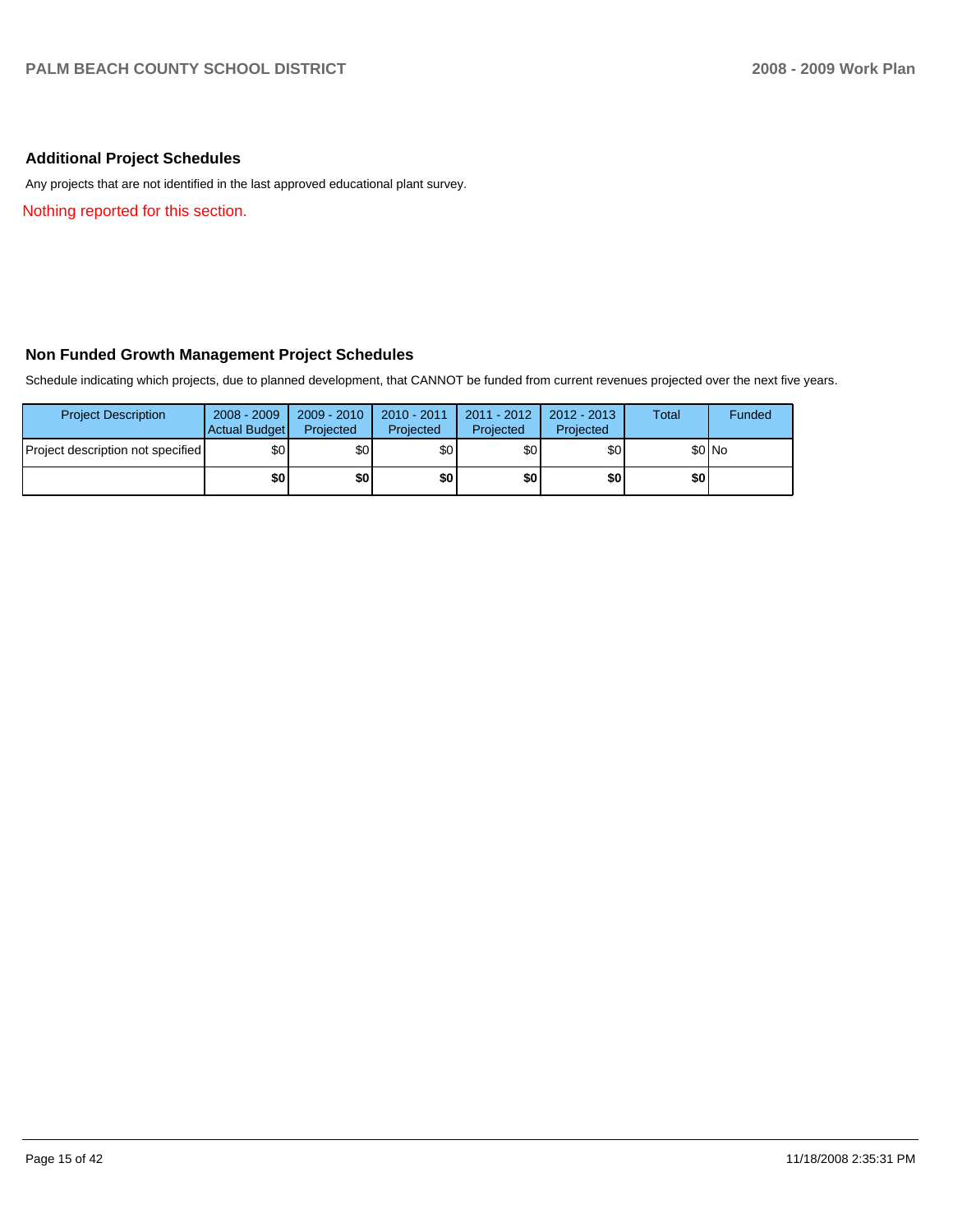## Additional Project Schedules

Any projects that are not identified in the last approved educational plant survey.

Nothing reported for this section.

## Non Funded Growth Management Project Schedules

Schedule indicating which projects, due to planned development, that CANNOT be funded from current revenues projected over the next five years.

| Project Description | 2008 - 2009 Actual Budget | 2009 - 2010 Projected | 2010 - 2011 Projected | 2011 - 2012 Projected | 2012 - 2013 Projected | Total | Funded |
|---|---|---|---|---|---|---|---|
| Project description not specified | $0 | $0 | $0 | $0 | $0 | $0 | No |
| | **$0** | **$0** | **$0** | **$0** | **$0** | **$0** | |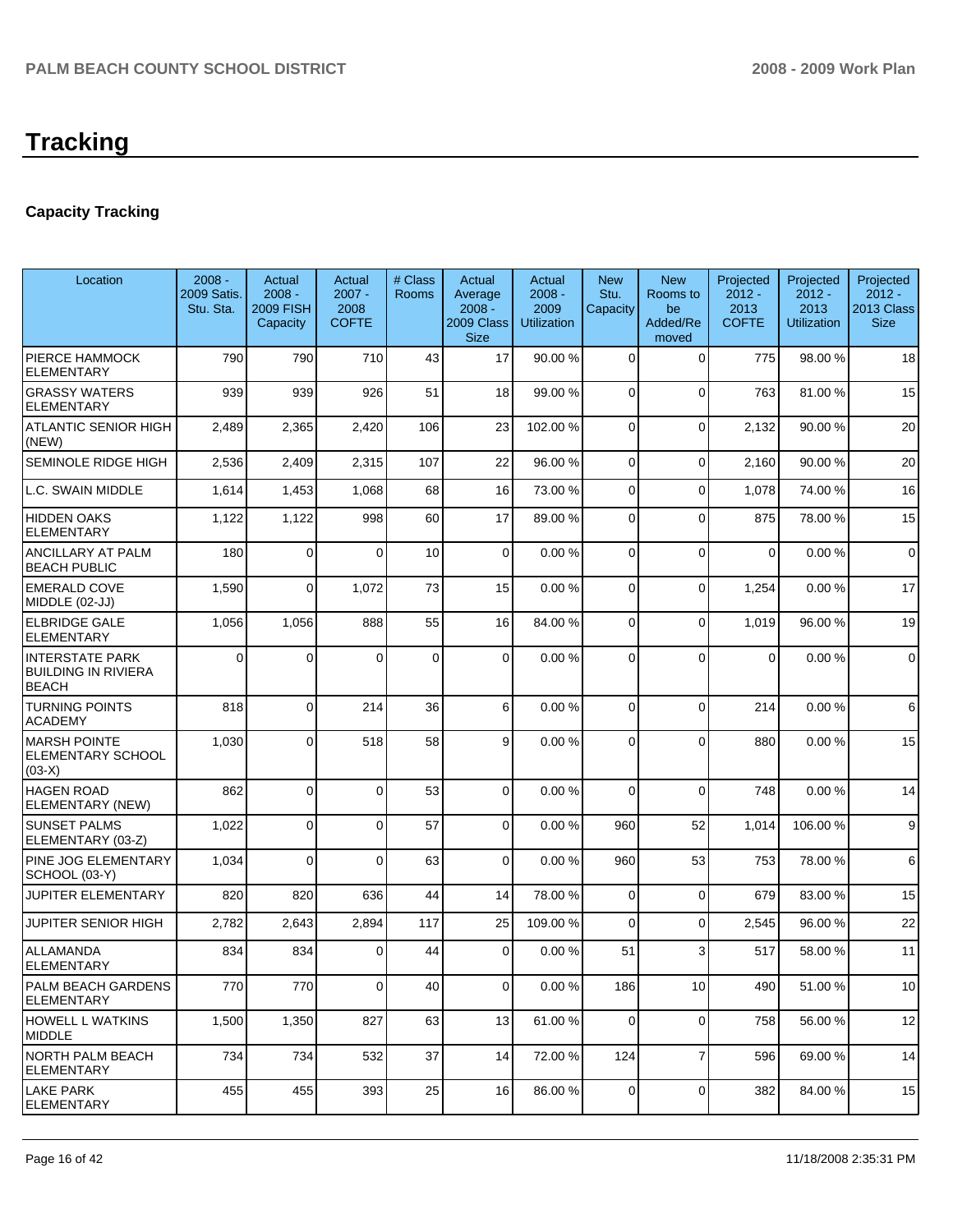# Tracking

## Capacity Tracking

| Location | 2008 - 2009 Satis. Stu. Sta. | Actual 2008 - 2009 FISH Capacity | Actual 2007 - 2008 COFTE | # Class Rooms | Actual Average 2008 - 2009 Class Size | Actual 2008 - 2009 Utilization | New Stu. Capacity | New Rooms to be Added/Removed | Projected 2012 - 2013 COFTE | Projected 2012 - 2013 Utilization | Projected 2012 - 2013 Class Size |
|---|---|---|---|---|---|---|---|---|---|---|---|
| PIERCE HAMMOCK ELEMENTARY | 790 | 790 | 710 | 43 | 17 | 90.00 % | 0 | 0 | 775 | 98.00 % | 18 |
| GRASSY WATERS ELEMENTARY | 939 | 939 | 926 | 51 | 18 | 99.00 % | 0 | 0 | 763 | 81.00 % | 15 |
| ATLANTIC SENIOR HIGH (NEW) | 2,489 | 2,365 | 2,420 | 106 | 23 | 102.00 % | 0 | 0 | 2,132 | 90.00 % | 20 |
| SEMINOLE RIDGE HIGH | 2,536 | 2,409 | 2,315 | 107 | 22 | 96.00 % | 0 | 0 | 2,160 | 90.00 % | 20 |
| L.C. SWAIN MIDDLE | 1,614 | 1,453 | 1,068 | 68 | 16 | 73.00 % | 0 | 0 | 1,078 | 74.00 % | 16 |
| HIDDEN OAKS ELEMENTARY | 1,122 | 1,122 | 998 | 60 | 17 | 89.00 % | 0 | 0 | 875 | 78.00 % | 15 |
| ANCILLARY AT PALM BEACH PUBLIC | 180 | 0 | 0 | 10 | 0 | 0.00 % | 0 | 0 | 0 | 0.00 % | 0 |
| EMERALD COVE MIDDLE (02-JJ) | 1,590 | 0 | 1,072 | 73 | 15 | 0.00 % | 0 | 0 | 1,254 | 0.00 % | 17 |
| ELBRIDGE GALE ELEMENTARY | 1,056 | 1,056 | 888 | 55 | 16 | 84.00 % | 0 | 0 | 1,019 | 96.00 % | 19 |
| INTERSTATE PARK BUILDING IN RIVIERA BEACH | 0 | 0 | 0 | 0 | 0 | 0.00 % | 0 | 0 | 0 | 0.00 % | 0 |
| TURNING POINTS ACADEMY | 818 | 0 | 214 | 36 | 6 | 0.00 % | 0 | 0 | 214 | 0.00 % | 6 |
| MARSH POINTE ELEMENTARY SCHOOL (03-X) | 1,030 | 0 | 518 | 58 | 9 | 0.00 % | 0 | 0 | 880 | 0.00 % | 15 |
| HAGEN ROAD ELEMENTARY (NEW) | 862 | 0 | 0 | 53 | 0 | 0.00 % | 0 | 0 | 748 | 0.00 % | 14 |
| SUNSET PALMS ELEMENTARY (03-Z) | 1,022 | 0 | 0 | 57 | 0 | 0.00 % | 960 | 52 | 1,014 | 106.00 % | 9 |
| PINE JOG ELEMENTARY SCHOOL (03-Y) | 1,034 | 0 | 0 | 63 | 0 | 0.00 % | 960 | 53 | 753 | 78.00 % | 6 |
| JUPITER ELEMENTARY | 820 | 820 | 636 | 44 | 14 | 78.00 % | 0 | 0 | 679 | 83.00 % | 15 |
| JUPITER SENIOR HIGH | 2,782 | 2,643 | 2,894 | 117 | 25 | 109.00 % | 0 | 0 | 2,545 | 96.00 % | 22 |
| ALLAMANDA ELEMENTARY | 834 | 834 | 0 | 44 | 0 | 0.00 % | 51 | 3 | 517 | 58.00 % | 11 |
| PALM BEACH GARDENS ELEMENTARY | 770 | 770 | 0 | 40 | 0 | 0.00 % | 186 | 10 | 490 | 51.00 % | 10 |
| HOWELL L WATKINS MIDDLE | 1,500 | 1,350 | 827 | 63 | 13 | 61.00 % | 0 | 0 | 758 | 56.00 % | 12 |
| NORTH PALM BEACH ELEMENTARY | 734 | 734 | 532 | 37 | 14 | 72.00 % | 124 | 7 | 596 | 69.00 % | 14 |
| LAKE PARK ELEMENTARY | 455 | 455 | 393 | 25 | 16 | 86.00 % | 0 | 0 | 382 | 84.00 % | 15 |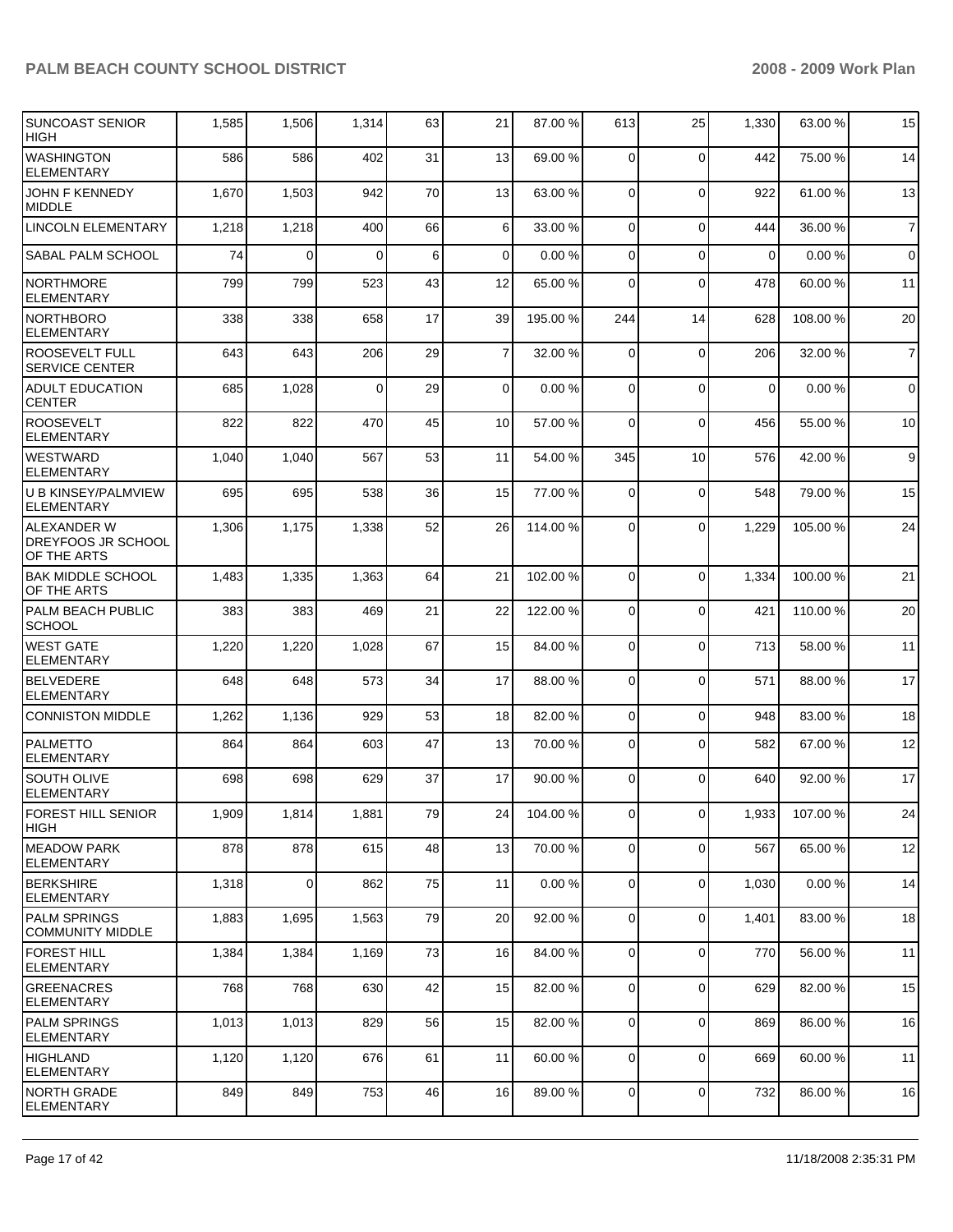| | | | | | | | | | | | |
|---|---|---|---|---|---|---|---|---|---|---|---|
| SUNCOAST SENIOR HIGH | 1,585 | 1,506 | 1,314 | 63 | 21 | 87.00 % | 613 | 25 | 1,330 | 63.00 % | 15 |
| WASHINGTON ELEMENTARY | 586 | 586 | 402 | 31 | 13 | 69.00 % | 0 | 0 | 442 | 75.00 % | 14 |
| JOHN F KENNEDY MIDDLE | 1,670 | 1,503 | 942 | 70 | 13 | 63.00 % | 0 | 0 | 922 | 61.00 % | 13 |
| LINCOLN ELEMENTARY | 1,218 | 1,218 | 400 | 66 | 6 | 33.00 % | 0 | 0 | 444 | 36.00 % | 7 |
| SABAL PALM SCHOOL | 74 | 0 | 0 | 6 | 0 | 0.00 % | 0 | 0 | 0 | 0.00 % | 0 |
| NORTHMORE ELEMENTARY | 799 | 799 | 523 | 43 | 12 | 65.00 % | 0 | 0 | 478 | 60.00 % | 11 |
| NORTHBORO ELEMENTARY | 338 | 338 | 658 | 17 | 39 | 195.00 % | 244 | 14 | 628 | 108.00 % | 20 |
| ROOSEVELT FULL SERVICE CENTER | 643 | 643 | 206 | 29 | 7 | 32.00 % | 0 | 0 | 206 | 32.00 % | 7 |
| ADULT EDUCATION CENTER | 685 | 1,028 | 0 | 29 | 0 | 0.00 % | 0 | 0 | 0 | 0.00 % | 0 |
| ROOSEVELT ELEMENTARY | 822 | 822 | 470 | 45 | 10 | 57.00 % | 0 | 0 | 456 | 55.00 % | 10 |
| WESTWARD ELEMENTARY | 1,040 | 1,040 | 567 | 53 | 11 | 54.00 % | 345 | 10 | 576 | 42.00 % | 9 |
| U B KINSEY/PALMVIEW ELEMENTARY | 695 | 695 | 538 | 36 | 15 | 77.00 % | 0 | 0 | 548 | 79.00 % | 15 |
| ALEXANDER W DREYFOOS JR SCHOOL OF THE ARTS | 1,306 | 1,175 | 1,338 | 52 | 26 | 114.00 % | 0 | 0 | 1,229 | 105.00 % | 24 |
| BAK MIDDLE SCHOOL OF THE ARTS | 1,483 | 1,335 | 1,363 | 64 | 21 | 102.00 % | 0 | 0 | 1,334 | 100.00 % | 21 |
| PALM BEACH PUBLIC SCHOOL | 383 | 383 | 469 | 21 | 22 | 122.00 % | 0 | 0 | 421 | 110.00 % | 20 |
| WEST GATE ELEMENTARY | 1,220 | 1,220 | 1,028 | 67 | 15 | 84.00 % | 0 | 0 | 713 | 58.00 % | 11 |
| BELVEDERE ELEMENTARY | 648 | 648 | 573 | 34 | 17 | 88.00 % | 0 | 0 | 571 | 88.00 % | 17 |
| CONNISTON MIDDLE | 1,262 | 1,136 | 929 | 53 | 18 | 82.00 % | 0 | 0 | 948 | 83.00 % | 18 |
| PALMETTO ELEMENTARY | 864 | 864 | 603 | 47 | 13 | 70.00 % | 0 | 0 | 582 | 67.00 % | 12 |
| SOUTH OLIVE ELEMENTARY | 698 | 698 | 629 | 37 | 17 | 90.00 % | 0 | 0 | 640 | 92.00 % | 17 |
| FOREST HILL SENIOR HIGH | 1,909 | 1,814 | 1,881 | 79 | 24 | 104.00 % | 0 | 0 | 1,933 | 107.00 % | 24 |
| MEADOW PARK ELEMENTARY | 878 | 878 | 615 | 48 | 13 | 70.00 % | 0 | 0 | 567 | 65.00 % | 12 |
| BERKSHIRE ELEMENTARY | 1,318 | 0 | 862 | 75 | 11 | 0.00 % | 0 | 0 | 1,030 | 0.00 % | 14 |
| PALM SPRINGS COMMUNITY MIDDLE | 1,883 | 1,695 | 1,563 | 79 | 20 | 92.00 % | 0 | 0 | 1,401 | 83.00 % | 18 |
| FOREST HILL ELEMENTARY | 1,384 | 1,384 | 1,169 | 73 | 16 | 84.00 % | 0 | 0 | 770 | 56.00 % | 11 |
| GREENACRES ELEMENTARY | 768 | 768 | 630 | 42 | 15 | 82.00 % | 0 | 0 | 629 | 82.00 % | 15 |
| PALM SPRINGS ELEMENTARY | 1,013 | 1,013 | 829 | 56 | 15 | 82.00 % | 0 | 0 | 869 | 86.00 % | 16 |
| HIGHLAND ELEMENTARY | 1,120 | 1,120 | 676 | 61 | 11 | 60.00 % | 0 | 0 | 669 | 60.00 % | 11 |
| NORTH GRADE ELEMENTARY | 849 | 849 | 753 | 46 | 16 | 89.00 % | 0 | 0 | 732 | 86.00 % | 16 |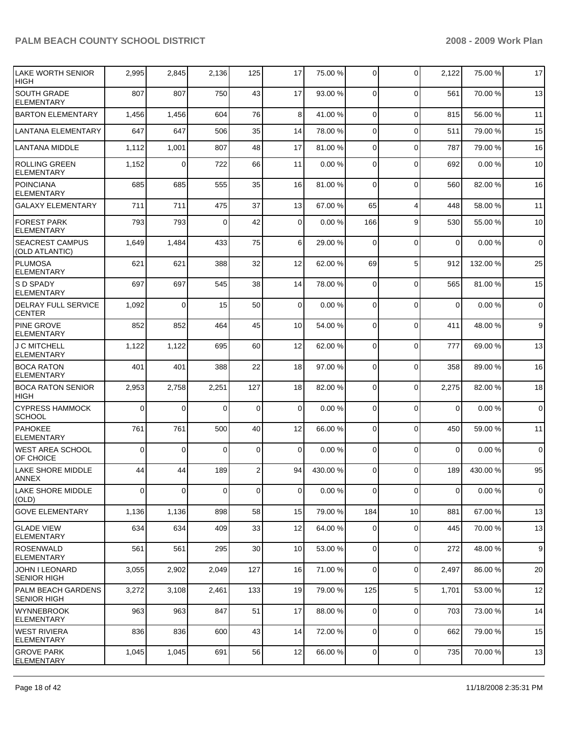| | | | | | | | | | | |
|---|---|---|---|---|---|---|---|---|---|---|
| LAKE WORTH SENIOR HIGH | 2,995 | 2,845 | 2,136 | 125 | 17 | 75.00 % | 0 | 0 | 2,122 | 75.00 % | 17 |
| SOUTH GRADE ELEMENTARY | 807 | 807 | 750 | 43 | 17 | 93.00 % | 0 | 0 | 561 | 70.00 % | 13 |
| BARTON ELEMENTARY | 1,456 | 1,456 | 604 | 76 | 8 | 41.00 % | 0 | 0 | 815 | 56.00 % | 11 |
| LANTANA ELEMENTARY | 647 | 647 | 506 | 35 | 14 | 78.00 % | 0 | 0 | 511 | 79.00 % | 15 |
| LANTANA MIDDLE | 1,112 | 1,001 | 807 | 48 | 17 | 81.00 % | 0 | 0 | 787 | 79.00 % | 16 |
| ROLLING GREEN ELEMENTARY | 1,152 | 0 | 722 | 66 | 11 | 0.00 % | 0 | 0 | 692 | 0.00 % | 10 |
| POINCIANA ELEMENTARY | 685 | 685 | 555 | 35 | 16 | 81.00 % | 0 | 0 | 560 | 82.00 % | 16 |
| GALAXY ELEMENTARY | 711 | 711 | 475 | 37 | 13 | 67.00 % | 65 | 4 | 448 | 58.00 % | 11 |
| FOREST PARK ELEMENTARY | 793 | 793 | 0 | 42 | 0 | 0.00 % | 166 | 9 | 530 | 55.00 % | 10 |
| SEACREST CAMPUS (OLD ATLANTIC) | 1,649 | 1,484 | 433 | 75 | 6 | 29.00 % | 0 | 0 | 0 | 0.00 % | 0 |
| PLUMOSA ELEMENTARY | 621 | 621 | 388 | 32 | 12 | 62.00 % | 69 | 5 | 912 | 132.00 % | 25 |
| S D SPADY ELEMENTARY | 697 | 697 | 545 | 38 | 14 | 78.00 % | 0 | 0 | 565 | 81.00 % | 15 |
| DELRAY FULL SERVICE CENTER | 1,092 | 0 | 15 | 50 | 0 | 0.00 % | 0 | 0 | 0 | 0.00 % | 0 |
| PINE GROVE ELEMENTARY | 852 | 852 | 464 | 45 | 10 | 54.00 % | 0 | 0 | 411 | 48.00 % | 9 |
| J C MITCHELL ELEMENTARY | 1,122 | 1,122 | 695 | 60 | 12 | 62.00 % | 0 | 0 | 777 | 69.00 % | 13 |
| BOCA RATON ELEMENTARY | 401 | 401 | 388 | 22 | 18 | 97.00 % | 0 | 0 | 358 | 89.00 % | 16 |
| BOCA RATON SENIOR HIGH | 2,953 | 2,758 | 2,251 | 127 | 18 | 82.00 % | 0 | 0 | 2,275 | 82.00 % | 18 |
| CYPRESS HAMMOCK SCHOOL | 0 | 0 | 0 | 0 | 0 | 0.00 % | 0 | 0 | 0 | 0.00 % | 0 |
| PAHOKEE ELEMENTARY | 761 | 761 | 500 | 40 | 12 | 66.00 % | 0 | 0 | 450 | 59.00 % | 11 |
| WEST AREA SCHOOL OF CHOICE | 0 | 0 | 0 | 0 | 0 | 0.00 % | 0 | 0 | 0 | 0.00 % | 0 |
| LAKE SHORE MIDDLE ANNEX | 44 | 44 | 189 | 2 | 94 | 430.00 % | 0 | 0 | 189 | 430.00 % | 95 |
| LAKE SHORE MIDDLE (OLD) | 0 | 0 | 0 | 0 | 0 | 0.00 % | 0 | 0 | 0 | 0.00 % | 0 |
| GOVE ELEMENTARY | 1,136 | 1,136 | 898 | 58 | 15 | 79.00 % | 184 | 10 | 881 | 67.00 % | 13 |
| GLADE VIEW ELEMENTARY | 634 | 634 | 409 | 33 | 12 | 64.00 % | 0 | 0 | 445 | 70.00 % | 13 |
| ROSENWALD ELEMENTARY | 561 | 561 | 295 | 30 | 10 | 53.00 % | 0 | 0 | 272 | 48.00 % | 9 |
| JOHN I LEONARD SENIOR HIGH | 3,055 | 2,902 | 2,049 | 127 | 16 | 71.00 % | 0 | 0 | 2,497 | 86.00 % | 20 |
| PALM BEACH GARDENS SENIOR HIGH | 3,272 | 3,108 | 2,461 | 133 | 19 | 79.00 % | 125 | 5 | 1,701 | 53.00 % | 12 |
| WYNNEBROOK ELEMENTARY | 963 | 963 | 847 | 51 | 17 | 88.00 % | 0 | 0 | 703 | 73.00 % | 14 |
| WEST RIVIERA ELEMENTARY | 836 | 836 | 600 | 43 | 14 | 72.00 % | 0 | 0 | 662 | 79.00 % | 15 |
| GROVE PARK ELEMENTARY | 1,045 | 1,045 | 691 | 56 | 12 | 66.00 % | 0 | 0 | 735 | 70.00 % | 13 |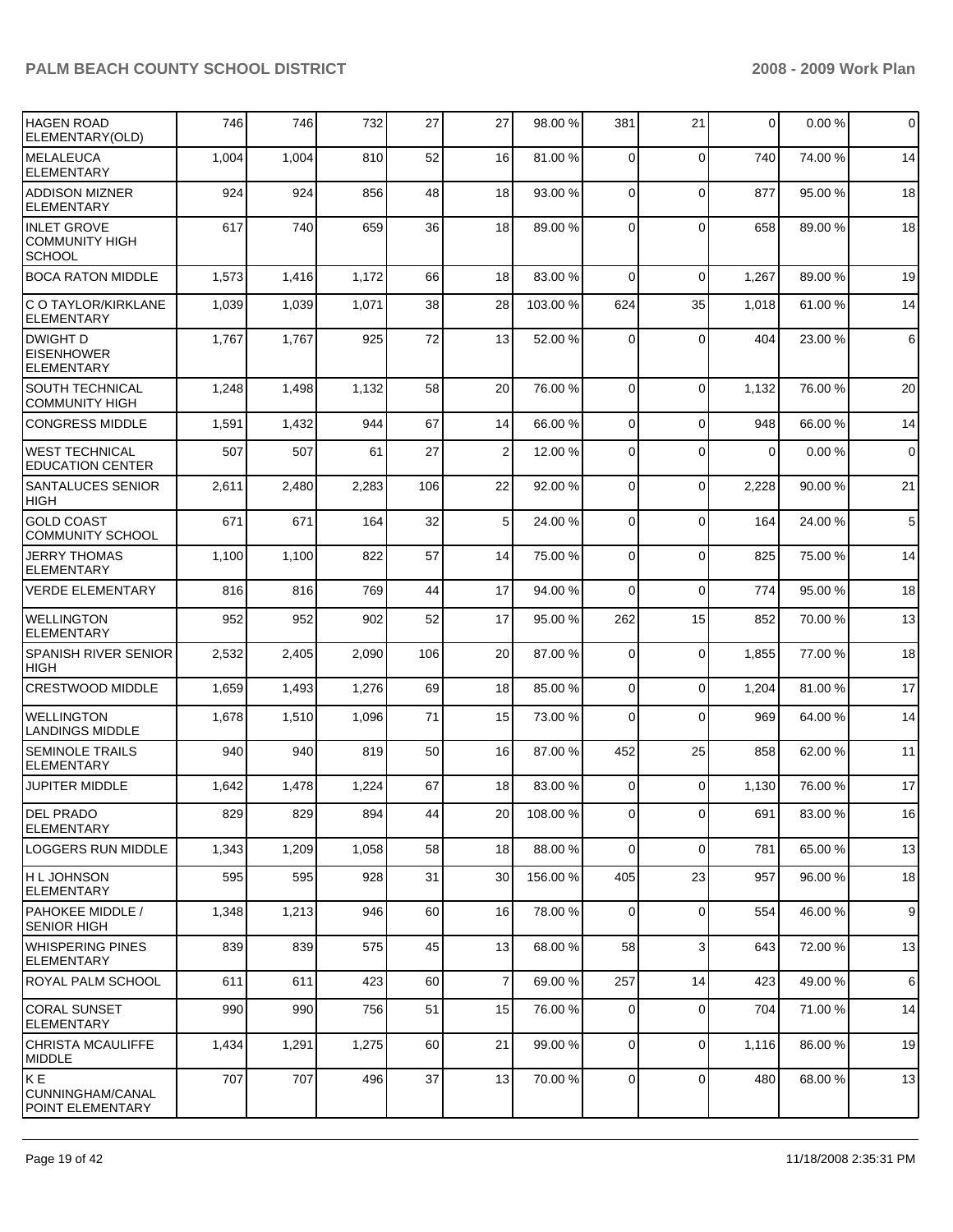| | | | | | | | | | | | |
|---|---|---|---|---|---|---|---|---|---|---|---|
| HAGEN ROAD ELEMENTARY(OLD) | 746 | 746 | 732 | 27 | 27 | 98.00 % | 381 | 21 | 0 | 0.00 % | 0 |
| MELALEUCA ELEMENTARY | 1,004 | 1,004 | 810 | 52 | 16 | 81.00 % | 0 | 0 | 740 | 74.00 % | 14 |
| ADDISON MIZNER ELEMENTARY | 924 | 924 | 856 | 48 | 18 | 93.00 % | 0 | 0 | 877 | 95.00 % | 18 |
| INLET GROVE COMMUNITY HIGH SCHOOL | 617 | 740 | 659 | 36 | 18 | 89.00 % | 0 | 0 | 658 | 89.00 % | 18 |
| BOCA RATON MIDDLE | 1,573 | 1,416 | 1,172 | 66 | 18 | 83.00 % | 0 | 0 | 1,267 | 89.00 % | 19 |
| C O TAYLOR/KIRKLANE ELEMENTARY | 1,039 | 1,039 | 1,071 | 38 | 28 | 103.00 % | 624 | 35 | 1,018 | 61.00 % | 14 |
| DWIGHT D EISENHOWER ELEMENTARY | 1,767 | 1,767 | 925 | 72 | 13 | 52.00 % | 0 | 0 | 404 | 23.00 % | 6 |
| SOUTH TECHNICAL COMMUNITY HIGH | 1,248 | 1,498 | 1,132 | 58 | 20 | 76.00 % | 0 | 0 | 1,132 | 76.00 % | 20 |
| CONGRESS MIDDLE | 1,591 | 1,432 | 944 | 67 | 14 | 66.00 % | 0 | 0 | 948 | 66.00 % | 14 |
| WEST TECHNICAL EDUCATION CENTER | 507 | 507 | 61 | 27 | 2 | 12.00 % | 0 | 0 | 0 | 0.00 % | 0 |
| SANTALUCES SENIOR HIGH | 2,611 | 2,480 | 2,283 | 106 | 22 | 92.00 % | 0 | 0 | 2,228 | 90.00 % | 21 |
| GOLD COAST COMMUNITY SCHOOL | 671 | 671 | 164 | 32 | 5 | 24.00 % | 0 | 0 | 164 | 24.00 % | 5 |
| JERRY THOMAS ELEMENTARY | 1,100 | 1,100 | 822 | 57 | 14 | 75.00 % | 0 | 0 | 825 | 75.00 % | 14 |
| VERDE ELEMENTARY | 816 | 816 | 769 | 44 | 17 | 94.00 % | 0 | 0 | 774 | 95.00 % | 18 |
| WELLINGTON ELEMENTARY | 952 | 952 | 902 | 52 | 17 | 95.00 % | 262 | 15 | 852 | 70.00 % | 13 |
| SPANISH RIVER SENIOR HIGH | 2,532 | 2,405 | 2,090 | 106 | 20 | 87.00 % | 0 | 0 | 1,855 | 77.00 % | 18 |
| CRESTWOOD MIDDLE | 1,659 | 1,493 | 1,276 | 69 | 18 | 85.00 % | 0 | 0 | 1,204 | 81.00 % | 17 |
| WELLINGTON LANDINGS MIDDLE | 1,678 | 1,510 | 1,096 | 71 | 15 | 73.00 % | 0 | 0 | 969 | 64.00 % | 14 |
| SEMINOLE TRAILS ELEMENTARY | 940 | 940 | 819 | 50 | 16 | 87.00 % | 452 | 25 | 858 | 62.00 % | 11 |
| JUPITER MIDDLE | 1,642 | 1,478 | 1,224 | 67 | 18 | 83.00 % | 0 | 0 | 1,130 | 76.00 % | 17 |
| DEL PRADO ELEMENTARY | 829 | 829 | 894 | 44 | 20 | 108.00 % | 0 | 0 | 691 | 83.00 % | 16 |
| LOGGERS RUN MIDDLE | 1,343 | 1,209 | 1,058 | 58 | 18 | 88.00 % | 0 | 0 | 781 | 65.00 % | 13 |
| H L JOHNSON ELEMENTARY | 595 | 595 | 928 | 31 | 30 | 156.00 % | 405 | 23 | 957 | 96.00 % | 18 |
| PAHOKEE MIDDLE / SENIOR HIGH | 1,348 | 1,213 | 946 | 60 | 16 | 78.00 % | 0 | 0 | 554 | 46.00 % | 9 |
| WHISPERING PINES ELEMENTARY | 839 | 839 | 575 | 45 | 13 | 68.00 % | 58 | 3 | 643 | 72.00 % | 13 |
| ROYAL PALM SCHOOL | 611 | 611 | 423 | 60 | 7 | 69.00 % | 257 | 14 | 423 | 49.00 % | 6 |
| CORAL SUNSET ELEMENTARY | 990 | 990 | 756 | 51 | 15 | 76.00 % | 0 | 0 | 704 | 71.00 % | 14 |
| CHRISTA MCAULIFFE MIDDLE | 1,434 | 1,291 | 1,275 | 60 | 21 | 99.00 % | 0 | 0 | 1,116 | 86.00 % | 19 |
| K E CUNNINGHAM/CANAL POINT ELEMENTARY | 707 | 707 | 496 | 37 | 13 | 70.00 % | 0 | 0 | 480 | 68.00 % | 13 |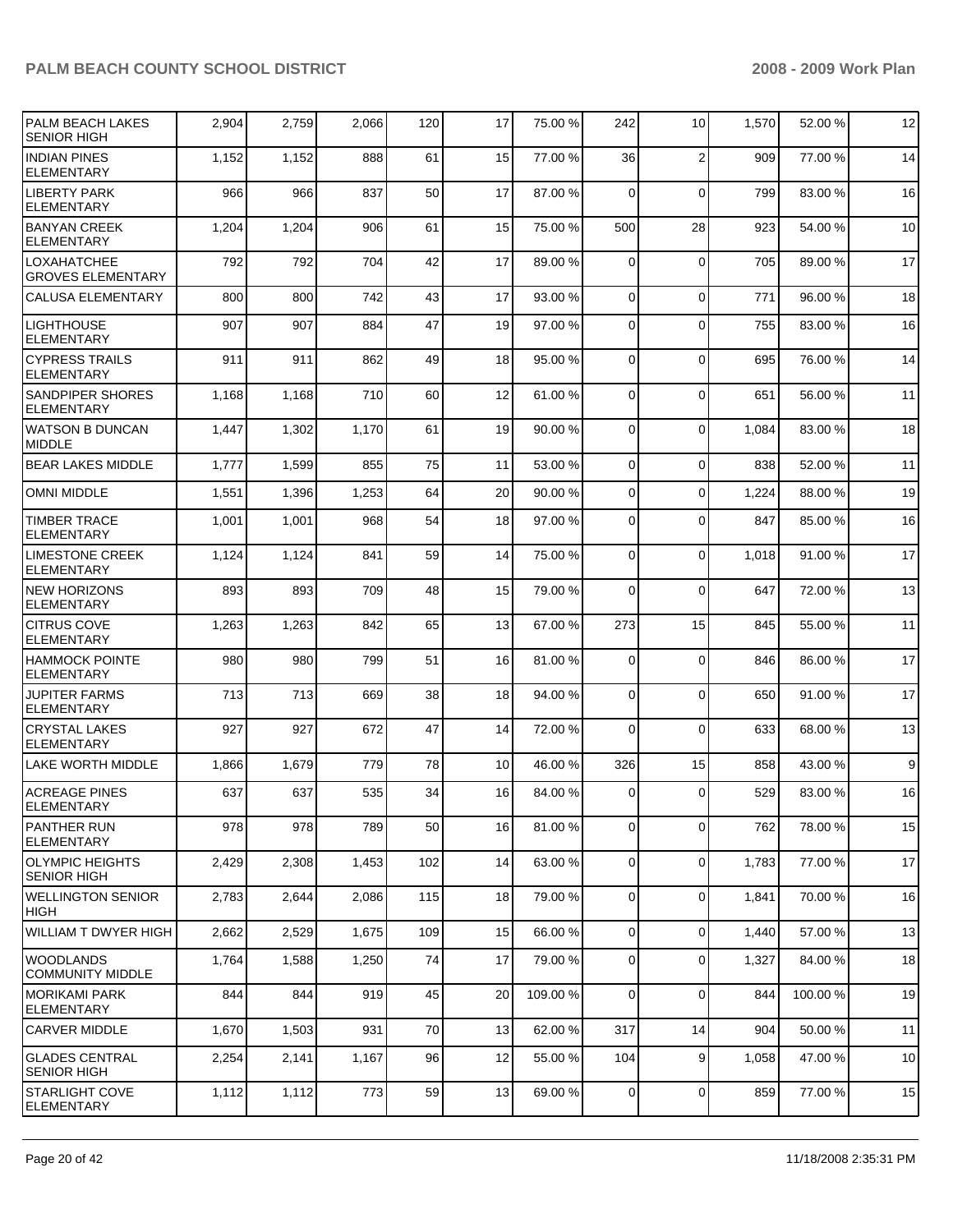| | | | | | | | | | | |
|---|---|---|---|---|---|---|---|---|---|---|
| PALM BEACH LAKES SENIOR HIGH | 2,904 | 2,759 | 2,066 | 120 | 17 | 75.00 % | 242 | 10 | 1,570 | 52.00 % | 12 |
| INDIAN PINES ELEMENTARY | 1,152 | 1,152 | 888 | 61 | 15 | 77.00 % | 36 | 2 | 909 | 77.00 % | 14 |
| LIBERTY PARK ELEMENTARY | 966 | 966 | 837 | 50 | 17 | 87.00 % | 0 | 0 | 799 | 83.00 % | 16 |
| BANYAN CREEK ELEMENTARY | 1,204 | 1,204 | 906 | 61 | 15 | 75.00 % | 500 | 28 | 923 | 54.00 % | 10 |
| LOXAHATCHEE GROVES ELEMENTARY | 792 | 792 | 704 | 42 | 17 | 89.00 % | 0 | 0 | 705 | 89.00 % | 17 |
| CALUSA ELEMENTARY | 800 | 800 | 742 | 43 | 17 | 93.00 % | 0 | 0 | 771 | 96.00 % | 18 |
| LIGHTHOUSE ELEMENTARY | 907 | 907 | 884 | 47 | 19 | 97.00 % | 0 | 0 | 755 | 83.00 % | 16 |
| CYPRESS TRAILS ELEMENTARY | 911 | 911 | 862 | 49 | 18 | 95.00 % | 0 | 0 | 695 | 76.00 % | 14 |
| SANDPIPER SHORES ELEMENTARY | 1,168 | 1,168 | 710 | 60 | 12 | 61.00 % | 0 | 0 | 651 | 56.00 % | 11 |
| WATSON B DUNCAN MIDDLE | 1,447 | 1,302 | 1,170 | 61 | 19 | 90.00 % | 0 | 0 | 1,084 | 83.00 % | 18 |
| BEAR LAKES MIDDLE | 1,777 | 1,599 | 855 | 75 | 11 | 53.00 % | 0 | 0 | 838 | 52.00 % | 11 |
| OMNI MIDDLE | 1,551 | 1,396 | 1,253 | 64 | 20 | 90.00 % | 0 | 0 | 1,224 | 88.00 % | 19 |
| TIMBER TRACE ELEMENTARY | 1,001 | 1,001 | 968 | 54 | 18 | 97.00 % | 0 | 0 | 847 | 85.00 % | 16 |
| LIMESTONE CREEK ELEMENTARY | 1,124 | 1,124 | 841 | 59 | 14 | 75.00 % | 0 | 0 | 1,018 | 91.00 % | 17 |
| NEW HORIZONS ELEMENTARY | 893 | 893 | 709 | 48 | 15 | 79.00 % | 0 | 0 | 647 | 72.00 % | 13 |
| CITRUS COVE ELEMENTARY | 1,263 | 1,263 | 842 | 65 | 13 | 67.00 % | 273 | 15 | 845 | 55.00 % | 11 |
| HAMMOCK POINTE ELEMENTARY | 980 | 980 | 799 | 51 | 16 | 81.00 % | 0 | 0 | 846 | 86.00 % | 17 |
| JUPITER FARMS ELEMENTARY | 713 | 713 | 669 | 38 | 18 | 94.00 % | 0 | 0 | 650 | 91.00 % | 17 |
| CRYSTAL LAKES ELEMENTARY | 927 | 927 | 672 | 47 | 14 | 72.00 % | 0 | 0 | 633 | 68.00 % | 13 |
| LAKE WORTH MIDDLE | 1,866 | 1,679 | 779 | 78 | 10 | 46.00 % | 326 | 15 | 858 | 43.00 % | 9 |
| ACREAGE PINES ELEMENTARY | 637 | 637 | 535 | 34 | 16 | 84.00 % | 0 | 0 | 529 | 83.00 % | 16 |
| PANTHER RUN ELEMENTARY | 978 | 978 | 789 | 50 | 16 | 81.00 % | 0 | 0 | 762 | 78.00 % | 15 |
| OLYMPIC HEIGHTS SENIOR HIGH | 2,429 | 2,308 | 1,453 | 102 | 14 | 63.00 % | 0 | 0 | 1,783 | 77.00 % | 17 |
| WELLINGTON SENIOR HIGH | 2,783 | 2,644 | 2,086 | 115 | 18 | 79.00 % | 0 | 0 | 1,841 | 70.00 % | 16 |
| WILLIAM T DWYER HIGH | 2,662 | 2,529 | 1,675 | 109 | 15 | 66.00 % | 0 | 0 | 1,440 | 57.00 % | 13 |
| WOODLANDS COMMUNITY MIDDLE | 1,764 | 1,588 | 1,250 | 74 | 17 | 79.00 % | 0 | 0 | 1,327 | 84.00 % | 18 |
| MORIKAMI PARK ELEMENTARY | 844 | 844 | 919 | 45 | 20 | 109.00 % | 0 | 0 | 844 | 100.00 % | 19 |
| CARVER MIDDLE | 1,670 | 1,503 | 931 | 70 | 13 | 62.00 % | 317 | 14 | 904 | 50.00 % | 11 |
| GLADES CENTRAL SENIOR HIGH | 2,254 | 2,141 | 1,167 | 96 | 12 | 55.00 % | 104 | 9 | 1,058 | 47.00 % | 10 |
| STARLIGHT COVE ELEMENTARY | 1,112 | 1,112 | 773 | 59 | 13 | 69.00 % | 0 | 0 | 859 | 77.00 % | 15 |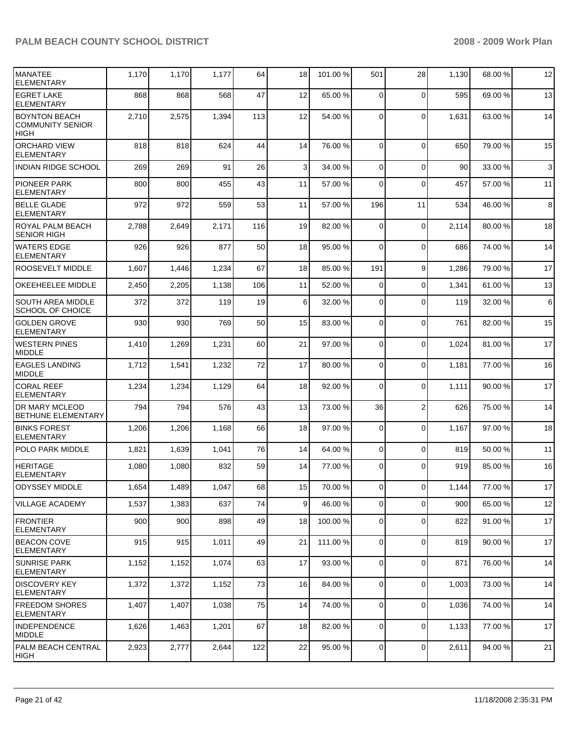| | | | | | | | | | | |
|---|---|---|---|---|---|---|---|---|---|---|
| MANATEE ELEMENTARY | 1,170 | 1,170 | 1,177 | 64 | 18 | 101.00 % | 501 | 28 | 1,130 | 68.00 % | 12 |
| EGRET LAKE ELEMENTARY | 868 | 868 | 568 | 47 | 12 | 65.00 % | 0 | 0 | 595 | 69.00 % | 13 |
| BOYNTON BEACH COMMUNITY SENIOR HIGH | 2,710 | 2,575 | 1,394 | 113 | 12 | 54.00 % | 0 | 0 | 1,631 | 63.00 % | 14 |
| ORCHARD VIEW ELEMENTARY | 818 | 818 | 624 | 44 | 14 | 76.00 % | 0 | 0 | 650 | 79.00 % | 15 |
| INDIAN RIDGE SCHOOL | 269 | 269 | 91 | 26 | 3 | 34.00 % | 0 | 0 | 90 | 33.00 % | 3 |
| PIONEER PARK ELEMENTARY | 800 | 800 | 455 | 43 | 11 | 57.00 % | 0 | 0 | 457 | 57.00 % | 11 |
| BELLE GLADE ELEMENTARY | 972 | 972 | 559 | 53 | 11 | 57.00 % | 196 | 11 | 534 | 46.00 % | 8 |
| ROYAL PALM BEACH SENIOR HIGH | 2,788 | 2,649 | 2,171 | 116 | 19 | 82.00 % | 0 | 0 | 2,114 | 80.00 % | 18 |
| WATERS EDGE ELEMENTARY | 926 | 926 | 877 | 50 | 18 | 95.00 % | 0 | 0 | 686 | 74.00 % | 14 |
| ROOSEVELT MIDDLE | 1,607 | 1,446 | 1,234 | 67 | 18 | 85.00 % | 191 | 9 | 1,286 | 79.00 % | 17 |
| OKEEHEELEE MIDDLE | 2,450 | 2,205 | 1,138 | 106 | 11 | 52.00 % | 0 | 0 | 1,341 | 61.00 % | 13 |
| SOUTH AREA MIDDLE SCHOOL OF CHOICE | 372 | 372 | 119 | 19 | 6 | 32.00 % | 0 | 0 | 119 | 32.00 % | 6 |
| GOLDEN GROVE ELEMENTARY | 930 | 930 | 769 | 50 | 15 | 83.00 % | 0 | 0 | 761 | 82.00 % | 15 |
| WESTERN PINES MIDDLE | 1,410 | 1,269 | 1,231 | 60 | 21 | 97.00 % | 0 | 0 | 1,024 | 81.00 % | 17 |
| EAGLES LANDING MIDDLE | 1,712 | 1,541 | 1,232 | 72 | 17 | 80.00 % | 0 | 0 | 1,181 | 77.00 % | 16 |
| CORAL REEF ELEMENTARY | 1,234 | 1,234 | 1,129 | 64 | 18 | 92.00 % | 0 | 0 | 1,111 | 90.00 % | 17 |
| DR MARY MCLEOD BETHUNE ELEMENTARY | 794 | 794 | 576 | 43 | 13 | 73.00 % | 36 | 2 | 626 | 75.00 % | 14 |
| BINKS FOREST ELEMENTARY | 1,206 | 1,206 | 1,168 | 66 | 18 | 97.00 % | 0 | 0 | 1,167 | 97.00 % | 18 |
| POLO PARK MIDDLE | 1,821 | 1,639 | 1,041 | 76 | 14 | 64.00 % | 0 | 0 | 819 | 50.00 % | 11 |
| HERITAGE ELEMENTARY | 1,080 | 1,080 | 832 | 59 | 14 | 77.00 % | 0 | 0 | 919 | 85.00 % | 16 |
| ODYSSEY MIDDLE | 1,654 | 1,489 | 1,047 | 68 | 15 | 70.00 % | 0 | 0 | 1,144 | 77.00 % | 17 |
| VILLAGE ACADEMY | 1,537 | 1,383 | 637 | 74 | 9 | 46.00 % | 0 | 0 | 900 | 65.00 % | 12 |
| FRONTIER ELEMENTARY | 900 | 900 | 898 | 49 | 18 | 100.00 % | 0 | 0 | 822 | 91.00 % | 17 |
| BEACON COVE ELEMENTARY | 915 | 915 | 1,011 | 49 | 21 | 111.00 % | 0 | 0 | 819 | 90.00 % | 17 |
| SUNRISE PARK ELEMENTARY | 1,152 | 1,152 | 1,074 | 63 | 17 | 93.00 % | 0 | 0 | 871 | 76.00 % | 14 |
| DISCOVERY KEY ELEMENTARY | 1,372 | 1,372 | 1,152 | 73 | 16 | 84.00 % | 0 | 0 | 1,003 | 73.00 % | 14 |
| FREEDOM SHORES ELEMENTARY | 1,407 | 1,407 | 1,038 | 75 | 14 | 74.00 % | 0 | 0 | 1,036 | 74.00 % | 14 |
| INDEPENDENCE MIDDLE | 1,626 | 1,463 | 1,201 | 67 | 18 | 82.00 % | 0 | 0 | 1,133 | 77.00 % | 17 |
| PALM BEACH CENTRAL HIGH | 2,923 | 2,777 | 2,644 | 122 | 22 | 95.00 % | 0 | 0 | 2,611 | 94.00 % | 21 |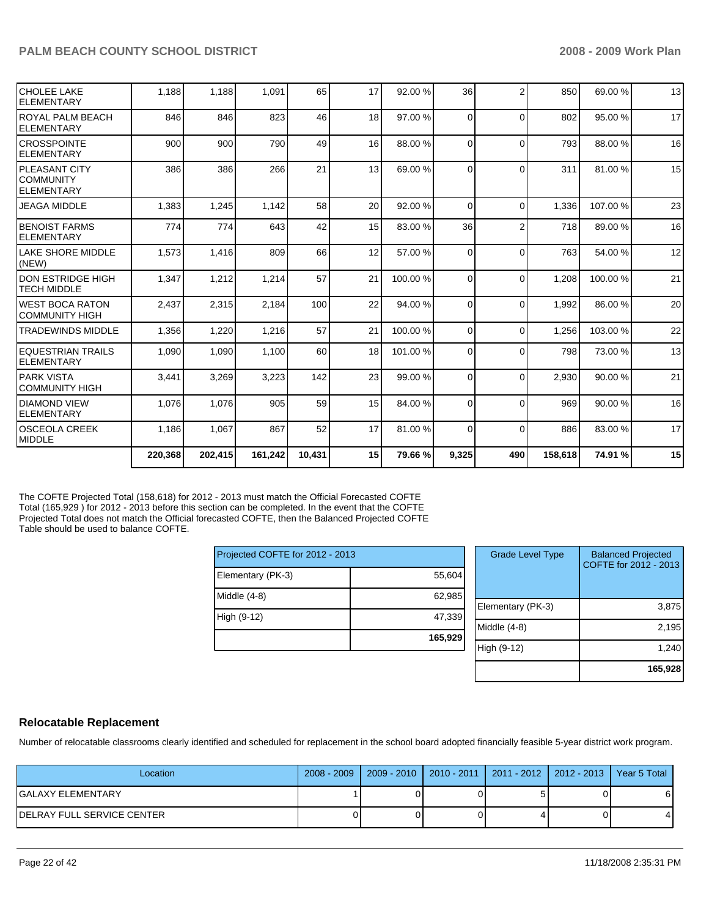| | | | | | | | | | | | |
|---|---|---|---|---|---|---|---|---|---|---|---|
| CHOLEE LAKE ELEMENTARY | 1,188 | 1,188 | 1,091 | 65 | 17 | 92.00 % | 36 | 2 | 850 | 69.00 % | 13 |
| ROYAL PALM BEACH ELEMENTARY | 846 | 846 | 823 | 46 | 18 | 97.00 % | 0 | 0 | 802 | 95.00 % | 17 |
| CROSSPOINTE ELEMENTARY | 900 | 900 | 790 | 49 | 16 | 88.00 % | 0 | 0 | 793 | 88.00 % | 16 |
| PLEASANT CITY COMMUNITY ELEMENTARY | 386 | 386 | 266 | 21 | 13 | 69.00 % | 0 | 0 | 311 | 81.00 % | 15 |
| JEAGA MIDDLE | 1,383 | 1,245 | 1,142 | 58 | 20 | 92.00 % | 0 | 0 | 1,336 | 107.00 % | 23 |
| BENOIST FARMS ELEMENTARY | 774 | 774 | 643 | 42 | 15 | 83.00 % | 36 | 2 | 718 | 89.00 % | 16 |
| LAKE SHORE MIDDLE (NEW) | 1,573 | 1,416 | 809 | 66 | 12 | 57.00 % | 0 | 0 | 763 | 54.00 % | 12 |
| DON ESTRIDGE HIGH TECH MIDDLE | 1,347 | 1,212 | 1,214 | 57 | 21 | 100.00 % | 0 | 0 | 1,208 | 100.00 % | 21 |
| WEST BOCA RATON COMMUNITY HIGH | 2,437 | 2,315 | 2,184 | 100 | 22 | 94.00 % | 0 | 0 | 1,992 | 86.00 % | 20 |
| TRADEWINDS MIDDLE | 1,356 | 1,220 | 1,216 | 57 | 21 | 100.00 % | 0 | 0 | 1,256 | 103.00 % | 22 |
| EQUESTRIAN TRAILS ELEMENTARY | 1,090 | 1,090 | 1,100 | 60 | 18 | 101.00 % | 0 | 0 | 798 | 73.00 % | 13 |
| PARK VISTA COMMUNITY HIGH | 3,441 | 3,269 | 3,223 | 142 | 23 | 99.00 % | 0 | 0 | 2,930 | 90.00 % | 21 |
| DIAMOND VIEW ELEMENTARY | 1,076 | 1,076 | 905 | 59 | 15 | 84.00 % | 0 | 0 | 969 | 90.00 % | 16 |
| OSCEOLA CREEK MIDDLE | 1,186 | 1,067 | 867 | 52 | 17 | 81.00 % | 0 | 0 | 886 | 83.00 % | 17 |
| | **220,368** | **202,415** | **161,242** | **10,431** | **15** | **79.66 %** | **9,325** | **490** | **158,618** | **74.91 %** | **15** |

The COFTE Projected Total (158,618) for 2012 - 2013 must match the Official Forecasted COFTE Total (165,929 ) for 2012 - 2013 before this section can be completed. In the event that the COFTE Projected Total does not match the Official forecasted COFTE, then the Balanced Projected COFTE Table should be used to balance COFTE.

| Projected COFTE for 2012 - 2013 | |
|---|---|
| Elementary (PK-3) | 55,604 |
| Middle (4-8) | 62,985 |
| High (9-12) | 47,339 |
| | **165,929** |

| Grade Level Type | Balanced Projected COFTE for 2012 - 2013 |
|---|---|
| Elementary (PK-3) | 3,875 |
| Middle (4-8) | 2,195 |
| High (9-12) | 1,240 |
| | **165,928** |

## Relocatable Replacement

Number of relocatable classrooms clearly identified and scheduled for replacement in the school board adopted financially feasible 5-year district work program.

| Location | 2008 - 2009 | 2009 - 2010 | 2010 - 2011 | 2011 - 2012 | 2012 - 2013 | Year 5 Total |
|---|---|---|---|---|---|---|
| GALAXY ELEMENTARY | 1 | 0 | 0 | 5 | 0 | 6 |
| DELRAY FULL SERVICE CENTER | 0 | 0 | 0 | 4 | 0 | 4 |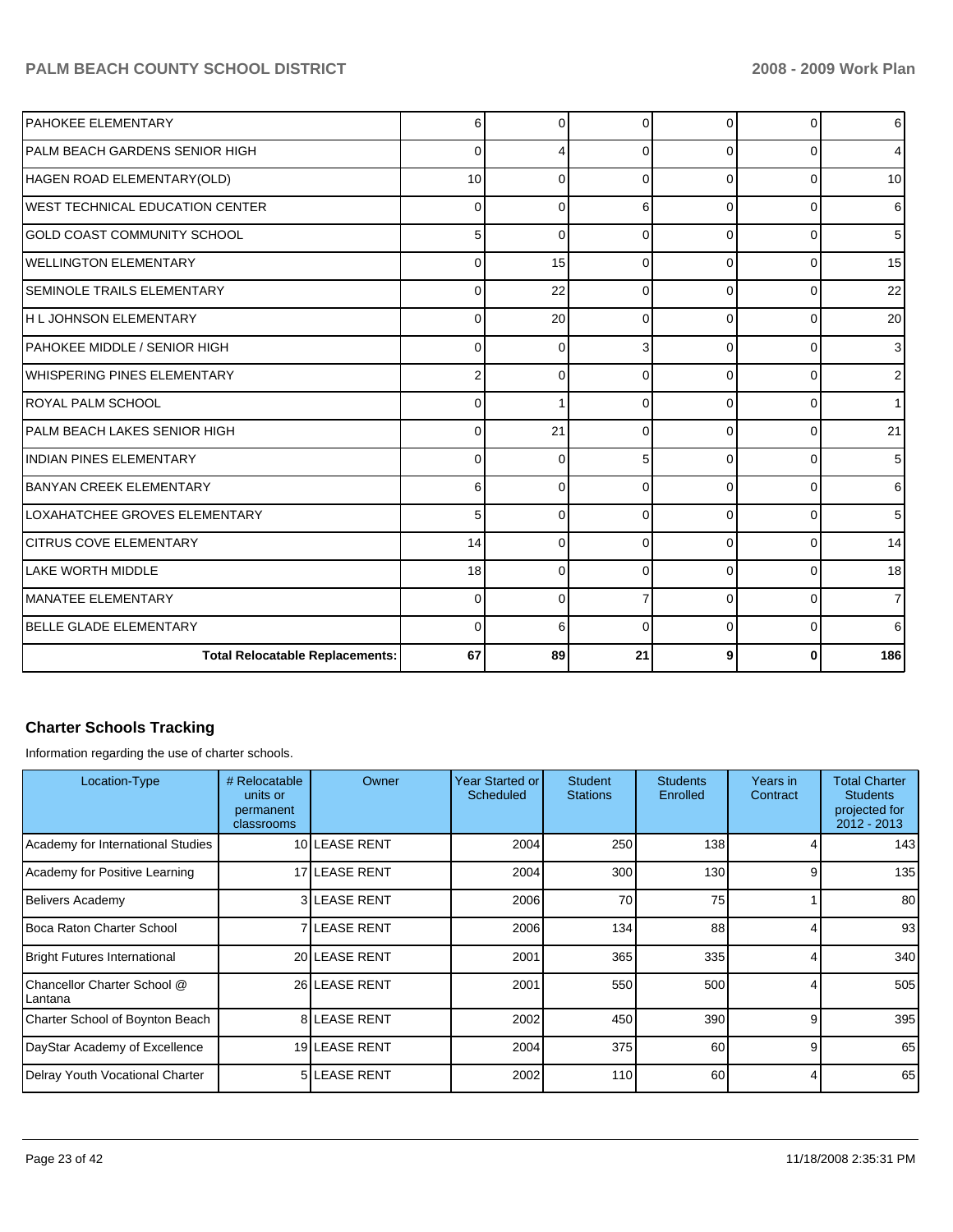| | | | | | | |
|---|---|---|---|---|---|---|
| PAHOKEE ELEMENTARY | 6 | 0 | 0 | 0 | 0 | 6 |
| PALM BEACH GARDENS SENIOR HIGH | 0 | 4 | 0 | 0 | 0 | 4 |
| HAGEN ROAD ELEMENTARY(OLD) | 10 | 0 | 0 | 0 | 0 | 10 |
| WEST TECHNICAL EDUCATION CENTER | 0 | 0 | 6 | 0 | 0 | 6 |
| GOLD COAST COMMUNITY SCHOOL | 5 | 0 | 0 | 0 | 0 | 5 |
| WELLINGTON ELEMENTARY | 0 | 15 | 0 | 0 | 0 | 15 |
| SEMINOLE TRAILS ELEMENTARY | 0 | 22 | 0 | 0 | 0 | 22 |
| H L JOHNSON ELEMENTARY | 0 | 20 | 0 | 0 | 0 | 20 |
| PAHOKEE MIDDLE / SENIOR HIGH | 0 | 0 | 3 | 0 | 0 | 3 |
| WHISPERING PINES ELEMENTARY | 2 | 0 | 0 | 0 | 0 | 2 |
| ROYAL PALM SCHOOL | 0 | 1 | 0 | 0 | 0 | 1 |
| PALM BEACH LAKES SENIOR HIGH | 0 | 21 | 0 | 0 | 0 | 21 |
| INDIAN PINES ELEMENTARY | 0 | 0 | 5 | 0 | 0 | 5 |
| BANYAN CREEK ELEMENTARY | 6 | 0 | 0 | 0 | 0 | 6 |
| LOXAHATCHEE GROVES ELEMENTARY | 5 | 0 | 0 | 0 | 0 | 5 |
| CITRUS COVE ELEMENTARY | 14 | 0 | 0 | 0 | 0 | 14 |
| LAKE WORTH MIDDLE | 18 | 0 | 0 | 0 | 0 | 18 |
| MANATEE ELEMENTARY | 0 | 0 | 7 | 0 | 0 | 7 |
| BELLE GLADE ELEMENTARY | 0 | 6 | 0 | 0 | 0 | 6 |
| **Total Relocatable Replacements:** | **67** | **89** | **21** | **9** | **0** | **186** |

## Charter Schools Tracking

Information regarding the use of charter schools.

| Location-Type | # Relocatable units or permanent classrooms | Owner | Year Started or Scheduled | Student Stations | Students Enrolled | Years in Contract | Total Charter Students projected for 2012 - 2013 |
|---|---|---|---|---|---|---|---|
| Academy for International Studies | 10 | LEASE RENT | 2004 | 250 | 138 | 4 | 143 |
| Academy for Positive Learning | 17 | LEASE RENT | 2004 | 300 | 130 | 9 | 135 |
| Belivers Academy | 3 | LEASE RENT | 2006 | 70 | 75 | 1 | 80 |
| Boca Raton Charter School | 7 | LEASE RENT | 2006 | 134 | 88 | 4 | 93 |
| Bright Futures International | 20 | LEASE RENT | 2001 | 365 | 335 | 4 | 340 |
| Chancellor Charter School @ Lantana | 26 | LEASE RENT | 2001 | 550 | 500 | 4 | 505 |
| Charter School of Boynton Beach | 8 | LEASE RENT | 2002 | 450 | 390 | 9 | 395 |
| DayStar Academy of Excellence | 19 | LEASE RENT | 2004 | 375 | 60 | 9 | 65 |
| Delray Youth Vocational Charter | 5 | LEASE RENT | 2002 | 110 | 60 | 4 | 65 |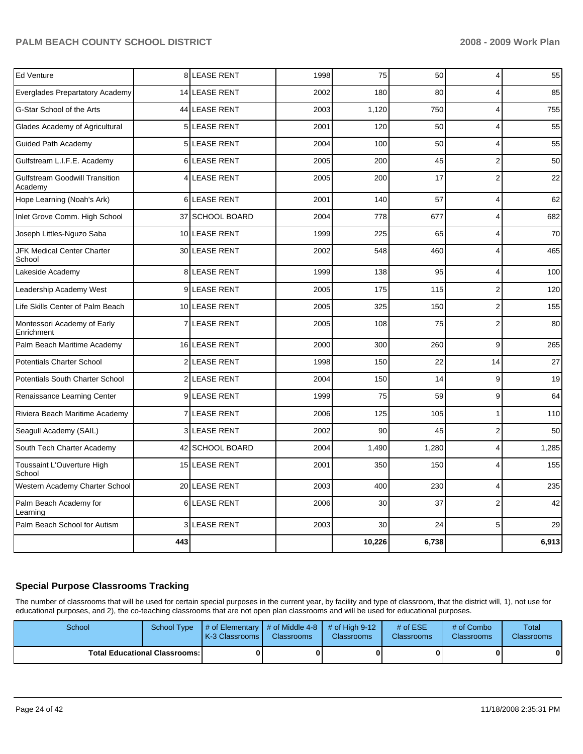| | | | | | | | |
|---|---|---|---|---|---|---|---|
| Ed Venture | 8 | LEASE RENT | 1998 | 75 | 50 | 4 | 55 |
| Everglades Prepartatory Academy | 14 | LEASE RENT | 2002 | 180 | 80 | 4 | 85 |
| G-Star School of the Arts | 44 | LEASE RENT | 2003 | 1,120 | 750 | 4 | 755 |
| Glades Academy of Agricultural | 5 | LEASE RENT | 2001 | 120 | 50 | 4 | 55 |
| Guided Path Academy | 5 | LEASE RENT | 2004 | 100 | 50 | 4 | 55 |
| Gulfstream L.I.F.E. Academy | 6 | LEASE RENT | 2005 | 200 | 45 | 2 | 50 |
| Gulfstream Goodwill Transition Academy | 4 | LEASE RENT | 2005 | 200 | 17 | 2 | 22 |
| Hope Learning (Noah's Ark) | 6 | LEASE RENT | 2001 | 140 | 57 | 4 | 62 |
| Inlet Grove Comm. High School | 37 | SCHOOL BOARD | 2004 | 778 | 677 | 4 | 682 |
| Joseph Littles-Nguzo Saba | 10 | LEASE RENT | 1999 | 225 | 65 | 4 | 70 |
| JFK Medical Center Charter School | 30 | LEASE RENT | 2002 | 548 | 460 | 4 | 465 |
| Lakeside Academy | 8 | LEASE RENT | 1999 | 138 | 95 | 4 | 100 |
| Leadership Academy West | 9 | LEASE RENT | 2005 | 175 | 115 | 2 | 120 |
| Life Skills Center of Palm Beach | 10 | LEASE RENT | 2005 | 325 | 150 | 2 | 155 |
| Montessori Academy of Early Enrichment | 7 | LEASE RENT | 2005 | 108 | 75 | 2 | 80 |
| Palm Beach Maritime Academy | 16 | LEASE RENT | 2000 | 300 | 260 | 9 | 265 |
| Potentials Charter School | 2 | LEASE RENT | 1998 | 150 | 22 | 14 | 27 |
| Potentials South Charter School | 2 | LEASE RENT | 2004 | 150 | 14 | 9 | 19 |
| Renaissance Learning Center | 9 | LEASE RENT | 1999 | 75 | 59 | 9 | 64 |
| Riviera Beach Maritime Academy | 7 | LEASE RENT | 2006 | 125 | 105 | 1 | 110 |
| Seagull Academy (SAIL) | 3 | LEASE RENT | 2002 | 90 | 45 | 2 | 50 |
| South Tech Charter Academy | 42 | SCHOOL BOARD | 2004 | 1,490 | 1,280 | 4 | 1,285 |
| Toussaint L'Ouverture High School | 15 | LEASE RENT | 2001 | 350 | 150 | 4 | 155 |
| Western Academy Charter School | 20 | LEASE RENT | 2003 | 400 | 230 | 4 | 235 |
| Palm Beach Academy for Learning | 6 | LEASE RENT | 2006 | 30 | 37 | 2 | 42 |
| Palm Beach School for Autism | 3 | LEASE RENT | 2003 | 30 | 24 | 5 | 29 |
| | **443** | | | **10,226** | **6,738** | | **6,913** |

## Special Purpose Classrooms Tracking

The number of classrooms that will be used for certain special purposes in the current year, by facility and type of classroom, that the district will, 1), not use for educational purposes, and 2), the co-teaching classrooms that are not open plan classrooms and will be used for educational purposes.

| School | School Type | # of Elementary K-3 Classrooms | # of Middle 4-8 Classrooms | # of High 9-12 Classrooms | # of ESE Classrooms | # of Combo Classrooms | Total Classrooms |
|---|---|---|---|---|---|---|---|
| **Total Educational Classrooms:** | | **0** | **0** | **0** | **0** | **0** | **0** |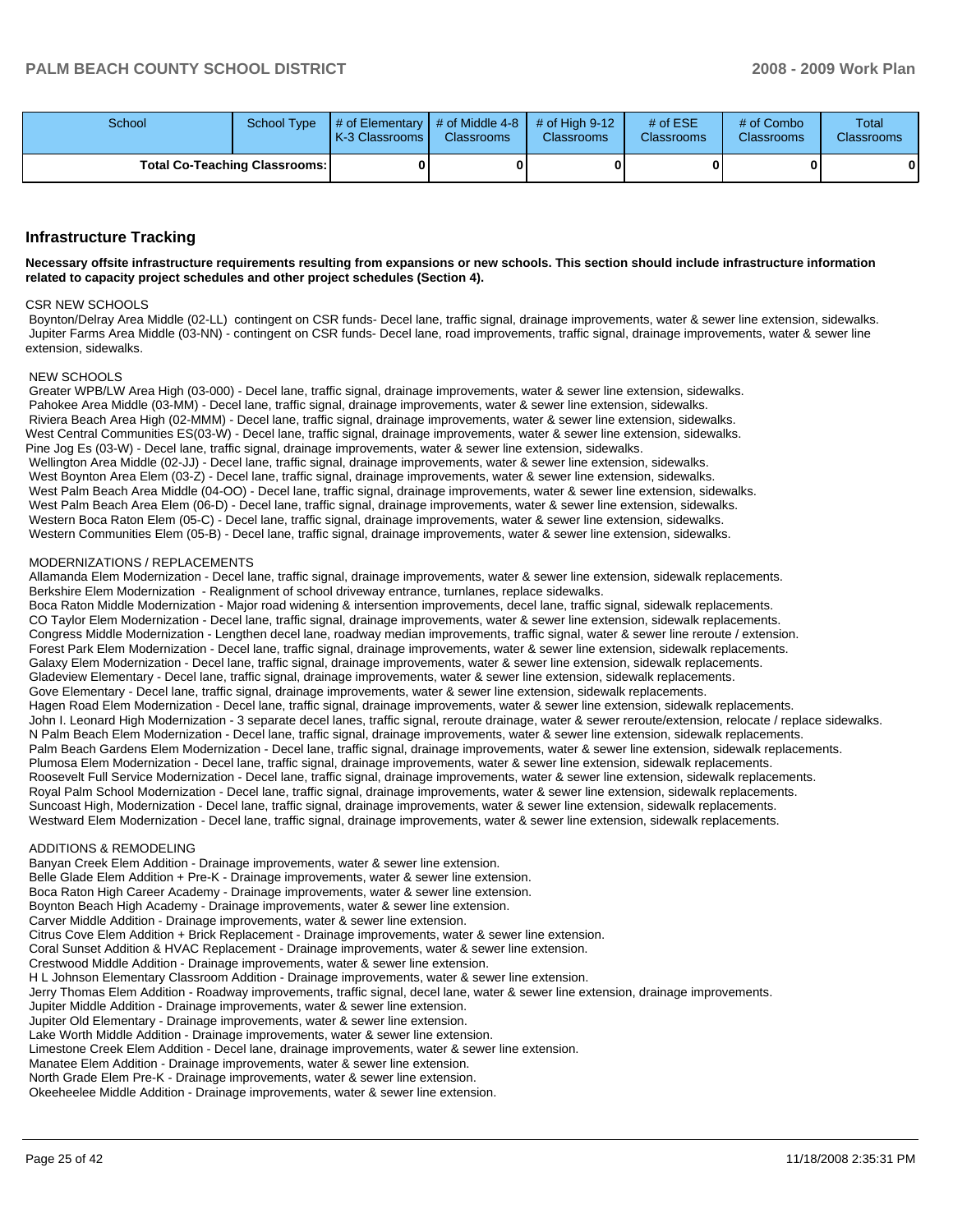| School | School Type | # of Elementary K-3 Classrooms | # of Middle 4-8 Classrooms | # of High 9-12 Classrooms | # of ESE Classrooms | # of Combo Classrooms | Total Classrooms |
|---|---|---|---|---|---|---|---|
| Total Co-Teaching Classrooms: | | 0 | 0 | 0 | 0 | 0 | 0 |

## Infrastructure Tracking

**Necessary offsite infrastructure requirements resulting from expansions or new schools. This section should include infrastructure information related to capacity project schedules and other project schedules (Section 4).**

CSR NEW SCHOOLS
Boynton/Delray Area Middle (02-LL) contingent on CSR funds- Decel lane, traffic signal, drainage improvements, water & sewer line extension, sidewalks.
Jupiter Farms Area Middle (03-NN) - contingent on CSR funds- Decel lane, road improvements, traffic signal, drainage improvements, water & sewer line extension, sidewalks.

NEW SCHOOLS
Greater WPB/LW Area High (03-000) - Decel lane, traffic signal, drainage improvements, water & sewer line extension, sidewalks.
Pahokee Area Middle (03-MM) - Decel lane, traffic signal, drainage improvements, water & sewer line extension, sidewalks.
Riviera Beach Area High (02-MMM) - Decel lane, traffic signal, drainage improvements, water & sewer line extension, sidewalks.
West Central Communities ES(03-W) - Decel lane, traffic signal, drainage improvements, water & sewer line extension, sidewalks.
Pine Jog Es (03-W) - Decel lane, traffic signal, drainage improvements, water & sewer line extension, sidewalks.
Wellington Area Middle (02-JJ) - Decel lane, traffic signal, drainage improvements, water & sewer line extension, sidewalks.
West Boynton Area Elem (03-Z) - Decel lane, traffic signal, drainage improvements, water & sewer line extension, sidewalks.
West Palm Beach Area Middle (04-OO) - Decel lane, traffic signal, drainage improvements, water & sewer line extension, sidewalks.
West Palm Beach Area Elem (06-D) - Decel lane, traffic signal, drainage improvements, water & sewer line extension, sidewalks.
Western Boca Raton Elem (05-C) - Decel lane, traffic signal, drainage improvements, water & sewer line extension, sidewalks.
Western Communities Elem (05-B) - Decel lane, traffic signal, drainage improvements, water & sewer line extension, sidewalks.

MODERNIZATIONS / REPLACEMENTS
Allamanda Elem Modernization - Decel lane, traffic signal, drainage improvements, water & sewer line extension, sidewalk replacements.
Berkshire Elem Modernization - Realignment of school driveway entrance, turnlanes, replace sidewalks.
Boca Raton Middle Modernization - Major road widening & intersention improvements, decel lane, traffic signal, sidewalk replacements.
CO Taylor Elem Modernization - Decel lane, traffic signal, drainage improvements, water & sewer line extension, sidewalk replacements.
Congress Middle Modernization - Lengthen decel lane, roadway median improvements, traffic signal, water & sewer line reroute / extension.
Forest Park Elem Modernization - Decel lane, traffic signal, drainage improvements, water & sewer line extension, sidewalk replacements.
Galaxy Elem Modernization - Decel lane, traffic signal, drainage improvements, water & sewer line extension, sidewalk replacements.
Gladeview Elementary - Decel lane, traffic signal, drainage improvements, water & sewer line extension, sidewalk replacements.
Gove Elementary - Decel lane, traffic signal, drainage improvements, water & sewer line extension, sidewalk replacements.
Hagen Road Elem Modernization - Decel lane, traffic signal, drainage improvements, water & sewer line extension, sidewalk replacements.
John I. Leonard High Modernization - 3 separate decel lanes, traffic signal, reroute drainage, water & sewer reroute/extension, relocate / replace sidewalks.
N Palm Beach Elem Modernization - Decel lane, traffic signal, drainage improvements, water & sewer line extension, sidewalk replacements.
Palm Beach Gardens Elem Modernization - Decel lane, traffic signal, drainage improvements, water & sewer line extension, sidewalk replacements.
Plumosa Elem Modernization - Decel lane, traffic signal, drainage improvements, water & sewer line extension, sidewalk replacements.
Roosevelt Full Service Modernization - Decel lane, traffic signal, drainage improvements, water & sewer line extension, sidewalk replacements.
Royal Palm School Modernization - Decel lane, traffic signal, drainage improvements, water & sewer line extension, sidewalk replacements.
Suncoast High, Modernization - Decel lane, traffic signal, drainage improvements, water & sewer line extension, sidewalk replacements.
Westward Elem Modernization - Decel lane, traffic signal, drainage improvements, water & sewer line extension, sidewalk replacements.

ADDITIONS & REMODELING
Banyan Creek Elem Addition - Drainage improvements, water & sewer line extension.
Belle Glade Elem Addition + Pre-K - Drainage improvements, water & sewer line extension.
Boca Raton High Career Academy - Drainage improvements, water & sewer line extension.
Boynton Beach High Academy - Drainage improvements, water & sewer line extension.
Carver Middle Addition - Drainage improvements, water & sewer line extension.
Citrus Cove Elem Addition + Brick Replacement - Drainage improvements, water & sewer line extension.
Coral Sunset Addition & HVAC Replacement - Drainage improvements, water & sewer line extension.
Crestwood Middle Addition - Drainage improvements, water & sewer line extension.
H L Johnson Elementary Classroom Addition - Drainage improvements, water & sewer line extension.
Jerry Thomas Elem Addition - Roadway improvements, traffic signal, decel lane, water & sewer line extension, drainage improvements.
Jupiter Middle Addition - Drainage improvements, water & sewer line extension.
Jupiter Old Elementary - Drainage improvements, water & sewer line extension.
Lake Worth Middle Addition - Drainage improvements, water & sewer line extension.
Limestone Creek Elem Addition - Decel lane, drainage improvements, water & sewer line extension.
Manatee Elem Addition - Drainage improvements, water & sewer line extension.
North Grade Elem Pre-K - Drainage improvements, water & sewer line extension.
Okeeheelee Middle Addition - Drainage improvements, water & sewer line extension.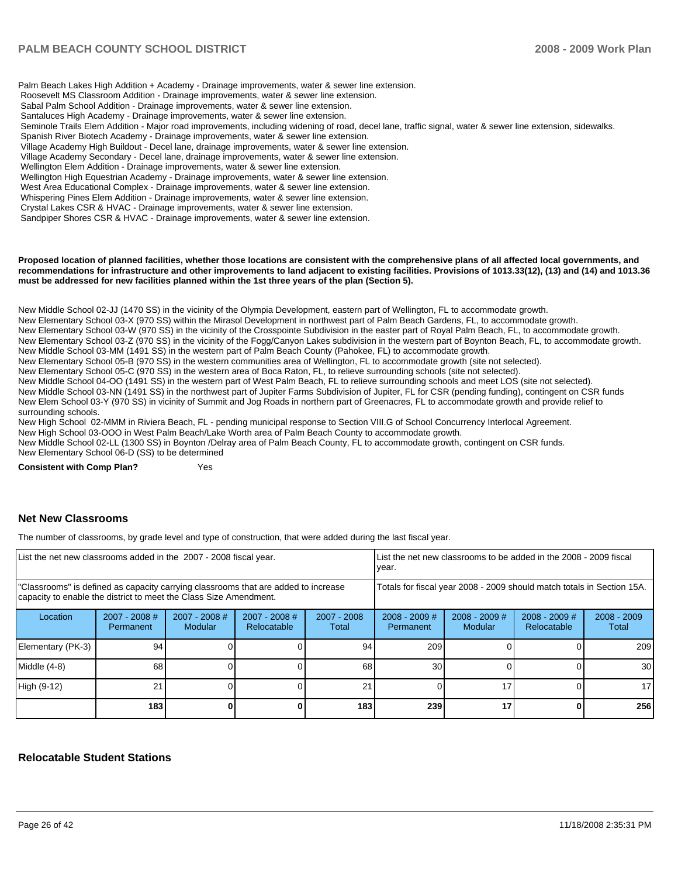Palm Beach Lakes High Addition + Academy - Drainage improvements, water & sewer line extension.
Roosevelt MS Classroom Addition - Drainage improvements, water & sewer line extension.
Sabal Palm School Addition - Drainage improvements, water & sewer line extension.
Santaluces High Academy - Drainage improvements, water & sewer line extension.
Seminole Trails Elem Addition - Major road improvements, including widening of road, decel lane, traffic signal, water & sewer line extension, sidewalks.
Spanish River Biotech Academy - Drainage improvements, water & sewer line extension.
Village Academy High Buildout - Decel lane, drainage improvements, water & sewer line extension.
Village Academy Secondary - Decel lane, drainage improvements, water & sewer line extension.
Wellington Elem Addition - Drainage improvements, water & sewer line extension.
Wellington High Equestrian Academy - Drainage improvements, water & sewer line extension.
West Area Educational Complex - Drainage improvements, water & sewer line extension.
Whispering Pines Elem Addition - Drainage improvements, water & sewer line extension.
Crystal Lakes CSR & HVAC - Drainage improvements, water & sewer line extension.
Sandpiper Shores CSR & HVAC - Drainage improvements, water & sewer line extension.

**Proposed location of planned facilities, whether those locations are consistent with the comprehensive plans of all affected local governments, and recommendations for infrastructure and other improvements to land adjacent to existing facilities. Provisions of 1013.33(12), (13) and (14) and 1013.36 must be addressed for new facilities planned within the 1st three years of the plan (Section 5).**

New Middle School 02-JJ (1470 SS) in the vicinity of the Olympia Development, eastern part of Wellington, FL to accommodate growth.
New Elementary School 03-X (970 SS) within the Mirasol Development in northwest part of Palm Beach Gardens, FL, to accommodate growth.
New Elementary School 03-W (970 SS) in the vicinity of the Crosspointe Subdivision in the easter part of Royal Palm Beach, FL, to accommodate growth.
New Elementary School 03-Z (970 SS) in the vicinity of the Fogg/Canyon Lakes subdivision in the western part of Boynton Beach, FL, to accommodate growth.
New Middle School 03-MM (1491 SS) in the western part of Palm Beach County (Pahokee, FL) to accommodate growth.
New Elementary School 05-B (970 SS) in the western communities area of Wellington, FL to accommodate growth (site not selected).
New Elementary School 05-C (970 SS) in the western area of Boca Raton, FL, to relieve surrounding schools (site not selected).
New Middle School 04-OO (1491 SS) in the western part of West Palm Beach, FL to relieve surrounding schools and meet LOS (site not selected).
New Middle School 03-NN (1491 SS) in the northwest part of Jupiter Farms Subdivision of Jupiter, FL for CSR (pending funding), contingent on CSR funds
New Elem School 03-Y (970 SS) in vicinity of Summit and Jog Roads in northern part of Greenacres, FL to accommodate growth and provide relief to surrounding schools.
New High School 02-MMM in Riviera Beach, FL - pending municipal response to Section VIII.G of School Concurrency Interlocal Agreement.
New High School 03-OOO in West Palm Beach/Lake Worth area of Palm Beach County to accommodate growth.
New Middle School 02-LL (1300 SS) in Boynton /Delray area of Palm Beach County, FL to accommodate growth, contingent on CSR funds.
New Elementary School 06-D (SS) to be determined

**Consistent with Comp Plan?** Yes

## Net New Classrooms

The number of classrooms, by grade level and type of construction, that were added during the last fiscal year.

| List the net new classrooms added in the 2007 - 2008 fiscal year. | | | | | List the net new classrooms to be added in the 2008 - 2009 fiscal year. | | | |
|---|---|---|---|---|---|---|---|---|
| "Classrooms" is defined as capacity carrying classrooms that are added to increase capacity to enable the district to meet the Class Size Amendment. | | | | | Totals for fiscal year 2008 - 2009 should match totals in Section 15A. | | | |
| Location | 2007 - 2008 # Permanent | 2007 - 2008 # Modular | 2007 - 2008 # Relocatable | 2007 - 2008 Total | 2008 - 2009 # Permanent | 2008 - 2009 # Modular | 2008 - 2009 # Relocatable | 2008 - 2009 Total |
| Elementary (PK-3) | 94 | 0 | 0 | 94 | 209 | 0 | 0 | 209 |
| Middle (4-8) | 68 | 0 | 0 | 68 | 30 | 0 | 0 | 30 |
| High (9-12) | 21 | 0 | 0 | 21 | 0 | 17 | 0 | 17 |
| | **183** | **0** | **0** | **183** | **239** | **17** | **0** | **256** |

## Relocatable Student Stations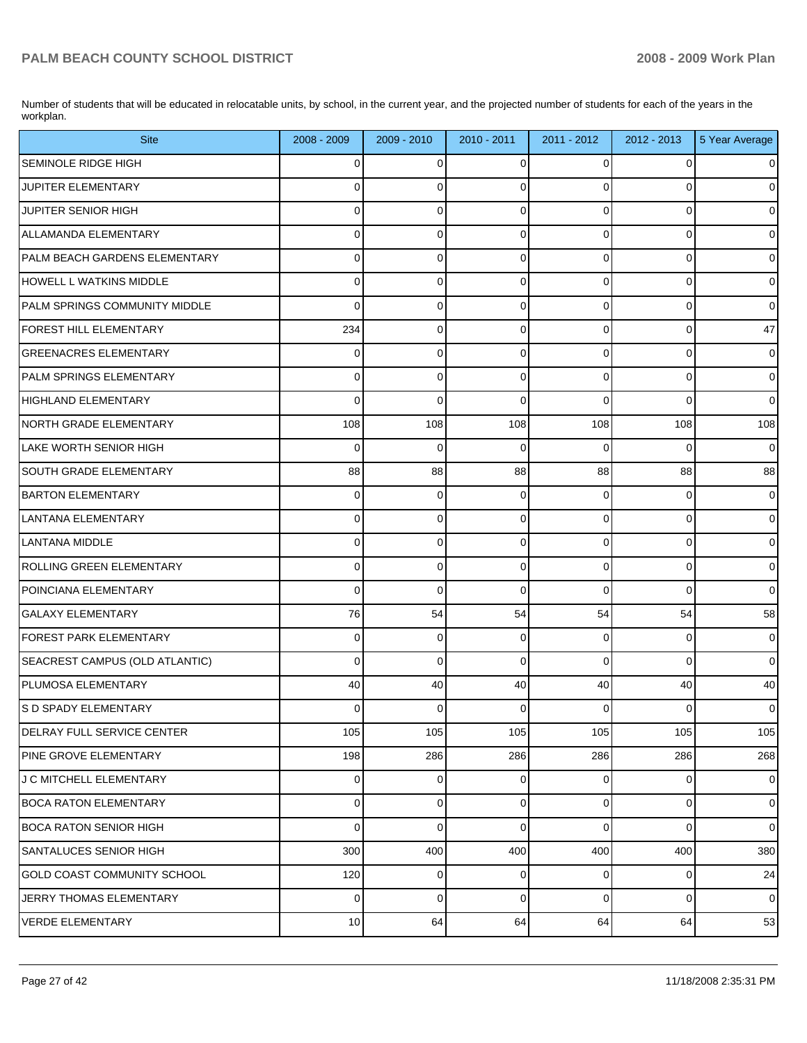Number of students that will be educated in relocatable units, by school, in the current year, and the projected number of students for each of the years in the workplan.

| Site | 2008 - 2009 | 2009 - 2010 | 2010 - 2011 | 2011 - 2012 | 2012 - 2013 | 5 Year Average |
|---|---|---|---|---|---|---|
| SEMINOLE RIDGE HIGH | 0 | 0 | 0 | 0 | 0 | 0 |
| JUPITER ELEMENTARY | 0 | 0 | 0 | 0 | 0 | 0 |
| JUPITER SENIOR HIGH | 0 | 0 | 0 | 0 | 0 | 0 |
| ALLAMANDA ELEMENTARY | 0 | 0 | 0 | 0 | 0 | 0 |
| PALM BEACH GARDENS ELEMENTARY | 0 | 0 | 0 | 0 | 0 | 0 |
| HOWELL L WATKINS MIDDLE | 0 | 0 | 0 | 0 | 0 | 0 |
| PALM SPRINGS COMMUNITY MIDDLE | 0 | 0 | 0 | 0 | 0 | 0 |
| FOREST HILL ELEMENTARY | 234 | 0 | 0 | 0 | 0 | 47 |
| GREENACRES ELEMENTARY | 0 | 0 | 0 | 0 | 0 | 0 |
| PALM SPRINGS ELEMENTARY | 0 | 0 | 0 | 0 | 0 | 0 |
| HIGHLAND ELEMENTARY | 0 | 0 | 0 | 0 | 0 | 0 |
| NORTH GRADE ELEMENTARY | 108 | 108 | 108 | 108 | 108 | 108 |
| LAKE WORTH SENIOR HIGH | 0 | 0 | 0 | 0 | 0 | 0 |
| SOUTH GRADE ELEMENTARY | 88 | 88 | 88 | 88 | 88 | 88 |
| BARTON ELEMENTARY | 0 | 0 | 0 | 0 | 0 | 0 |
| LANTANA ELEMENTARY | 0 | 0 | 0 | 0 | 0 | 0 |
| LANTANA MIDDLE | 0 | 0 | 0 | 0 | 0 | 0 |
| ROLLING GREEN ELEMENTARY | 0 | 0 | 0 | 0 | 0 | 0 |
| POINCIANA ELEMENTARY | 0 | 0 | 0 | 0 | 0 | 0 |
| GALAXY ELEMENTARY | 76 | 54 | 54 | 54 | 54 | 58 |
| FOREST PARK ELEMENTARY | 0 | 0 | 0 | 0 | 0 | 0 |
| SEACREST CAMPUS (OLD ATLANTIC) | 0 | 0 | 0 | 0 | 0 | 0 |
| PLUMOSA ELEMENTARY | 40 | 40 | 40 | 40 | 40 | 40 |
| S D SPADY ELEMENTARY | 0 | 0 | 0 | 0 | 0 | 0 |
| DELRAY FULL SERVICE CENTER | 105 | 105 | 105 | 105 | 105 | 105 |
| PINE GROVE ELEMENTARY | 198 | 286 | 286 | 286 | 286 | 268 |
| J C MITCHELL ELEMENTARY | 0 | 0 | 0 | 0 | 0 | 0 |
| BOCA RATON ELEMENTARY | 0 | 0 | 0 | 0 | 0 | 0 |
| BOCA RATON SENIOR HIGH | 0 | 0 | 0 | 0 | 0 | 0 |
| SANTALUCES SENIOR HIGH | 300 | 400 | 400 | 400 | 400 | 380 |
| GOLD COAST COMMUNITY SCHOOL | 120 | 0 | 0 | 0 | 0 | 24 |
| JERRY THOMAS ELEMENTARY | 0 | 0 | 0 | 0 | 0 | 0 |
| VERDE ELEMENTARY | 10 | 64 | 64 | 64 | 64 | 53 |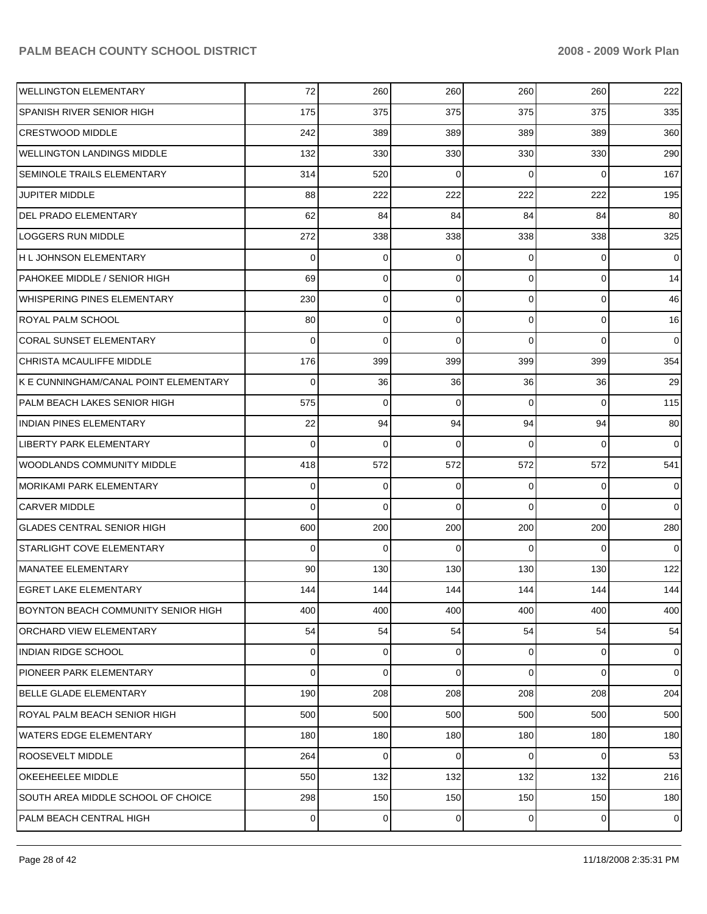| | | | | | | |
|---|---|---|---|---|---|---|
| WELLINGTON ELEMENTARY | 72 | 260 | 260 | 260 | 260 | 222 |
| SPANISH RIVER SENIOR HIGH | 175 | 375 | 375 | 375 | 375 | 335 |
| CRESTWOOD MIDDLE | 242 | 389 | 389 | 389 | 389 | 360 |
| WELLINGTON LANDINGS MIDDLE | 132 | 330 | 330 | 330 | 330 | 290 |
| SEMINOLE TRAILS ELEMENTARY | 314 | 520 | 0 | 0 | 0 | 167 |
| JUPITER MIDDLE | 88 | 222 | 222 | 222 | 222 | 195 |
| DEL PRADO ELEMENTARY | 62 | 84 | 84 | 84 | 84 | 80 |
| LOGGERS RUN MIDDLE | 272 | 338 | 338 | 338 | 338 | 325 |
| H L JOHNSON ELEMENTARY | 0 | 0 | 0 | 0 | 0 | 0 |
| PAHOKEE MIDDLE / SENIOR HIGH | 69 | 0 | 0 | 0 | 0 | 14 |
| WHISPERING PINES ELEMENTARY | 230 | 0 | 0 | 0 | 0 | 46 |
| ROYAL PALM SCHOOL | 80 | 0 | 0 | 0 | 0 | 16 |
| CORAL SUNSET ELEMENTARY | 0 | 0 | 0 | 0 | 0 | 0 |
| CHRISTA MCAULIFFE MIDDLE | 176 | 399 | 399 | 399 | 399 | 354 |
| K E CUNNINGHAM/CANAL POINT ELEMENTARY | 0 | 36 | 36 | 36 | 36 | 29 |
| PALM BEACH LAKES SENIOR HIGH | 575 | 0 | 0 | 0 | 0 | 115 |
| INDIAN PINES ELEMENTARY | 22 | 94 | 94 | 94 | 94 | 80 |
| LIBERTY PARK ELEMENTARY | 0 | 0 | 0 | 0 | 0 | 0 |
| WOODLANDS COMMUNITY MIDDLE | 418 | 572 | 572 | 572 | 572 | 541 |
| MORIKAMI PARK ELEMENTARY | 0 | 0 | 0 | 0 | 0 | 0 |
| CARVER MIDDLE | 0 | 0 | 0 | 0 | 0 | 0 |
| GLADES CENTRAL SENIOR HIGH | 600 | 200 | 200 | 200 | 200 | 280 |
| STARLIGHT COVE ELEMENTARY | 0 | 0 | 0 | 0 | 0 | 0 |
| MANATEE ELEMENTARY | 90 | 130 | 130 | 130 | 130 | 122 |
| EGRET LAKE ELEMENTARY | 144 | 144 | 144 | 144 | 144 | 144 |
| BOYNTON BEACH COMMUNITY SENIOR HIGH | 400 | 400 | 400 | 400 | 400 | 400 |
| ORCHARD VIEW ELEMENTARY | 54 | 54 | 54 | 54 | 54 | 54 |
| INDIAN RIDGE SCHOOL | 0 | 0 | 0 | 0 | 0 | 0 |
| PIONEER PARK ELEMENTARY | 0 | 0 | 0 | 0 | 0 | 0 |
| BELLE GLADE ELEMENTARY | 190 | 208 | 208 | 208 | 208 | 204 |
| ROYAL PALM BEACH SENIOR HIGH | 500 | 500 | 500 | 500 | 500 | 500 |
| WATERS EDGE ELEMENTARY | 180 | 180 | 180 | 180 | 180 | 180 |
| ROOSEVELT MIDDLE | 264 | 0 | 0 | 0 | 0 | 53 |
| OKEEHEELEE MIDDLE | 550 | 132 | 132 | 132 | 132 | 216 |
| SOUTH AREA MIDDLE SCHOOL OF CHOICE | 298 | 150 | 150 | 150 | 150 | 180 |
| PALM BEACH CENTRAL HIGH | 0 | 0 | 0 | 0 | 0 | 0 |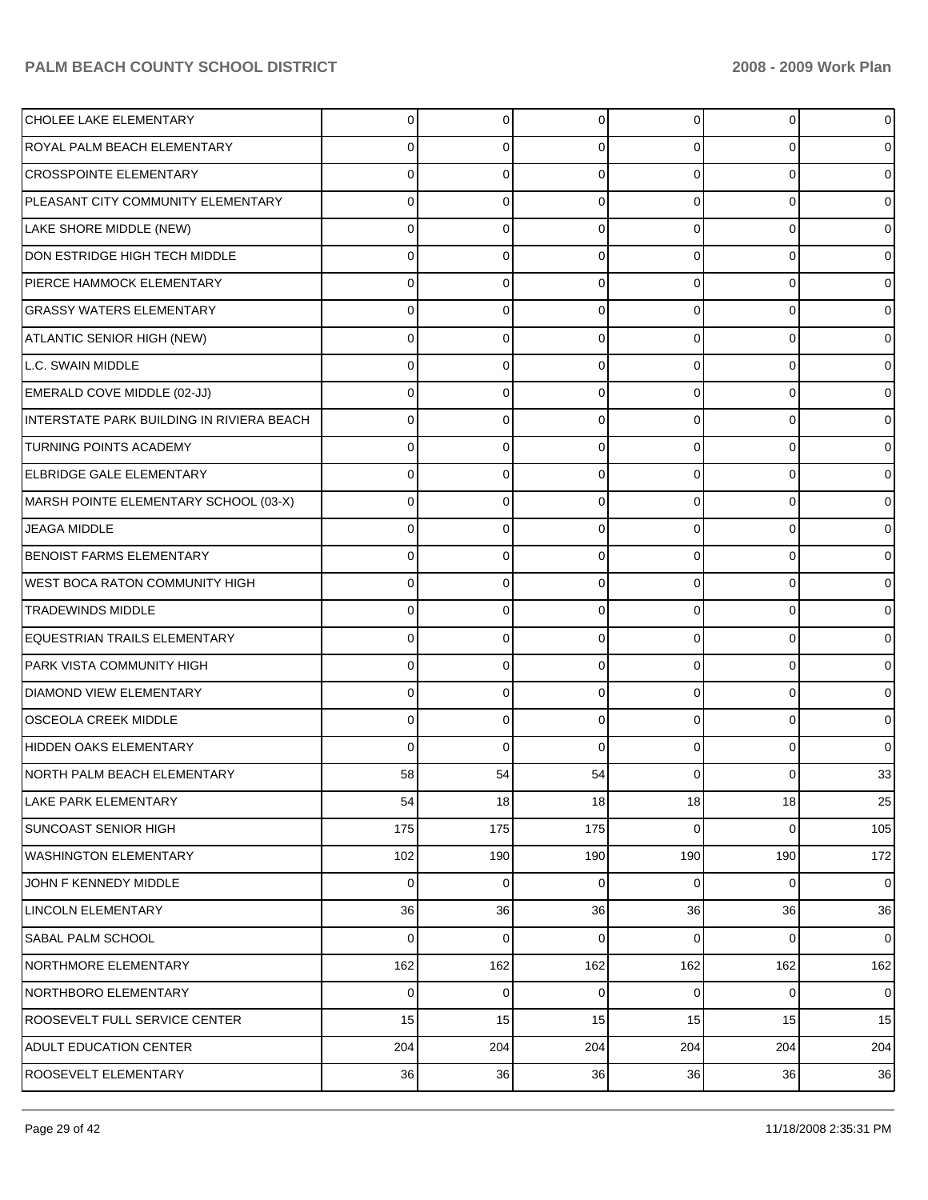| | | | | | | |
|---|---|---|---|---|---|---|
| CHOLEE LAKE ELEMENTARY | 0 | 0 | 0 | 0 | 0 | 0 |
| ROYAL PALM BEACH ELEMENTARY | 0 | 0 | 0 | 0 | 0 | 0 |
| CROSSPOINTE ELEMENTARY | 0 | 0 | 0 | 0 | 0 | 0 |
| PLEASANT CITY COMMUNITY ELEMENTARY | 0 | 0 | 0 | 0 | 0 | 0 |
| LAKE SHORE MIDDLE (NEW) | 0 | 0 | 0 | 0 | 0 | 0 |
| DON ESTRIDGE HIGH TECH MIDDLE | 0 | 0 | 0 | 0 | 0 | 0 |
| PIERCE HAMMOCK ELEMENTARY | 0 | 0 | 0 | 0 | 0 | 0 |
| GRASSY WATERS ELEMENTARY | 0 | 0 | 0 | 0 | 0 | 0 |
| ATLANTIC SENIOR HIGH (NEW) | 0 | 0 | 0 | 0 | 0 | 0 |
| L.C. SWAIN MIDDLE | 0 | 0 | 0 | 0 | 0 | 0 |
| EMERALD COVE MIDDLE (02-JJ) | 0 | 0 | 0 | 0 | 0 | 0 |
| INTERSTATE PARK BUILDING IN RIVIERA BEACH | 0 | 0 | 0 | 0 | 0 | 0 |
| TURNING POINTS ACADEMY | 0 | 0 | 0 | 0 | 0 | 0 |
| ELBRIDGE GALE ELEMENTARY | 0 | 0 | 0 | 0 | 0 | 0 |
| MARSH POINTE ELEMENTARY SCHOOL (03-X) | 0 | 0 | 0 | 0 | 0 | 0 |
| JEAGA MIDDLE | 0 | 0 | 0 | 0 | 0 | 0 |
| BENOIST FARMS ELEMENTARY | 0 | 0 | 0 | 0 | 0 | 0 |
| WEST BOCA RATON COMMUNITY HIGH | 0 | 0 | 0 | 0 | 0 | 0 |
| TRADEWINDS MIDDLE | 0 | 0 | 0 | 0 | 0 | 0 |
| EQUESTRIAN TRAILS ELEMENTARY | 0 | 0 | 0 | 0 | 0 | 0 |
| PARK VISTA COMMUNITY HIGH | 0 | 0 | 0 | 0 | 0 | 0 |
| DIAMOND VIEW ELEMENTARY | 0 | 0 | 0 | 0 | 0 | 0 |
| OSCEOLA CREEK MIDDLE | 0 | 0 | 0 | 0 | 0 | 0 |
| HIDDEN OAKS ELEMENTARY | 0 | 0 | 0 | 0 | 0 | 0 |
| NORTH PALM BEACH ELEMENTARY | 58 | 54 | 54 | 0 | 0 | 33 |
| LAKE PARK ELEMENTARY | 54 | 18 | 18 | 18 | 18 | 25 |
| SUNCOAST SENIOR HIGH | 175 | 175 | 175 | 0 | 0 | 105 |
| WASHINGTON ELEMENTARY | 102 | 190 | 190 | 190 | 190 | 172 |
| JOHN F KENNEDY MIDDLE | 0 | 0 | 0 | 0 | 0 | 0 |
| LINCOLN ELEMENTARY | 36 | 36 | 36 | 36 | 36 | 36 |
| SABAL PALM SCHOOL | 0 | 0 | 0 | 0 | 0 | 0 |
| NORTHMORE ELEMENTARY | 162 | 162 | 162 | 162 | 162 | 162 |
| NORTHBORO ELEMENTARY | 0 | 0 | 0 | 0 | 0 | 0 |
| ROOSEVELT FULL SERVICE CENTER | 15 | 15 | 15 | 15 | 15 | 15 |
| ADULT EDUCATION CENTER | 204 | 204 | 204 | 204 | 204 | 204 |
| ROOSEVELT ELEMENTARY | 36 | 36 | 36 | 36 | 36 | 36 |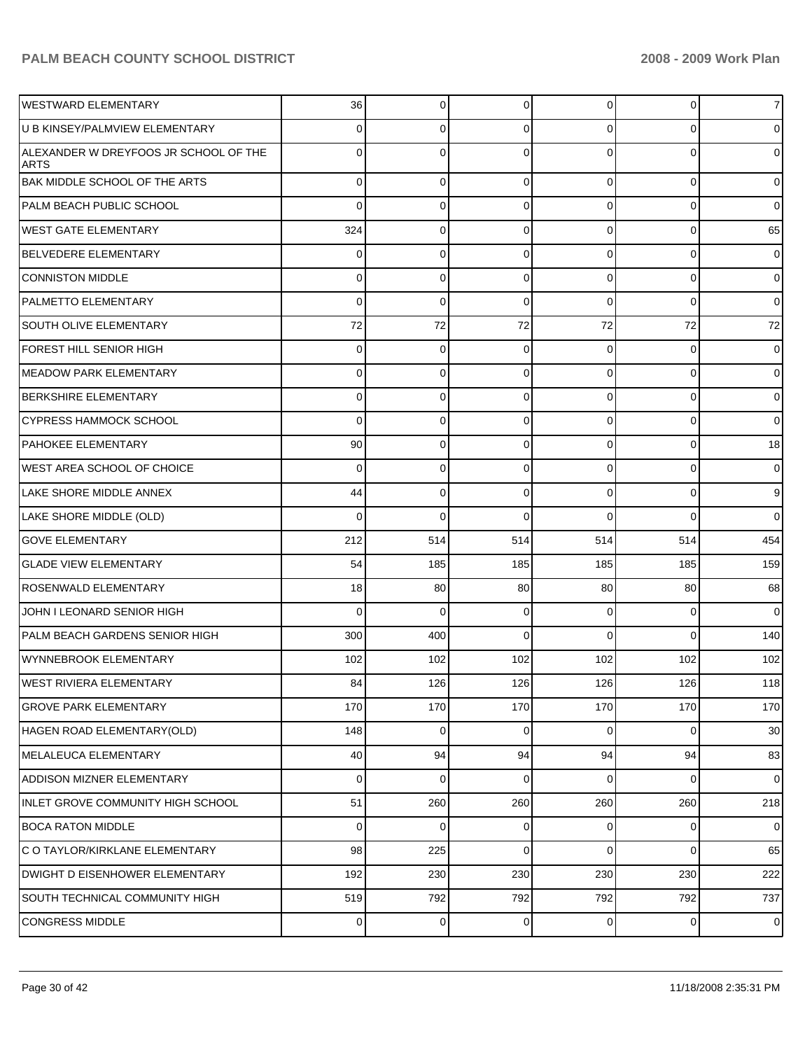| | | | | | | |
|---|---|---|---|---|---|---|
| WESTWARD ELEMENTARY | 36 | 0 | 0 | 0 | 0 | 7 |
| U B KINSEY/PALMVIEW ELEMENTARY | 0 | 0 | 0 | 0 | 0 | 0 |
| ALEXANDER W DREYFOOS JR SCHOOL OF THE ARTS | 0 | 0 | 0 | 0 | 0 | 0 |
| BAK MIDDLE SCHOOL OF THE ARTS | 0 | 0 | 0 | 0 | 0 | 0 |
| PALM BEACH PUBLIC SCHOOL | 0 | 0 | 0 | 0 | 0 | 0 |
| WEST GATE ELEMENTARY | 324 | 0 | 0 | 0 | 0 | 65 |
| BELVEDERE ELEMENTARY | 0 | 0 | 0 | 0 | 0 | 0 |
| CONNISTON MIDDLE | 0 | 0 | 0 | 0 | 0 | 0 |
| PALMETTO ELEMENTARY | 0 | 0 | 0 | 0 | 0 | 0 |
| SOUTH OLIVE ELEMENTARY | 72 | 72 | 72 | 72 | 72 | 72 |
| FOREST HILL SENIOR HIGH | 0 | 0 | 0 | 0 | 0 | 0 |
| MEADOW PARK ELEMENTARY | 0 | 0 | 0 | 0 | 0 | 0 |
| BERKSHIRE ELEMENTARY | 0 | 0 | 0 | 0 | 0 | 0 |
| CYPRESS HAMMOCK SCHOOL | 0 | 0 | 0 | 0 | 0 | 0 |
| PAHOKEE ELEMENTARY | 90 | 0 | 0 | 0 | 0 | 18 |
| WEST AREA SCHOOL OF CHOICE | 0 | 0 | 0 | 0 | 0 | 0 |
| LAKE SHORE MIDDLE ANNEX | 44 | 0 | 0 | 0 | 0 | 9 |
| LAKE SHORE MIDDLE (OLD) | 0 | 0 | 0 | 0 | 0 | 0 |
| GOVE ELEMENTARY | 212 | 514 | 514 | 514 | 514 | 454 |
| GLADE VIEW ELEMENTARY | 54 | 185 | 185 | 185 | 185 | 159 |
| ROSENWALD ELEMENTARY | 18 | 80 | 80 | 80 | 80 | 68 |
| JOHN I LEONARD SENIOR HIGH | 0 | 0 | 0 | 0 | 0 | 0 |
| PALM BEACH GARDENS SENIOR HIGH | 300 | 400 | 0 | 0 | 0 | 140 |
| WYNNEBROOK ELEMENTARY | 102 | 102 | 102 | 102 | 102 | 102 |
| WEST RIVIERA ELEMENTARY | 84 | 126 | 126 | 126 | 126 | 118 |
| GROVE PARK ELEMENTARY | 170 | 170 | 170 | 170 | 170 | 170 |
| HAGEN ROAD ELEMENTARY(OLD) | 148 | 0 | 0 | 0 | 0 | 30 |
| MELALEUCA ELEMENTARY | 40 | 94 | 94 | 94 | 94 | 83 |
| ADDISON MIZNER ELEMENTARY | 0 | 0 | 0 | 0 | 0 | 0 |
| INLET GROVE COMMUNITY HIGH SCHOOL | 51 | 260 | 260 | 260 | 260 | 218 |
| BOCA RATON MIDDLE | 0 | 0 | 0 | 0 | 0 | 0 |
| C O TAYLOR/KIRKLANE ELEMENTARY | 98 | 225 | 0 | 0 | 0 | 65 |
| DWIGHT D EISENHOWER ELEMENTARY | 192 | 230 | 230 | 230 | 230 | 222 |
| SOUTH TECHNICAL COMMUNITY HIGH | 519 | 792 | 792 | 792 | 792 | 737 |
| CONGRESS MIDDLE | 0 | 0 | 0 | 0 | 0 | 0 |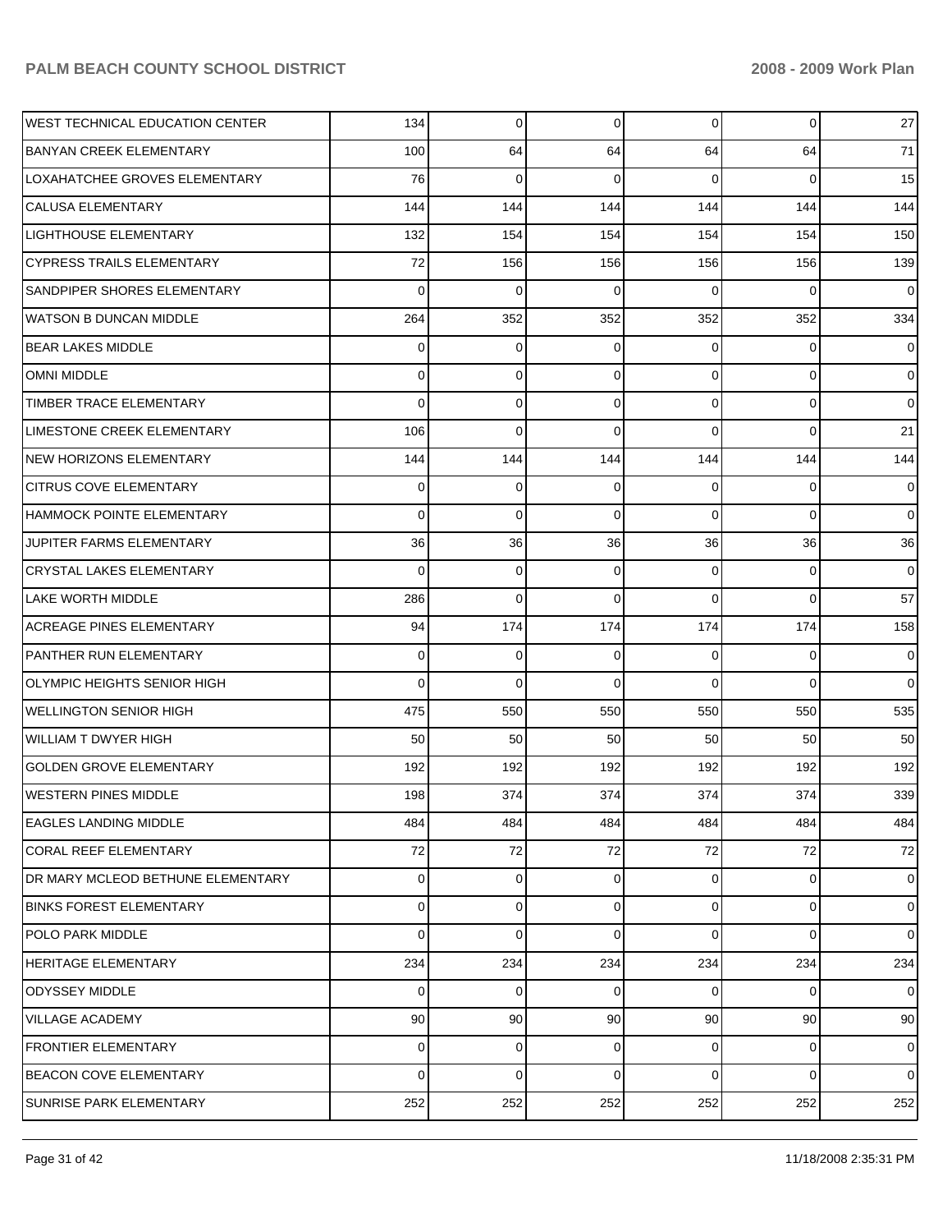| | | | | | | |
|---|---|---|---|---|---|---|
| WEST TECHNICAL EDUCATION CENTER | 134 | 0 | 0 | 0 | 0 | 27 |
| BANYAN CREEK ELEMENTARY | 100 | 64 | 64 | 64 | 64 | 71 |
| LOXAHATCHEE GROVES ELEMENTARY | 76 | 0 | 0 | 0 | 0 | 15 |
| CALUSA ELEMENTARY | 144 | 144 | 144 | 144 | 144 | 144 |
| LIGHTHOUSE ELEMENTARY | 132 | 154 | 154 | 154 | 154 | 150 |
| CYPRESS TRAILS ELEMENTARY | 72 | 156 | 156 | 156 | 156 | 139 |
| SANDPIPER SHORES ELEMENTARY | 0 | 0 | 0 | 0 | 0 | 0 |
| WATSON B DUNCAN MIDDLE | 264 | 352 | 352 | 352 | 352 | 334 |
| BEAR LAKES MIDDLE | 0 | 0 | 0 | 0 | 0 | 0 |
| OMNI MIDDLE | 0 | 0 | 0 | 0 | 0 | 0 |
| TIMBER TRACE ELEMENTARY | 0 | 0 | 0 | 0 | 0 | 0 |
| LIMESTONE CREEK ELEMENTARY | 106 | 0 | 0 | 0 | 0 | 21 |
| NEW HORIZONS ELEMENTARY | 144 | 144 | 144 | 144 | 144 | 144 |
| CITRUS COVE ELEMENTARY | 0 | 0 | 0 | 0 | 0 | 0 |
| HAMMOCK POINTE ELEMENTARY | 0 | 0 | 0 | 0 | 0 | 0 |
| JUPITER FARMS ELEMENTARY | 36 | 36 | 36 | 36 | 36 | 36 |
| CRYSTAL LAKES ELEMENTARY | 0 | 0 | 0 | 0 | 0 | 0 |
| LAKE WORTH MIDDLE | 286 | 0 | 0 | 0 | 0 | 57 |
| ACREAGE PINES ELEMENTARY | 94 | 174 | 174 | 174 | 174 | 158 |
| PANTHER RUN ELEMENTARY | 0 | 0 | 0 | 0 | 0 | 0 |
| OLYMPIC HEIGHTS SENIOR HIGH | 0 | 0 | 0 | 0 | 0 | 0 |
| WELLINGTON SENIOR HIGH | 475 | 550 | 550 | 550 | 550 | 535 |
| WILLIAM T DWYER HIGH | 50 | 50 | 50 | 50 | 50 | 50 |
| GOLDEN GROVE ELEMENTARY | 192 | 192 | 192 | 192 | 192 | 192 |
| WESTERN PINES MIDDLE | 198 | 374 | 374 | 374 | 374 | 339 |
| EAGLES LANDING MIDDLE | 484 | 484 | 484 | 484 | 484 | 484 |
| CORAL REEF ELEMENTARY | 72 | 72 | 72 | 72 | 72 | 72 |
| DR MARY MCLEOD BETHUNE ELEMENTARY | 0 | 0 | 0 | 0 | 0 | 0 |
| BINKS FOREST ELEMENTARY | 0 | 0 | 0 | 0 | 0 | 0 |
| POLO PARK MIDDLE | 0 | 0 | 0 | 0 | 0 | 0 |
| HERITAGE ELEMENTARY | 234 | 234 | 234 | 234 | 234 | 234 |
| ODYSSEY MIDDLE | 0 | 0 | 0 | 0 | 0 | 0 |
| VILLAGE ACADEMY | 90 | 90 | 90 | 90 | 90 | 90 |
| FRONTIER ELEMENTARY | 0 | 0 | 0 | 0 | 0 | 0 |
| BEACON COVE ELEMENTARY | 0 | 0 | 0 | 0 | 0 | 0 |
| SUNRISE PARK ELEMENTARY | 252 | 252 | 252 | 252 | 252 | 252 |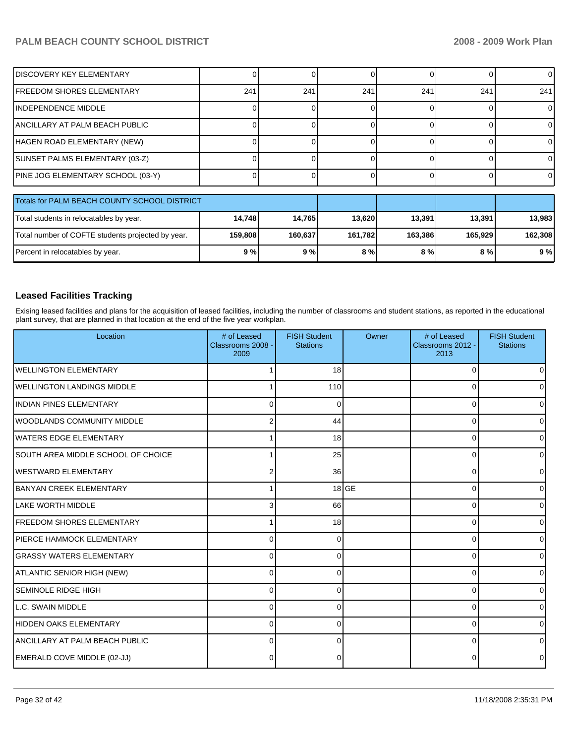| | | | | | | |
|---|---|---|---|---|---|---|
| DISCOVERY KEY ELEMENTARY | 0 | 0 | 0 | 0 | 0 | 0 |
| FREEDOM SHORES ELEMENTARY | 241 | 241 | 241 | 241 | 241 | 241 |
| INDEPENDENCE MIDDLE | 0 | 0 | 0 | 0 | 0 | 0 |
| ANCILLARY AT PALM BEACH PUBLIC | 0 | 0 | 0 | 0 | 0 | 0 |
| HAGEN ROAD ELEMENTARY (NEW) | 0 | 0 | 0 | 0 | 0 | 0 |
| SUNSET PALMS ELEMENTARY (03-Z) | 0 | 0 | 0 | 0 | 0 | 0 |
| PINE JOG ELEMENTARY SCHOOL (03-Y) | 0 | 0 | 0 | 0 | 0 | 0 |

| Totals for PALM BEACH COUNTY SCHOOL DISTRICT | | | | | | |
|---|---|---|---|---|---|---|
| Total students in relocatables by year. | **14,748** | **14,765** | **13,620** | **13,391** | **13,391** | **13,983** |
| Total number of COFTE students projected by year. | **159,808** | **160,637** | **161,782** | **163,386** | **165,929** | **162,308** |
| Percent in relocatables by year. | **9 %** | **9 %** | **8 %** | **8 %** | **8 %** | **9 %** |

## Leased Facilities Tracking

Exising leased facilities and plans for the acquisition of leased facilities, including the number of classrooms and student stations, as reported in the educational plant survey, that are planned in that location at the end of the five year workplan.

| Location | # of Leased Classrooms 2008 - 2009 | FISH Student Stations | Owner | # of Leased Classrooms 2012 - 2013 | FISH Student Stations |
|---|---|---|---|---|---|
| WELLINGTON ELEMENTARY | 1 | 18 | | 0 | 0 |
| WELLINGTON LANDINGS MIDDLE | 1 | 110 | | 0 | 0 |
| INDIAN PINES ELEMENTARY | 0 | 0 | | 0 | 0 |
| WOODLANDS COMMUNITY MIDDLE | 2 | 44 | | 0 | 0 |
| WATERS EDGE ELEMENTARY | 1 | 18 | | 0 | 0 |
| SOUTH AREA MIDDLE SCHOOL OF CHOICE | 1 | 25 | | 0 | 0 |
| WESTWARD ELEMENTARY | 2 | 36 | | 0 | 0 |
| BANYAN CREEK ELEMENTARY | 1 | 18 | GE | 0 | 0 |
| LAKE WORTH MIDDLE | 3 | 66 | | 0 | 0 |
| FREEDOM SHORES ELEMENTARY | 1 | 18 | | 0 | 0 |
| PIERCE HAMMOCK ELEMENTARY | 0 | 0 | | 0 | 0 |
| GRASSY WATERS ELEMENTARY | 0 | 0 | | 0 | 0 |
| ATLANTIC SENIOR HIGH (NEW) | 0 | 0 | | 0 | 0 |
| SEMINOLE RIDGE HIGH | 0 | 0 | | 0 | 0 |
| L.C. SWAIN MIDDLE | 0 | 0 | | 0 | 0 |
| HIDDEN OAKS ELEMENTARY | 0 | 0 | | 0 | 0 |
| ANCILLARY AT PALM BEACH PUBLIC | 0 | 0 | | 0 | 0 |
| EMERALD COVE MIDDLE (02-JJ) | 0 | 0 | | 0 | 0 |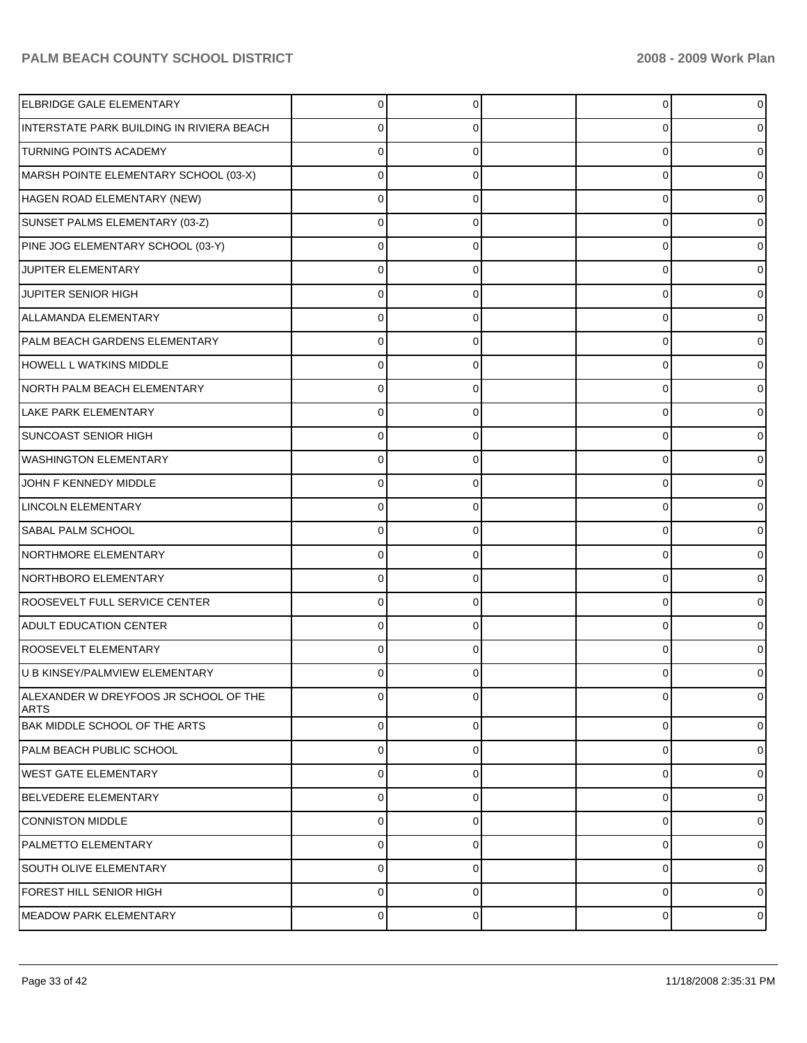| | | | | | |
|---|---|---|---|---|---|
| ELBRIDGE GALE ELEMENTARY | 0 | 0 | | 0 | 0 |
| INTERSTATE PARK BUILDING IN RIVIERA BEACH | 0 | 0 | | 0 | 0 |
| TURNING POINTS ACADEMY | 0 | 0 | | 0 | 0 |
| MARSH POINTE ELEMENTARY SCHOOL (03-X) | 0 | 0 | | 0 | 0 |
| HAGEN ROAD ELEMENTARY (NEW) | 0 | 0 | | 0 | 0 |
| SUNSET PALMS ELEMENTARY (03-Z) | 0 | 0 | | 0 | 0 |
| PINE JOG ELEMENTARY SCHOOL (03-Y) | 0 | 0 | | 0 | 0 |
| JUPITER ELEMENTARY | 0 | 0 | | 0 | 0 |
| JUPITER SENIOR HIGH | 0 | 0 | | 0 | 0 |
| ALLAMANDA ELEMENTARY | 0 | 0 | | 0 | 0 |
| PALM BEACH GARDENS ELEMENTARY | 0 | 0 | | 0 | 0 |
| HOWELL L WATKINS MIDDLE | 0 | 0 | | 0 | 0 |
| NORTH PALM BEACH ELEMENTARY | 0 | 0 | | 0 | 0 |
| LAKE PARK ELEMENTARY | 0 | 0 | | 0 | 0 |
| SUNCOAST SENIOR HIGH | 0 | 0 | | 0 | 0 |
| WASHINGTON ELEMENTARY | 0 | 0 | | 0 | 0 |
| JOHN F KENNEDY MIDDLE | 0 | 0 | | 0 | 0 |
| LINCOLN ELEMENTARY | 0 | 0 | | 0 | 0 |
| SABAL PALM SCHOOL | 0 | 0 | | 0 | 0 |
| NORTHMORE ELEMENTARY | 0 | 0 | | 0 | 0 |
| NORTHBORO ELEMENTARY | 0 | 0 | | 0 | 0 |
| ROOSEVELT FULL SERVICE CENTER | 0 | 0 | | 0 | 0 |
| ADULT EDUCATION CENTER | 0 | 0 | | 0 | 0 |
| ROOSEVELT ELEMENTARY | 0 | 0 | | 0 | 0 |
| U B KINSEY/PALMVIEW ELEMENTARY | 0 | 0 | | 0 | 0 |
| ALEXANDER W DREYFOOS JR SCHOOL OF THE ARTS | 0 | 0 | | 0 | 0 |
| BAK MIDDLE SCHOOL OF THE ARTS | 0 | 0 | | 0 | 0 |
| PALM BEACH PUBLIC SCHOOL | 0 | 0 | | 0 | 0 |
| WEST GATE ELEMENTARY | 0 | 0 | | 0 | 0 |
| BELVEDERE ELEMENTARY | 0 | 0 | | 0 | 0 |
| CONNISTON MIDDLE | 0 | 0 | | 0 | 0 |
| PALMETTO ELEMENTARY | 0 | 0 | | 0 | 0 |
| SOUTH OLIVE ELEMENTARY | 0 | 0 | | 0 | 0 |
| FOREST HILL SENIOR HIGH | 0 | 0 | | 0 | 0 |
| MEADOW PARK ELEMENTARY | 0 | 0 | | 0 | 0 |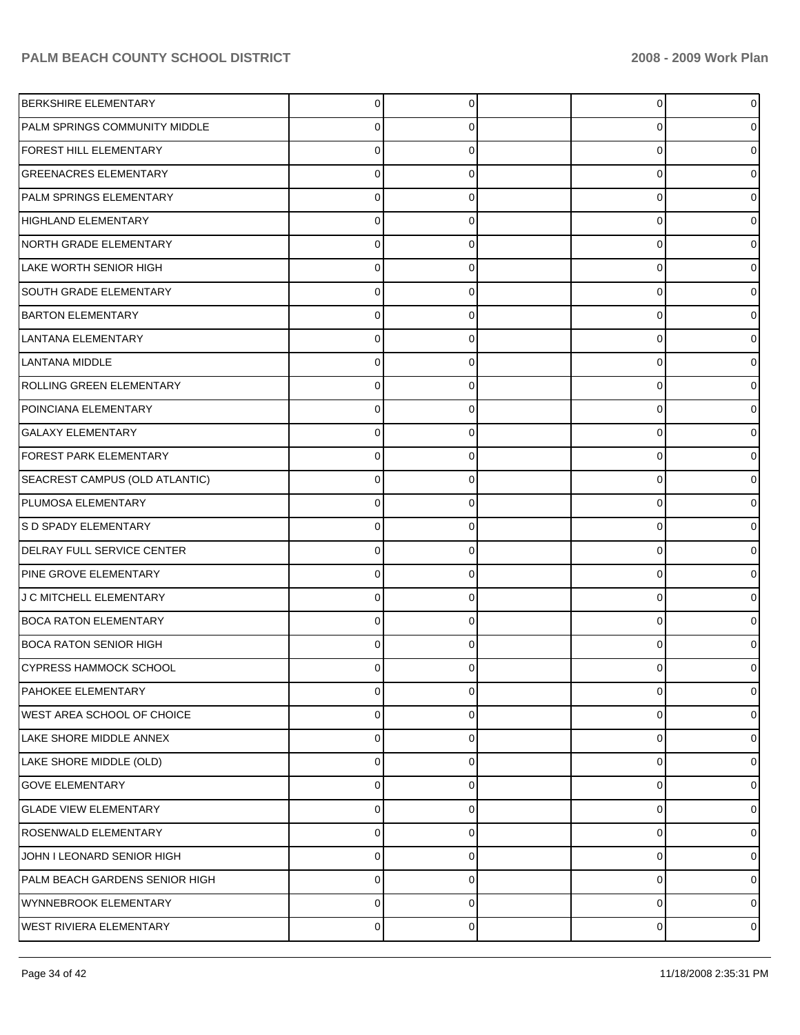| | | | | | |
|---|---|---|---|---|---|
| BERKSHIRE ELEMENTARY | 0 | 0 | | 0 | 0 |
| PALM SPRINGS COMMUNITY MIDDLE | 0 | 0 | | 0 | 0 |
| FOREST HILL ELEMENTARY | 0 | 0 | | 0 | 0 |
| GREENACRES ELEMENTARY | 0 | 0 | | 0 | 0 |
| PALM SPRINGS ELEMENTARY | 0 | 0 | | 0 | 0 |
| HIGHLAND ELEMENTARY | 0 | 0 | | 0 | 0 |
| NORTH GRADE ELEMENTARY | 0 | 0 | | 0 | 0 |
| LAKE WORTH SENIOR HIGH | 0 | 0 | | 0 | 0 |
| SOUTH GRADE ELEMENTARY | 0 | 0 | | 0 | 0 |
| BARTON ELEMENTARY | 0 | 0 | | 0 | 0 |
| LANTANA ELEMENTARY | 0 | 0 | | 0 | 0 |
| LANTANA MIDDLE | 0 | 0 | | 0 | 0 |
| ROLLING GREEN ELEMENTARY | 0 | 0 | | 0 | 0 |
| POINCIANA ELEMENTARY | 0 | 0 | | 0 | 0 |
| GALAXY ELEMENTARY | 0 | 0 | | 0 | 0 |
| FOREST PARK ELEMENTARY | 0 | 0 | | 0 | 0 |
| SEACREST CAMPUS (OLD ATLANTIC) | 0 | 0 | | 0 | 0 |
| PLUMOSA ELEMENTARY | 0 | 0 | | 0 | 0 |
| S D SPADY ELEMENTARY | 0 | 0 | | 0 | 0 |
| DELRAY FULL SERVICE CENTER | 0 | 0 | | 0 | 0 |
| PINE GROVE ELEMENTARY | 0 | 0 | | 0 | 0 |
| J C MITCHELL ELEMENTARY | 0 | 0 | | 0 | 0 |
| BOCA RATON ELEMENTARY | 0 | 0 | | 0 | 0 |
| BOCA RATON SENIOR HIGH | 0 | 0 | | 0 | 0 |
| CYPRESS HAMMOCK SCHOOL | 0 | 0 | | 0 | 0 |
| PAHOKEE ELEMENTARY | 0 | 0 | | 0 | 0 |
| WEST AREA SCHOOL OF CHOICE | 0 | 0 | | 0 | 0 |
| LAKE SHORE MIDDLE ANNEX | 0 | 0 | | 0 | 0 |
| LAKE SHORE MIDDLE (OLD) | 0 | 0 | | 0 | 0 |
| GOVE ELEMENTARY | 0 | 0 | | 0 | 0 |
| GLADE VIEW ELEMENTARY | 0 | 0 | | 0 | 0 |
| ROSENWALD ELEMENTARY | 0 | 0 | | 0 | 0 |
| JOHN I LEONARD SENIOR HIGH | 0 | 0 | | 0 | 0 |
| PALM BEACH GARDENS SENIOR HIGH | 0 | 0 | | 0 | 0 |
| WYNNEBROOK ELEMENTARY | 0 | 0 | | 0 | 0 |
| WEST RIVIERA ELEMENTARY | 0 | 0 | | 0 | 0 |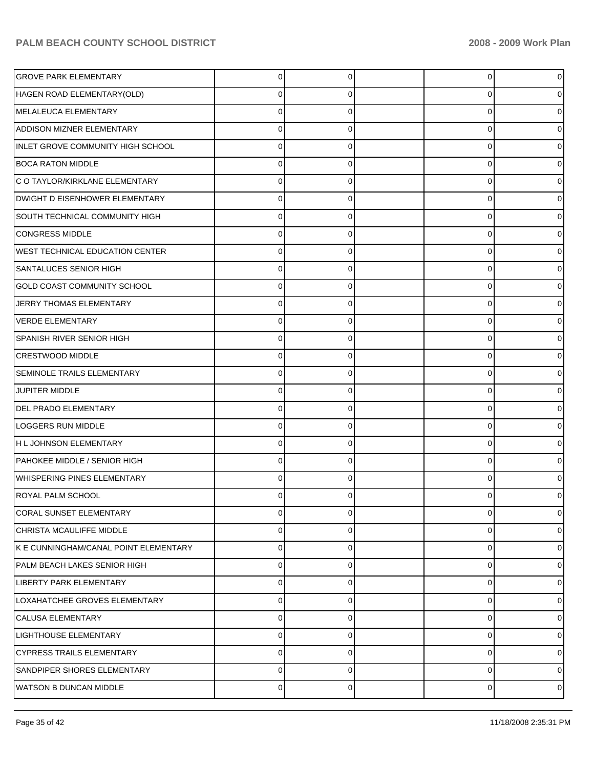| | | | | | |
|---|---|---|---|---|---|
| GROVE PARK ELEMENTARY | 0 | 0 | | 0 | 0 |
| HAGEN ROAD ELEMENTARY(OLD) | 0 | 0 | | 0 | 0 |
| MELALEUCA ELEMENTARY | 0 | 0 | | 0 | 0 |
| ADDISON MIZNER ELEMENTARY | 0 | 0 | | 0 | 0 |
| INLET GROVE COMMUNITY HIGH SCHOOL | 0 | 0 | | 0 | 0 |
| BOCA RATON MIDDLE | 0 | 0 | | 0 | 0 |
| C O TAYLOR/KIRKLANE ELEMENTARY | 0 | 0 | | 0 | 0 |
| DWIGHT D EISENHOWER ELEMENTARY | 0 | 0 | | 0 | 0 |
| SOUTH TECHNICAL COMMUNITY HIGH | 0 | 0 | | 0 | 0 |
| CONGRESS MIDDLE | 0 | 0 | | 0 | 0 |
| WEST TECHNICAL EDUCATION CENTER | 0 | 0 | | 0 | 0 |
| SANTALUCES SENIOR HIGH | 0 | 0 | | 0 | 0 |
| GOLD COAST COMMUNITY SCHOOL | 0 | 0 | | 0 | 0 |
| JERRY THOMAS ELEMENTARY | 0 | 0 | | 0 | 0 |
| VERDE ELEMENTARY | 0 | 0 | | 0 | 0 |
| SPANISH RIVER SENIOR HIGH | 0 | 0 | | 0 | 0 |
| CRESTWOOD MIDDLE | 0 | 0 | | 0 | 0 |
| SEMINOLE TRAILS ELEMENTARY | 0 | 0 | | 0 | 0 |
| JUPITER MIDDLE | 0 | 0 | | 0 | 0 |
| DEL PRADO ELEMENTARY | 0 | 0 | | 0 | 0 |
| LOGGERS RUN MIDDLE | 0 | 0 | | 0 | 0 |
| H L JOHNSON ELEMENTARY | 0 | 0 | | 0 | 0 |
| PAHOKEE MIDDLE / SENIOR HIGH | 0 | 0 | | 0 | 0 |
| WHISPERING PINES ELEMENTARY | 0 | 0 | | 0 | 0 |
| ROYAL PALM SCHOOL | 0 | 0 | | 0 | 0 |
| CORAL SUNSET ELEMENTARY | 0 | 0 | | 0 | 0 |
| CHRISTA MCAULIFFE MIDDLE | 0 | 0 | | 0 | 0 |
| K E CUNNINGHAM/CANAL POINT ELEMENTARY | 0 | 0 | | 0 | 0 |
| PALM BEACH LAKES SENIOR HIGH | 0 | 0 | | 0 | 0 |
| LIBERTY PARK ELEMENTARY | 0 | 0 | | 0 | 0 |
| LOXAHATCHEE GROVES ELEMENTARY | 0 | 0 | | 0 | 0 |
| CALUSA ELEMENTARY | 0 | 0 | | 0 | 0 |
| LIGHTHOUSE ELEMENTARY | 0 | 0 | | 0 | 0 |
| CYPRESS TRAILS ELEMENTARY | 0 | 0 | | 0 | 0 |
| SANDPIPER SHORES ELEMENTARY | 0 | 0 | | 0 | 0 |
| WATSON B DUNCAN MIDDLE | 0 | 0 | | 0 | 0 |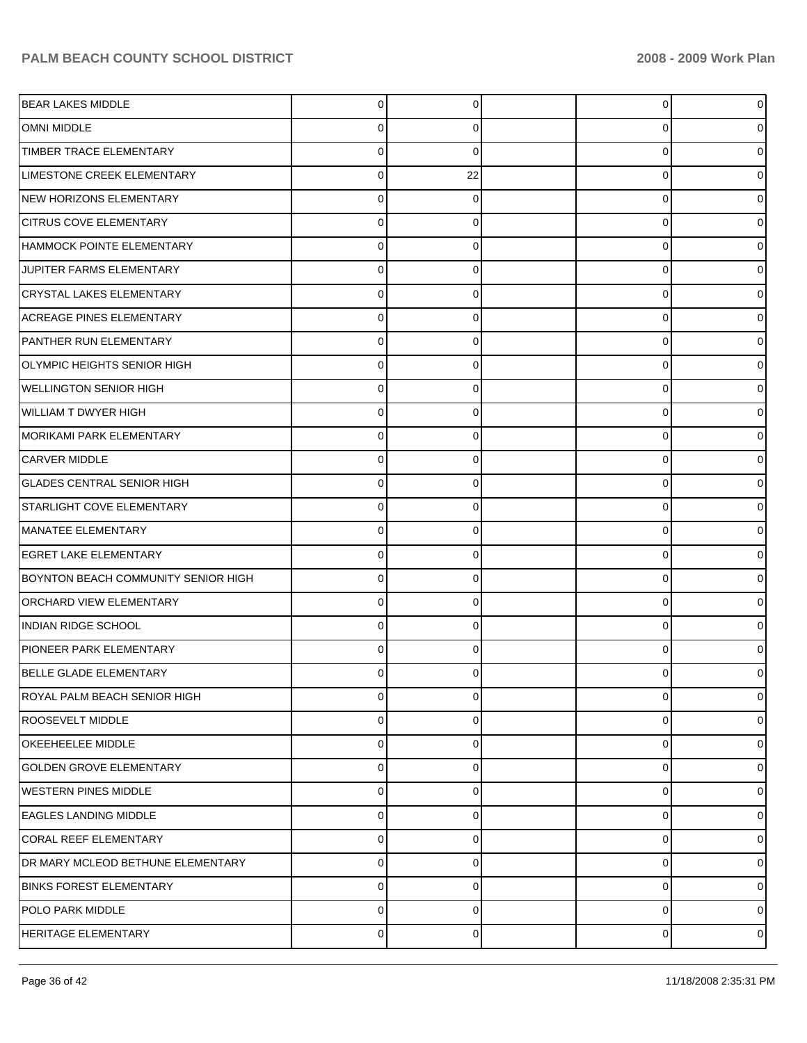| | | | | | |
|---|---|---|---|---|---|
| BEAR LAKES MIDDLE | 0 | 0 | | 0 | 0 |
| OMNI MIDDLE | 0 | 0 | | 0 | 0 |
| TIMBER TRACE ELEMENTARY | 0 | 0 | | 0 | 0 |
| LIMESTONE CREEK ELEMENTARY | 0 | 22 | | 0 | 0 |
| NEW HORIZONS ELEMENTARY | 0 | 0 | | 0 | 0 |
| CITRUS COVE ELEMENTARY | 0 | 0 | | 0 | 0 |
| HAMMOCK POINTE ELEMENTARY | 0 | 0 | | 0 | 0 |
| JUPITER FARMS ELEMENTARY | 0 | 0 | | 0 | 0 |
| CRYSTAL LAKES ELEMENTARY | 0 | 0 | | 0 | 0 |
| ACREAGE PINES ELEMENTARY | 0 | 0 | | 0 | 0 |
| PANTHER RUN ELEMENTARY | 0 | 0 | | 0 | 0 |
| OLYMPIC HEIGHTS SENIOR HIGH | 0 | 0 | | 0 | 0 |
| WELLINGTON SENIOR HIGH | 0 | 0 | | 0 | 0 |
| WILLIAM T DWYER HIGH | 0 | 0 | | 0 | 0 |
| MORIKAMI PARK ELEMENTARY | 0 | 0 | | 0 | 0 |
| CARVER MIDDLE | 0 | 0 | | 0 | 0 |
| GLADES CENTRAL SENIOR HIGH | 0 | 0 | | 0 | 0 |
| STARLIGHT COVE ELEMENTARY | 0 | 0 | | 0 | 0 |
| MANATEE ELEMENTARY | 0 | 0 | | 0 | 0 |
| EGRET LAKE ELEMENTARY | 0 | 0 | | 0 | 0 |
| BOYNTON BEACH COMMUNITY SENIOR HIGH | 0 | 0 | | 0 | 0 |
| ORCHARD VIEW ELEMENTARY | 0 | 0 | | 0 | 0 |
| INDIAN RIDGE SCHOOL | 0 | 0 | | 0 | 0 |
| PIONEER PARK ELEMENTARY | 0 | 0 | | 0 | 0 |
| BELLE GLADE ELEMENTARY | 0 | 0 | | 0 | 0 |
| ROYAL PALM BEACH SENIOR HIGH | 0 | 0 | | 0 | 0 |
| ROOSEVELT MIDDLE | 0 | 0 | | 0 | 0 |
| OKEEHEELEE MIDDLE | 0 | 0 | | 0 | 0 |
| GOLDEN GROVE ELEMENTARY | 0 | 0 | | 0 | 0 |
| WESTERN PINES MIDDLE | 0 | 0 | | 0 | 0 |
| EAGLES LANDING MIDDLE | 0 | 0 | | 0 | 0 |
| CORAL REEF ELEMENTARY | 0 | 0 | | 0 | 0 |
| DR MARY MCLEOD BETHUNE ELEMENTARY | 0 | 0 | | 0 | 0 |
| BINKS FOREST ELEMENTARY | 0 | 0 | | 0 | 0 |
| POLO PARK MIDDLE | 0 | 0 | | 0 | 0 |
| HERITAGE ELEMENTARY | 0 | 0 | | 0 | 0 |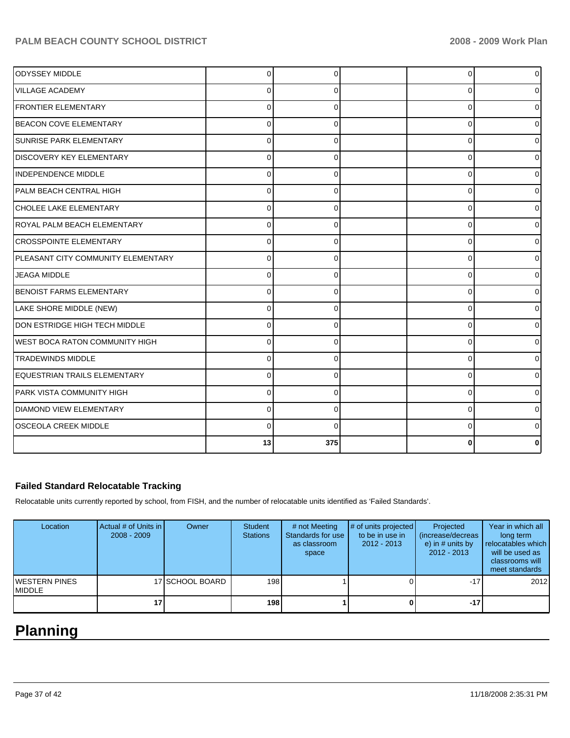| | | | | | |
|---|---|---|---|---|---|
| ODYSSEY MIDDLE | 0 | 0 | | 0 | 0 |
| VILLAGE ACADEMY | 0 | 0 | | 0 | 0 |
| FRONTIER ELEMENTARY | 0 | 0 | | 0 | 0 |
| BEACON COVE ELEMENTARY | 0 | 0 | | 0 | 0 |
| SUNRISE PARK ELEMENTARY | 0 | 0 | | 0 | 0 |
| DISCOVERY KEY ELEMENTARY | 0 | 0 | | 0 | 0 |
| INDEPENDENCE MIDDLE | 0 | 0 | | 0 | 0 |
| PALM BEACH CENTRAL HIGH | 0 | 0 | | 0 | 0 |
| CHOLEE LAKE ELEMENTARY | 0 | 0 | | 0 | 0 |
| ROYAL PALM BEACH ELEMENTARY | 0 | 0 | | 0 | 0 |
| CROSSPOINTE ELEMENTARY | 0 | 0 | | 0 | 0 |
| PLEASANT CITY COMMUNITY ELEMENTARY | 0 | 0 | | 0 | 0 |
| JEAGA MIDDLE | 0 | 0 | | 0 | 0 |
| BENOIST FARMS ELEMENTARY | 0 | 0 | | 0 | 0 |
| LAKE SHORE MIDDLE (NEW) | 0 | 0 | | 0 | 0 |
| DON ESTRIDGE HIGH TECH MIDDLE | 0 | 0 | | 0 | 0 |
| WEST BOCA RATON COMMUNITY HIGH | 0 | 0 | | 0 | 0 |
| TRADEWINDS MIDDLE | 0 | 0 | | 0 | 0 |
| EQUESTRIAN TRAILS ELEMENTARY | 0 | 0 | | 0 | 0 |
| PARK VISTA COMMUNITY HIGH | 0 | 0 | | 0 | 0 |
| DIAMOND VIEW ELEMENTARY | 0 | 0 | | 0 | 0 |
| OSCEOLA CREEK MIDDLE | 0 | 0 | | 0 | 0 |
| | **13** | **375** | | **0** | **0** |

### Failed Standard Relocatable Tracking

Relocatable units currently reported by school, from FISH, and the number of relocatable units identified as 'Failed Standards'.

| Location | Actual # of Units in 2008 - 2009 | Owner | Student Stations | # not Meeting Standards for use as classroom space | # of units projected to be in use in 2012 - 2013 | Projected (increase/decrease) in # units by 2012 - 2013 | Year in which all long term relocatables which will be used as classrooms will meet standards |
|---|---|---|---|---|---|---|---|
| WESTERN PINES MIDDLE | 17 | SCHOOL BOARD | 198 | 1 | 0 | -17 | 2012 |
| | **17** | | **198** | **1** | **0** | **-17** | |

# Planning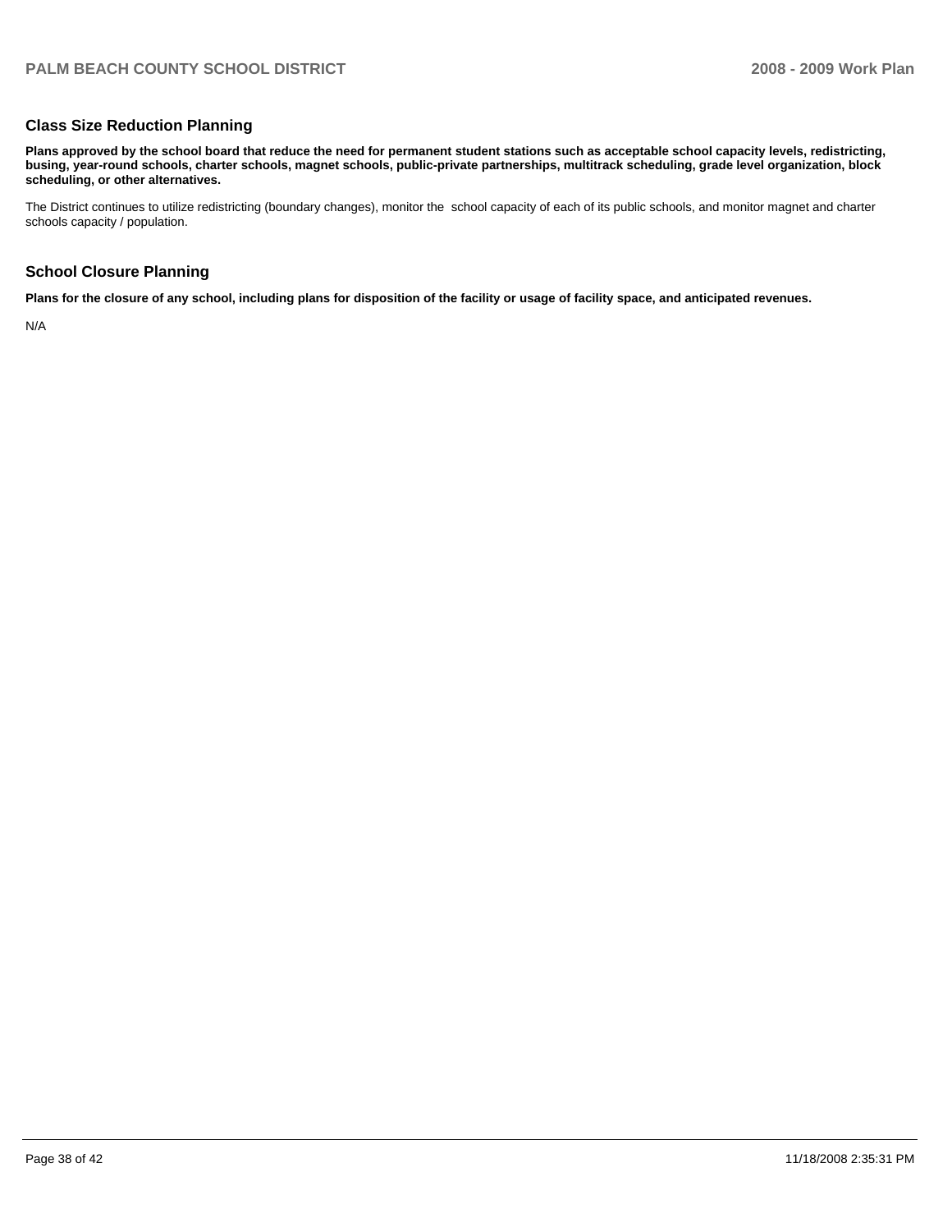## Class Size Reduction Planning

**Plans approved by the school board that reduce the need for permanent student stations such as acceptable school capacity levels, redistricting, busing, year-round schools, charter schools, magnet schools, public-private partnerships, multitrack scheduling, grade level organization, block scheduling, or other alternatives.**

The District continues to utilize redistricting (boundary changes), monitor the school capacity of each of its public schools, and monitor magnet and charter schools capacity / population.

## School Closure Planning

**Plans for the closure of any school, including plans for disposition of the facility or usage of facility space, and anticipated revenues.**

N/A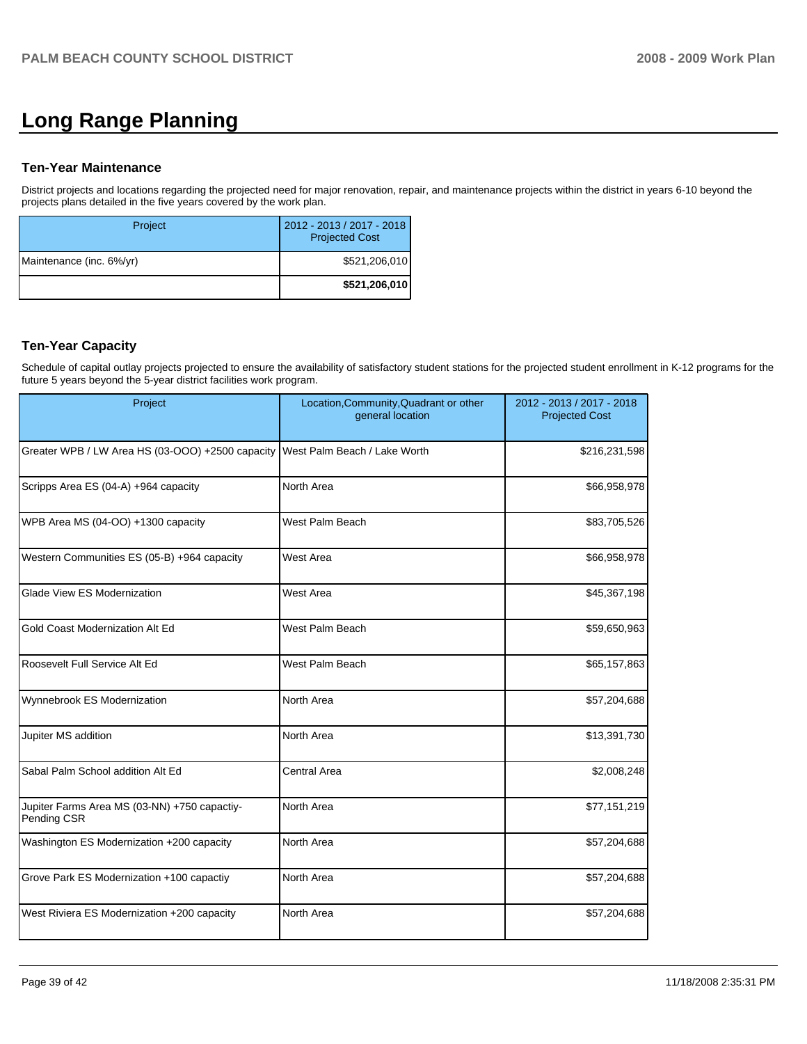# Long Range Planning

### Ten-Year Maintenance

District projects and locations regarding the projected need for major renovation, repair, and maintenance projects within the district in years 6-10 beyond the projects plans detailed in the five years covered by the work plan.

| Project | 2012 - 2013 / 2017 - 2018 Projected Cost |
|---|---|
| Maintenance (inc. 6%/yr) | $521,206,010 |
| | **$521,206,010** |

### Ten-Year Capacity

Schedule of capital outlay projects projected to ensure the availability of satisfactory student stations for the projected student enrollment in K-12 programs for the future 5 years beyond the 5-year district facilities work program.

| Project | Location,Community,Quadrant or other general location | 2012 - 2013 / 2017 - 2018 Projected Cost |
|---|---|---|
| Greater WPB / LW Area HS (03-OOO) +2500 capacity | West Palm Beach / Lake Worth | $216,231,598 |
| Scripps Area ES (04-A) +964 capacity | North Area | $66,958,978 |
| WPB Area MS (04-OO) +1300 capacity | West Palm Beach | $83,705,526 |
| Western Communities ES (05-B) +964 capacity | West Area | $66,958,978 |
| Glade View ES Modernization | West Area | $45,367,198 |
| Gold Coast Modernization Alt Ed | West Palm Beach | $59,650,963 |
| Roosevelt Full Service Alt Ed | West Palm Beach | $65,157,863 |
| Wynnebrook ES Modernization | North Area | $57,204,688 |
| Jupiter MS addition | North Area | $13,391,730 |
| Sabal Palm School addition Alt Ed | Central Area | $2,008,248 |
| Jupiter Farms Area MS (03-NN) +750 capactiy-Pending CSR | North Area | $77,151,219 |
| Washington ES Modernization +200 capacity | North Area | $57,204,688 |
| Grove Park ES Modernization +100 capactiy | North Area | $57,204,688 |
| West Riviera ES Modernization +200 capacity | North Area | $57,204,688 |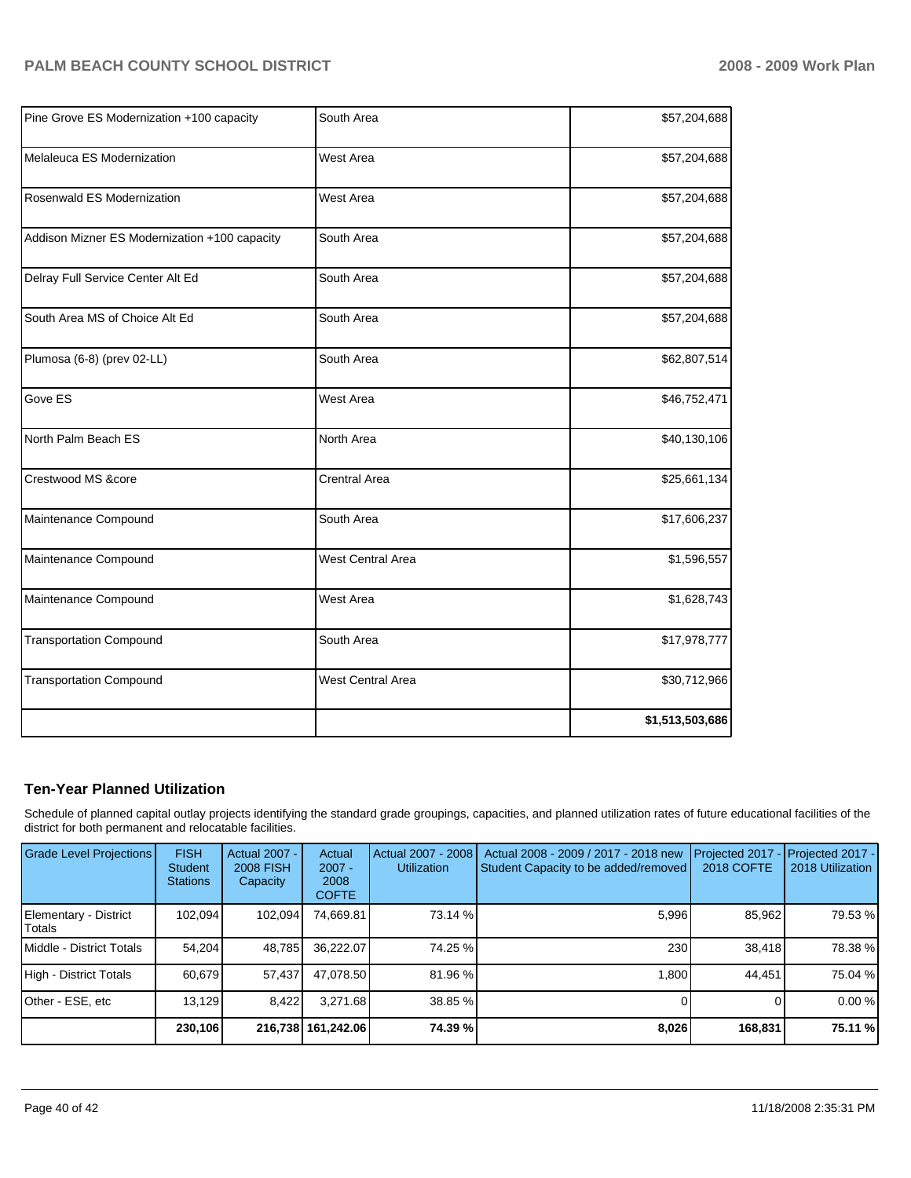| | | |
|---|---|---|
| Pine Grove ES Modernization +100 capacity | South Area | $57,204,688 |
| Melaleuca ES Modernization | West Area | $57,204,688 |
| Rosenwald ES Modernization | West Area | $57,204,688 |
| Addison Mizner ES Modernization +100 capacity | South Area | $57,204,688 |
| Delray Full Service Center Alt Ed | South Area | $57,204,688 |
| South Area MS of Choice Alt Ed | South Area | $57,204,688 |
| Plumosa (6-8) (prev 02-LL) | South Area | $62,807,514 |
| Gove ES | West Area | $46,752,471 |
| North Palm Beach ES | North Area | $40,130,106 |
| Crestwood MS &core | Crentral Area | $25,661,134 |
| Maintenance Compound | South Area | $17,606,237 |
| Maintenance Compound | West Central Area | $1,596,557 |
| Maintenance Compound | West Area | $1,628,743 |
| Transportation Compound | South Area | $17,978,777 |
| Transportation Compound | West Central Area | $30,712,966 |
| | | **$1,513,503,686** |

## Ten-Year Planned Utilization

Schedule of planned capital outlay projects identifying the standard grade groupings, capacities, and planned utilization rates of future educational facilities of the district for both permanent and relocatable facilities.

| Grade Level Projections | FISH Student Stations | Actual 2007 - 2008 FISH Capacity | Actual 2007 - 2008 COFTE | Actual 2007 - 2008 Utilization | Actual 2008 - 2009 / 2017 - 2018 new Student Capacity to be added/removed | Projected 2017 - 2018 COFTE | Projected 2017 - 2018 Utilization |
|---|---|---|---|---|---|---|---|
| Elementary - District Totals | 102,094 | 102,094 | 74,669.81 | 73.14 % | 5,996 | 85,962 | 79.53 % |
| Middle - District Totals | 54,204 | 48,785 | 36,222.07 | 74.25 % | 230 | 38,418 | 78.38 % |
| High - District Totals | 60,679 | 57,437 | 47,078.50 | 81.96 % | 1,800 | 44,451 | 75.04 % |
| Other - ESE, etc | 13,129 | 8,422 | 3,271.68 | 38.85 % | 0 | 0 | 0.00 % |
| | **230,106** | **216,738** | **161,242.06** | **74.39 %** | **8,026** | **168,831** | **75.11 %** |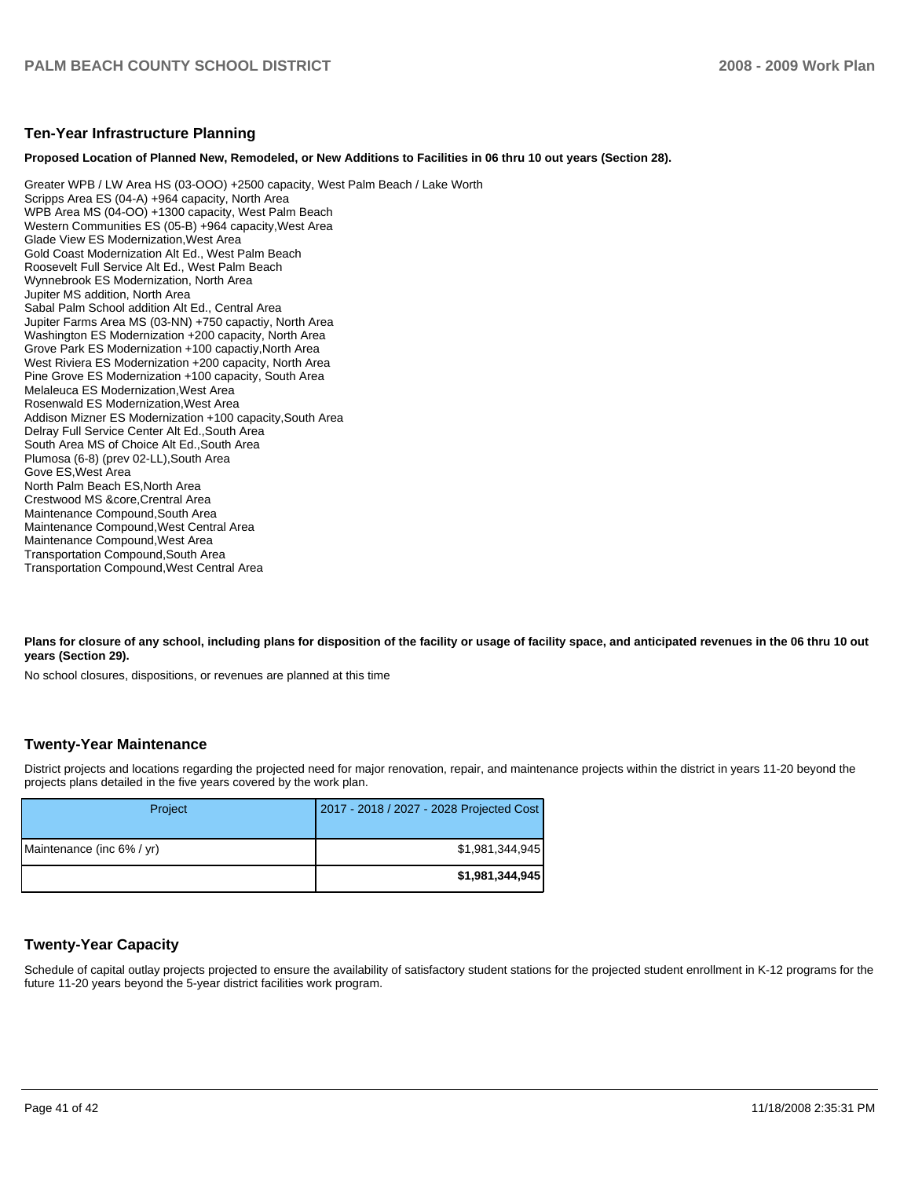## Ten-Year Infrastructure Planning

**Proposed Location of Planned New, Remodeled, or New Additions to Facilities in 06 thru 10 out years (Section 28).**

Greater WPB / LW Area HS (03-OOO) +2500 capacity, West Palm Beach / Lake Worth
Scripps Area ES (04-A) +964 capacity, North Area
WPB Area MS (04-OO) +1300 capacity, West Palm Beach
Western Communities ES (05-B) +964 capacity,West Area
Glade View ES Modernization,West Area
Gold Coast Modernization Alt Ed., West Palm Beach
Roosevelt Full Service Alt Ed., West Palm Beach
Wynnebrook ES Modernization, North Area
Jupiter MS addition, North Area
Sabal Palm School addition Alt Ed., Central Area
Jupiter Farms Area MS (03-NN) +750 capactiy, North Area
Washington ES Modernization +200 capacity, North Area
Grove Park ES Modernization +100 capactiy,North Area
West Riviera ES Modernization +200 capacity, North Area
Pine Grove ES Modernization +100 capacity, South Area
Melaleuca ES Modernization,West Area
Rosenwald ES Modernization,West Area
Addison Mizner ES Modernization +100 capacity,South Area
Delray Full Service Center Alt Ed.,South Area
South Area MS of Choice Alt Ed.,South Area
Plumosa (6-8) (prev 02-LL),South Area
Gove ES,West Area
North Palm Beach ES,North Area
Crestwood MS &core,Crentral Area
Maintenance Compound,South Area
Maintenance Compound,West Central Area
Maintenance Compound,West Area
Transportation Compound,South Area
Transportation Compound,West Central Area

**Plans for closure of any school, including plans for disposition of the facility or usage of facility space, and anticipated revenues in the 06 thru 10 out years (Section 29).**

No school closures, dispositions, or revenues are planned at this time

## Twenty-Year Maintenance

District projects and locations regarding the projected need for major renovation, repair, and maintenance projects within the district in years 11-20 beyond the projects plans detailed in the five years covered by the work plan.

| Project | 2017 - 2018 / 2027 - 2028 Projected Cost |
|---|---|
| Maintenance (inc 6% / yr) | $1,981,344,945 |
| | **$1,981,344,945** |

## Twenty-Year Capacity

Schedule of capital outlay projects projected to ensure the availability of satisfactory student stations for the projected student enrollment in K-12 programs for the future 11-20 years beyond the 5-year district facilities work program.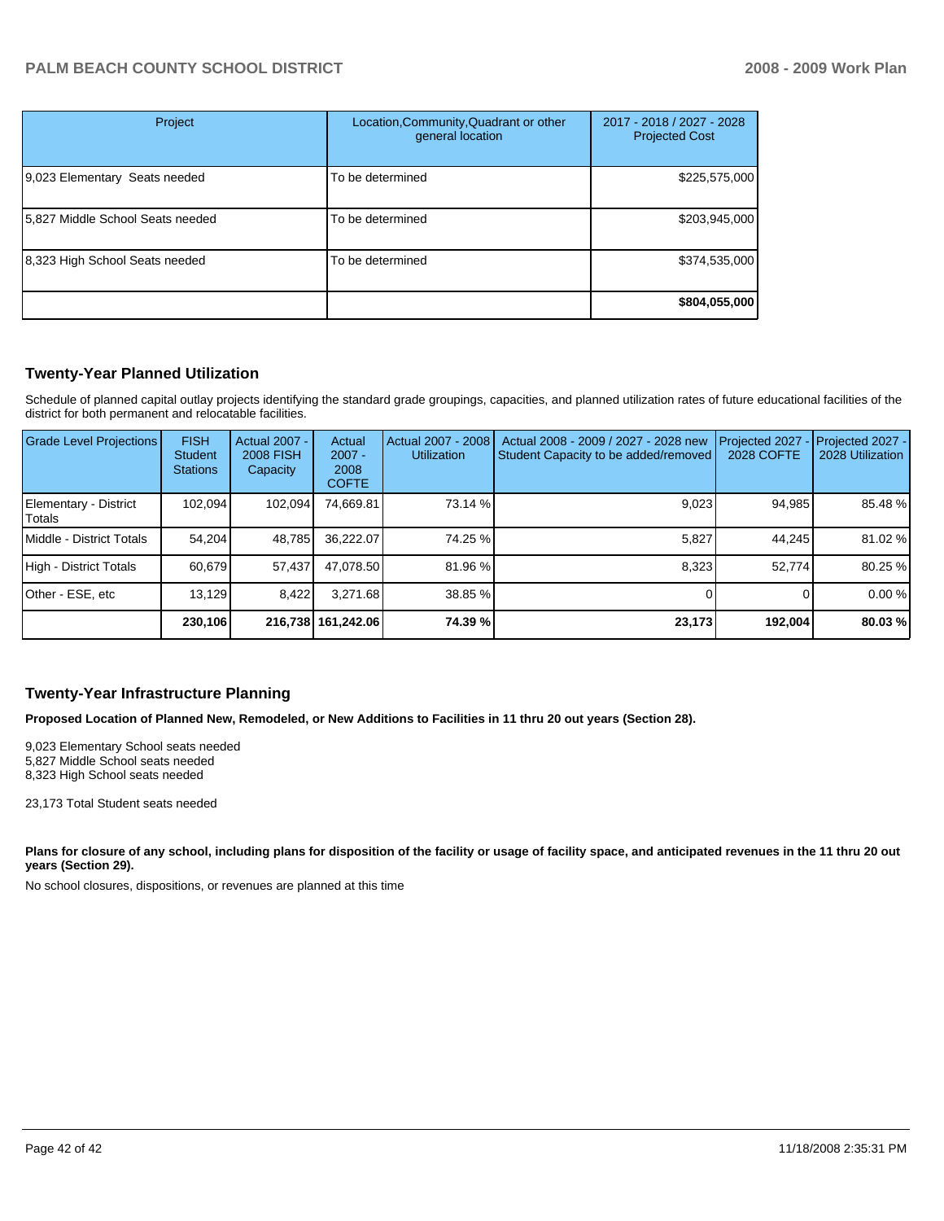| Project | Location,Community,Quadrant or other general location | 2017 - 2018 / 2027 - 2028 Projected Cost |
|---|---|---|
| 9,023 Elementary Seats needed | To be determined | $225,575,000 |
| 5,827 Middle School Seats needed | To be determined | $203,945,000 |
| 8,323 High School Seats needed | To be determined | $374,535,000 |
| | | **$804,055,000** |

## Twenty-Year Planned Utilization

Schedule of planned capital outlay projects identifying the standard grade groupings, capacities, and planned utilization rates of future educational facilities of the district for both permanent and relocatable facilities.

| Grade Level Projections | FISH Student Stations | Actual 2007 - 2008 FISH Capacity | Actual 2007 - 2008 COFTE | Actual 2007 - 2008 Utilization | Actual 2008 - 2009 / 2027 - 2028 new Student Capacity to be added/removed | Projected 2027 - 2028 COFTE | Projected 2027 - 2028 Utilization |
|---|---|---|---|---|---|---|---|
| Elementary - District Totals | 102,094 | 102,094 | 74,669.81 | 73.14 % | 9,023 | 94,985 | 85.48 % |
| Middle - District Totals | 54,204 | 48,785 | 36,222.07 | 74.25 % | 5,827 | 44,245 | 81.02 % |
| High - District Totals | 60,679 | 57,437 | 47,078.50 | 81.96 % | 8,323 | 52,774 | 80.25 % |
| Other - ESE, etc | 13,129 | 8,422 | 3,271.68 | 38.85 % | 0 | 0 | 0.00 % |
| | **230,106** | **216,738** | **161,242.06** | **74.39 %** | **23,173** | **192,004** | **80.03 %** |

## Twenty-Year Infrastructure Planning

**Proposed Location of Planned New, Remodeled, or New Additions to Facilities in 11 thru 20 out years (Section 28).**

9,023 Elementary School seats needed
5,827 Middle School seats needed
8,323 High School seats needed

23,173 Total Student seats needed

**Plans for closure of any school, including plans for disposition of the facility or usage of facility space, and anticipated revenues in the 11 thru 20 out years (Section 29).**

No school closures, dispositions, or revenues are planned at this time